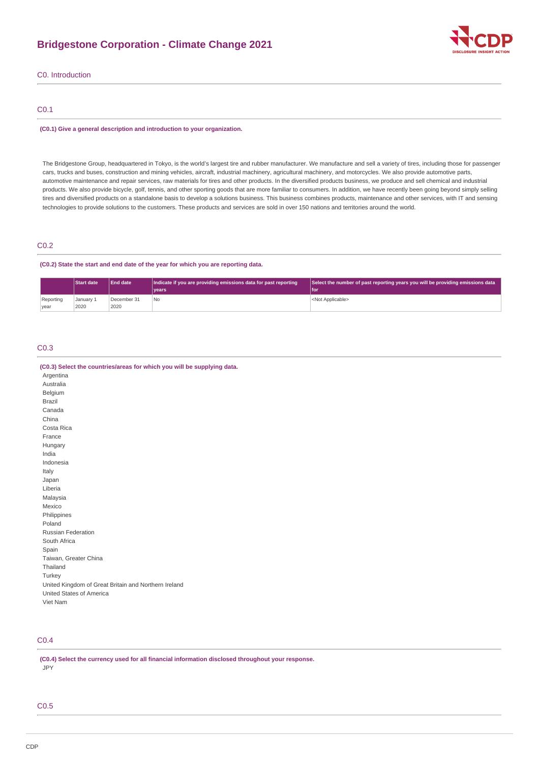# Bridgestone Corporation - Climate Change 2021

## C0. Introduction

### C0.1

**(C0.1) Give a general description and introduction to your organization.**

The Bridgestone Group, headquartered in Tokyo, is the world's largest tire and rubber manufacturer. We manufacture and sell a variety of tires, including those for passenger cars, trucks and buses, construction and mining vehicles, aircraft, industrial machinery, agricultural machinery, and motorcycles. We also provide automotive parts, automotive maintenance and repair services, raw materials for tires and other products. In the diversified products business, we produce and sell chemical and industrial products. We also provide bicycle, golf, tennis, and other sporting goods that are more familiar to consumers. In addition, we have recently been going beyond simply selling tires and diversified products on a standalone basis to develop a solutions business. This business combines products, maintenance and other services, with IT and sensing technologies to provide solutions to the customers. These products and services are sold in over 150 nations and territories around the world.

### C0.2

**(C0.2) State the start and end date of the year for which you are reporting data.**

| | Start date | End date | Indicate if you are providing emissions data for past reporting years | Select the number of past reporting years you will be providing emissions data for |
|---|---|---|---|---|
| Reporting year | January 1 2020 | December 31 2020 | No | <Not Applicable> |

### C0.3

**(C0.3) Select the countries/areas for which you will be supplying data.**

Argentina
Australia
Belgium
Brazil
Canada
China
Costa Rica
France
Hungary
India
Indonesia
Italy
Japan
Liberia
Malaysia
Mexico
Philippines
Poland
Russian Federation
South Africa
Spain
Taiwan, Greater China
Thailand
Turkey
United Kingdom of Great Britain and Northern Ireland
United States of America
Viet Nam

### C0.4

**(C0.4) Select the currency used for all financial information disclosed throughout your response.**

JPY

### C0.5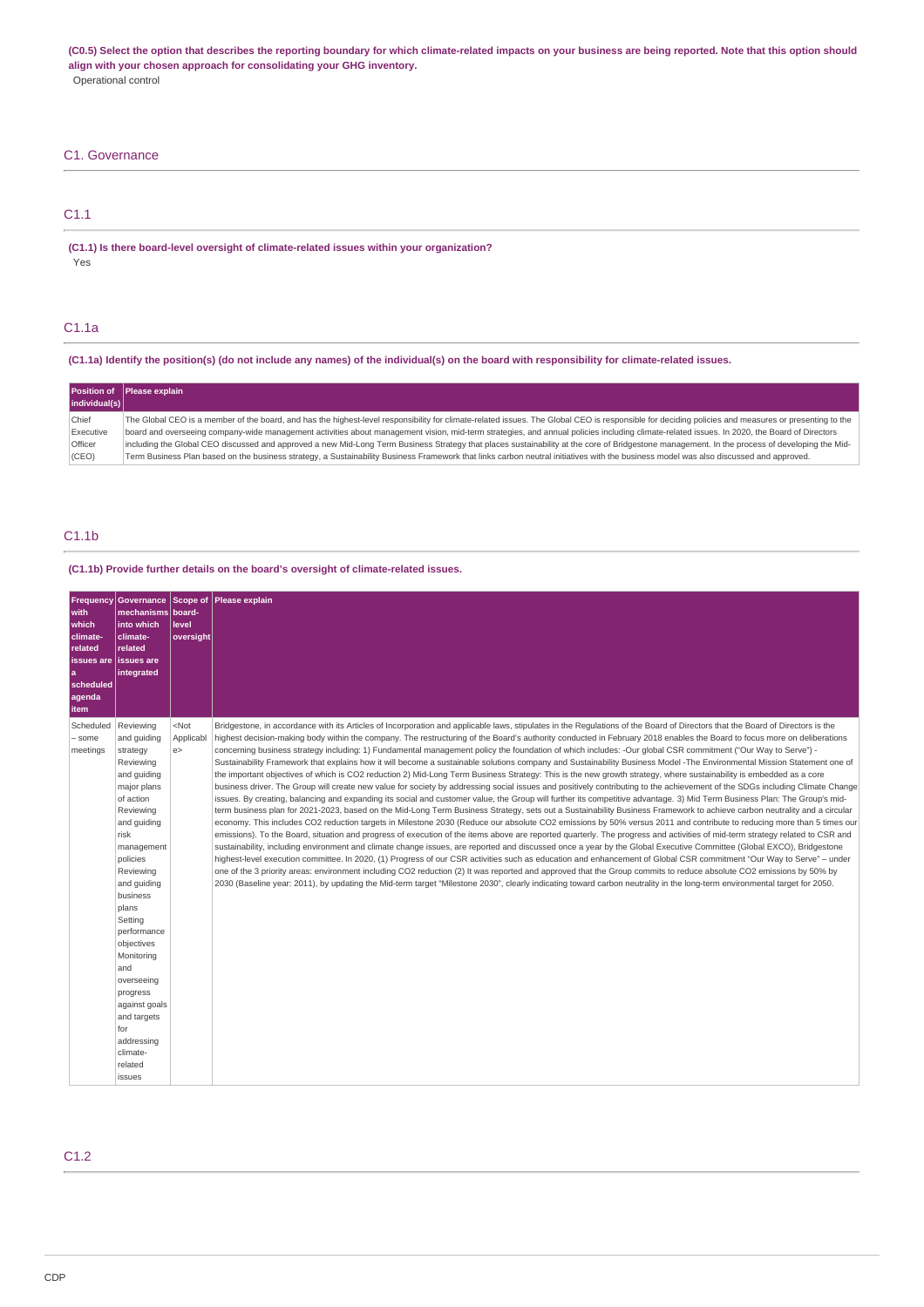**(C0.5) Select the option that describes the reporting boundary for which climate-related impacts on your business are being reported. Note that this option should align with your chosen approach for consolidating your GHG inventory.**

Operational control

## C1. Governance

### C1.1

**(C1.1) Is there board-level oversight of climate-related issues within your organization?**

Yes

### C1.1a

**(C1.1a) Identify the position(s) (do not include any names) of the individual(s) on the board with responsibility for climate-related issues.**

| Position of individual(s) | Please explain |
|---|---|
| Chief Executive Officer (CEO) | The Global CEO is a member of the board, and has the highest-level responsibility for climate-related issues. The Global CEO is responsible for deciding policies and measures or presenting to the board and overseeing company-wide management activities about management vision, mid-term strategies, and annual policies including climate-related issues. In 2020, the Board of Directors including the Global CEO discussed and approved a new Mid-Long Term Business Strategy that places sustainability at the core of Bridgestone management. In the process of developing the Mid-Term Business Plan based on the business strategy, a Sustainability Business Framework that links carbon neutral initiatives with the business model was also discussed and approved. |

### C1.1b

**(C1.1b) Provide further details on the board's oversight of climate-related issues.**

| Frequency with which climate-related issues are a scheduled agenda item | Governance mechanisms into which climate-related issues are integrated | Scope of board-level oversight | Please explain |
|---|---|---|---|
| Scheduled – some meetings | Reviewing and guiding strategy Reviewing and guiding major plans of action Reviewing and guiding risk management policies Reviewing and guiding business plans Setting performance objectives Monitoring and overseeing progress against goals and targets for addressing climate-related issues | <Not Applicable> | Bridgestone, in accordance with its Articles of Incorporation and applicable laws, stipulates in the Regulations of the Board of Directors that the Board of Directors is the highest decision-making body within the company. The restructuring of the Board's authority conducted in February 2018 enables the Board to focus more on deliberations concerning business strategy including: 1) Fundamental management policy the foundation of which includes: -Our global CSR commitment ("Our Way to Serve") -Sustainability Framework that explains how it will become a sustainable solutions company and Sustainability Business Model -The Environmental Mission Statement one of the important objectives of which is CO2 reduction 2) Mid-Long Term Business Strategy: This is the new growth strategy, where sustainability is embedded as a core business driver. The Group will create new value for society by addressing social issues and positively contributing to the achievement of the SDGs including Climate Change issues. By creating, balancing and expanding its social and customer value, the Group will further its competitive advantage. 3) Mid Term Business Plan: The Group's mid-term business plan for 2021-2023, based on the Mid-Long Term Business Strategy, sets out a Sustainability Business Framework to achieve carbon neutrality and a circular economy. This includes CO2 reduction targets in Milestone 2030 (Reduce our absolute CO2 emissions by 50% versus 2011 and contribute to reducing more than 5 times our emissions). To the Board, situation and progress of execution of the items above are reported quarterly. The progress and activities of mid-term strategy related to CSR and sustainability, including environment and climate change issues, are reported and discussed once a year by the Global Executive Committee (Global EXCO), Bridgestone highest-level execution committee. In 2020, (1) Progress of our CSR activities such as education and enhancement of Global CSR commitment "Our Way to Serve" – under one of the 3 priority areas: environment including CO2 reduction (2) It was reported and approved that the Group commits to reduce absolute CO2 emissions by 50% by 2030 (Baseline year: 2011), by updating the Mid-term target "Milestone 2030", clearly indicating toward carbon neutrality in the long-term environmental target for 2050. |

### C1.2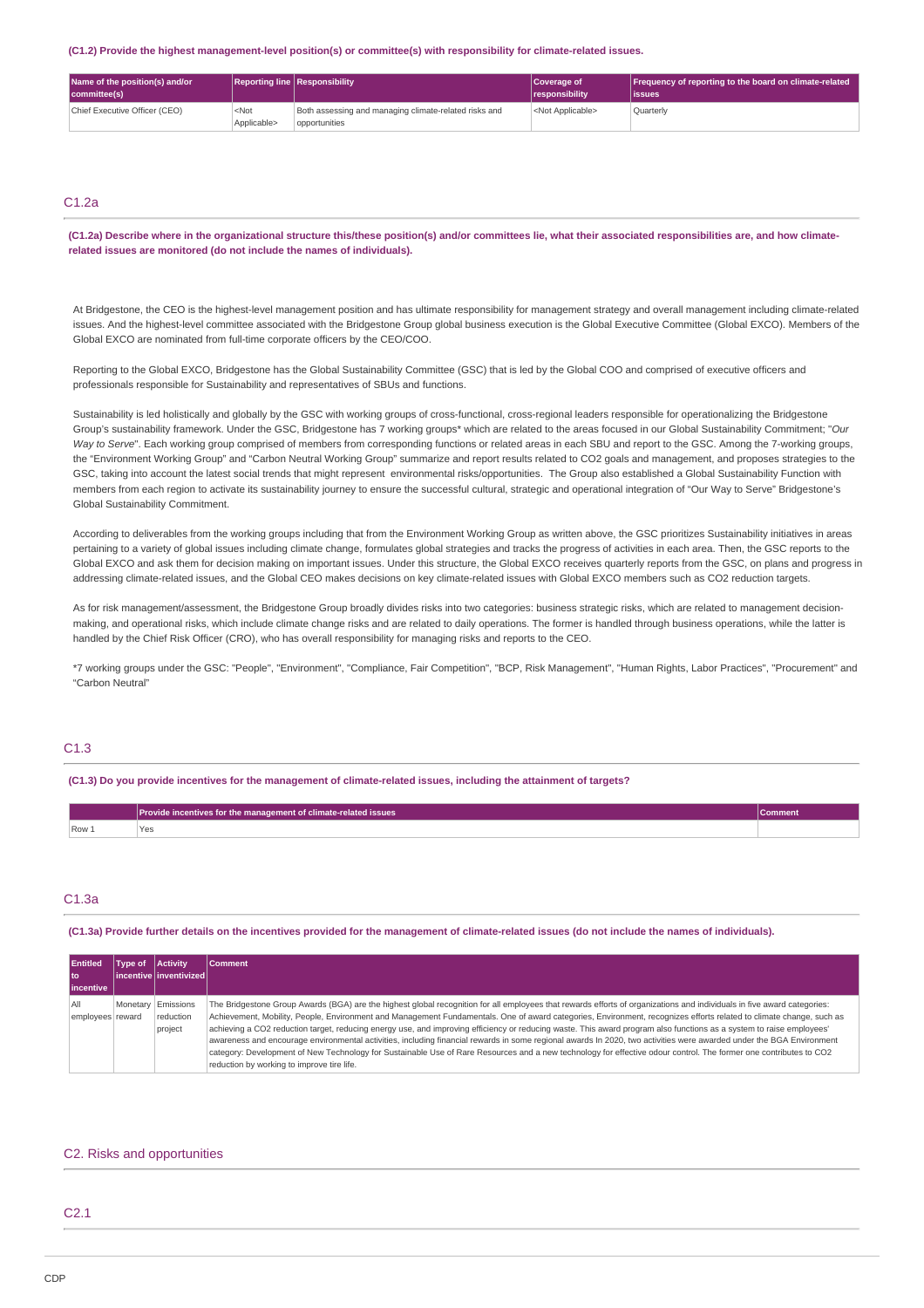**(C1.2) Provide the highest management-level position(s) or committee(s) with responsibility for climate-related issues.**

| Name of the position(s) and/or committee(s) | Reporting line | Responsibility | Coverage of responsibility | Frequency of reporting to the board on climate-related issues |
|---|---|---|---|---|
| Chief Executive Officer (CEO) | <Not Applicable> | Both assessing and managing climate-related risks and opportunities | <Not Applicable> | Quarterly |

## C1.2a

**(C1.2a) Describe where in the organizational structure this/these position(s) and/or committees lie, what their associated responsibilities are, and how climate-related issues are monitored (do not include the names of individuals).**

At Bridgestone, the CEO is the highest-level management position and has ultimate responsibility for management strategy and overall management including climate-related issues. And the highest-level committee associated with the Bridgestone Group global business execution is the Global Executive Committee (Global EXCO). Members of the Global EXCO are nominated from full-time corporate officers by the CEO/COO.

Reporting to the Global EXCO, Bridgestone has the Global Sustainability Committee (GSC) that is led by the Global COO and comprised of executive officers and professionals responsible for Sustainability and representatives of SBUs and functions.

Sustainability is led holistically and globally by the GSC with working groups of cross-functional, cross-regional leaders responsible for operationalizing the Bridgestone Group's sustainability framework. Under the GSC, Bridgestone has 7 working groups* which are related to the areas focused in our Global Sustainability Commitment; "*Our Way to Serve*". Each working group comprised of members from corresponding functions or related areas in each SBU and report to the GSC. Among the 7-working groups, the "Environment Working Group" and "Carbon Neutral Working Group" summarize and report results related to CO2 goals and management, and proposes strategies to the GSC, taking into account the latest social trends that might represent environmental risks/opportunities. The Group also established a Global Sustainability Function with members from each region to activate its sustainability journey to ensure the successful cultural, strategic and operational integration of "Our Way to Serve" Bridgestone's Global Sustainability Commitment.

According to deliverables from the working groups including that from the Environment Working Group as written above, the GSC prioritizes Sustainability initiatives in areas pertaining to a variety of global issues including climate change, formulates global strategies and tracks the progress of activities in each area. Then, the GSC reports to the Global EXCO and ask them for decision making on important issues. Under this structure, the Global EXCO receives quarterly reports from the GSC, on plans and progress in addressing climate-related issues, and the Global CEO makes decisions on key climate-related issues with Global EXCO members such as CO2 reduction targets.

As for risk management/assessment, the Bridgestone Group broadly divides risks into two categories: business strategic risks, which are related to management decision-making, and operational risks, which include climate change risks and are related to daily operations. The former is handled through business operations, while the latter is handled by the Chief Risk Officer (CRO), who has overall responsibility for managing risks and reports to the CEO.

*7 working groups under the GSC: "People", "Environment", "Compliance, Fair Competition", "BCP, Risk Management", "Human Rights, Labor Practices", "Procurement" and "Carbon Neutral"

## C1.3

**(C1.3) Do you provide incentives for the management of climate-related issues, including the attainment of targets?**

| | Provide incentives for the management of climate-related issues | Comment |
|---|---|---|
| Row 1 | Yes | |

## C1.3a

**(C1.3a) Provide further details on the incentives provided for the management of climate-related issues (do not include the names of individuals).**

| Entitled to incentive | Type of incentive | Activity inventivized | Comment |
|---|---|---|---|
| All employees | Monetary reward | Emissions reduction project | The Bridgestone Group Awards (BGA) are the highest global recognition for all employees that rewards efforts of organizations and individuals in five award categories: Achievement, Mobility, People, Environment and Management Fundamentals. One of award categories, Environment, recognizes efforts related to climate change, such as achieving a CO2 reduction target, reducing energy use, and improving efficiency or reducing waste. This award program also functions as a system to raise employees' awareness and encourage environmental activities, including financial rewards in some regional awards In 2020, two activities were awarded under the BGA Environment category: Development of New Technology for Sustainable Use of Rare Resources and a new technology for effective odour control. The former one contributes to CO2 reduction by working to improve tire life. |

## C2. Risks and opportunities

## C2.1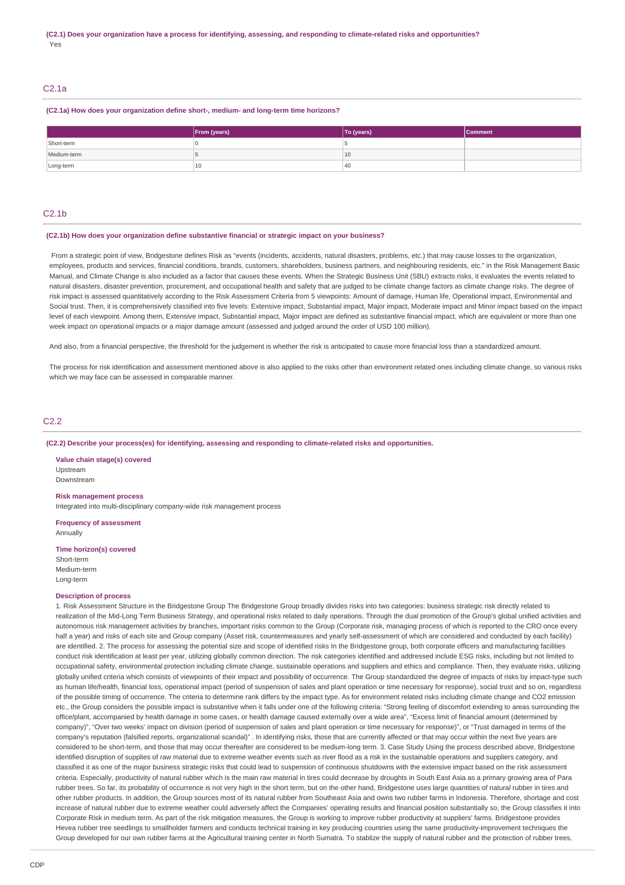**(C2.1) Does your organization have a process for identifying, assessing, and responding to climate-related risks and opportunities?**

Yes

## C2.1a

**(C2.1a) How does your organization define short-, medium- and long-term time horizons?**

| | From (years) | To (years) | Comment |
|---|---|---|---|
| Short-term | 0 | 5 | |
| Medium-term | 5 | 10 | |
| Long-term | 10 | 40 | |

## C2.1b

**(C2.1b) How does your organization define substantive financial or strategic impact on your business?**

From a strategic point of view, Bridgestone defines Risk as "events (incidents, accidents, natural disasters, problems, etc.) that may cause losses to the organization, employees, products and services, financial conditions, brands, customers, shareholders, business partners, and neighbouring residents, etc." in the Risk Management Basic Manual, and Climate Change is also included as a factor that causes these events. When the Strategic Business Unit (SBU) extracts risks, it evaluates the events related to natural disasters, disaster prevention, procurement, and occupational health and safety that are judged to be climate change factors as climate change risks. The degree of risk impact is assessed quantitatively according to the Risk Assessment Criteria from 5 viewpoints: Amount of damage, Human life, Operational impact, Environmental and Social trust. Then, it is comprehensively classified into five levels: Extensive impact, Substantial impact, Major impact, Moderate impact and Minor impact based on the impact level of each viewpoint. Among them, Extensive impact, Substantial impact, Major impact are defined as substantive financial impact, which are equivalent or more than one week impact on operational impacts or a major damage amount (assessed and judged around the order of USD 100 million).

And also, from a financial perspective, the threshold for the judgement is whether the risk is anticipated to cause more financial loss than a standardized amount.

The process for risk identification and assessment mentioned above is also applied to the risks other than environment related ones including climate change, so various risks which we may face can be assessed in comparable manner.

## C2.2

**(C2.2) Describe your process(es) for identifying, assessing and responding to climate-related risks and opportunities.**

**Value chain stage(s) covered**

Upstream
Downstream

**Risk management process**

Integrated into multi-disciplinary company-wide risk management process

**Frequency of assessment**

Annually

**Time horizon(s) covered**

Short-term
Medium-term
Long-term

**Description of process**

1. Risk Assessment Structure in the Bridgestone Group The Bridgestone Group broadly divides risks into two categories: business strategic risk directly related to realization of the Mid-Long Term Business Strategy, and operational risks related to daily operations. Through the dual promotion of the Group's global unified activities and autonomous risk management activities by branches, important risks common to the Group (Corporate risk, managing process of which is reported to the CRO once every half a year) and risks of each site and Group company (Asset risk, countermeasures and yearly self-assessment of which are considered and conducted by each facility) are identified. 2. The process for assessing the potential size and scope of identified risks In the Bridgestone group, both corporate officers and manufacturing facilities conduct risk identification at least per year, utilizing globally common direction. The risk categories identified and addressed include ESG risks, including but not limited to occupational safety, environmental protection including climate change, sustainable operations and suppliers and ethics and compliance. Then, they evaluate risks, utilizing globally unified criteria which consists of viewpoints of their impact and possibility of occurrence. The Group standardized the degree of impacts of risks by impact-type such as human life/health, financial loss, operational impact (period of suspension of sales and plant operation or time necessary for response), social trust and so on, regardless of the possible timing of occurrence. The criteria to determine rank differs by the impact type. As for environment related risks including climate change and CO2 emission etc., the Group considers the possible impact is substantive when it falls under one of the following criteria: "Strong feeling of discomfort extending to areas surrounding the office/plant, accompanied by health damage in some cases, or health damage caused externally over a wide area", "Excess limit of financial amount (determined by company)", "Over two weeks' impact on division (period of suspension of sales and plant operation or time necessary for response)", or "Trust damaged in terms of the company's reputation (falsified reports, organizational scandal)" . In identifying risks, those that are currently affected or that may occur within the next five years are considered to be short-term, and those that may occur thereafter are considered to be medium-long term. 3. Case Study Using the process described above, Bridgestone identified disruption of supplies of raw material due to extreme weather events such as river flood as a risk in the sustainable operations and suppliers category, and classified it as one of the major business strategic risks that could lead to suspension of continuous shutdowns with the extensive impact based on the risk assessment criteria. Especially, productivity of natural rubber which is the main raw material in tires could decrease by droughts in South East Asia as a primary growing area of Para rubber trees. So far, its probability of occurrence is not very high in the short term, but on the other hand, Bridgestone uses large quantities of natural rubber in tires and other rubber products. In addition, the Group sources most of its natural rubber from Southeast Asia and owns two rubber farms in Indonesia. Therefore, shortage and cost increase of natural rubber due to extreme weather could adversely affect the Companies' operating results and financial position substantially so, the Group classifies it into Corporate Risk in medium term. As part of the risk mitigation measures, the Group is working to improve rubber productivity at suppliers' farms. Bridgestone provides Hevea rubber tree seedlings to smallholder farmers and conducts technical training in key producing countries using the same productivity-improvement techniques the Group developed for our own rubber farms at the Agricultural training center in North Sumatra. To stablize the supply of natural rubber and the protection of rubber trees,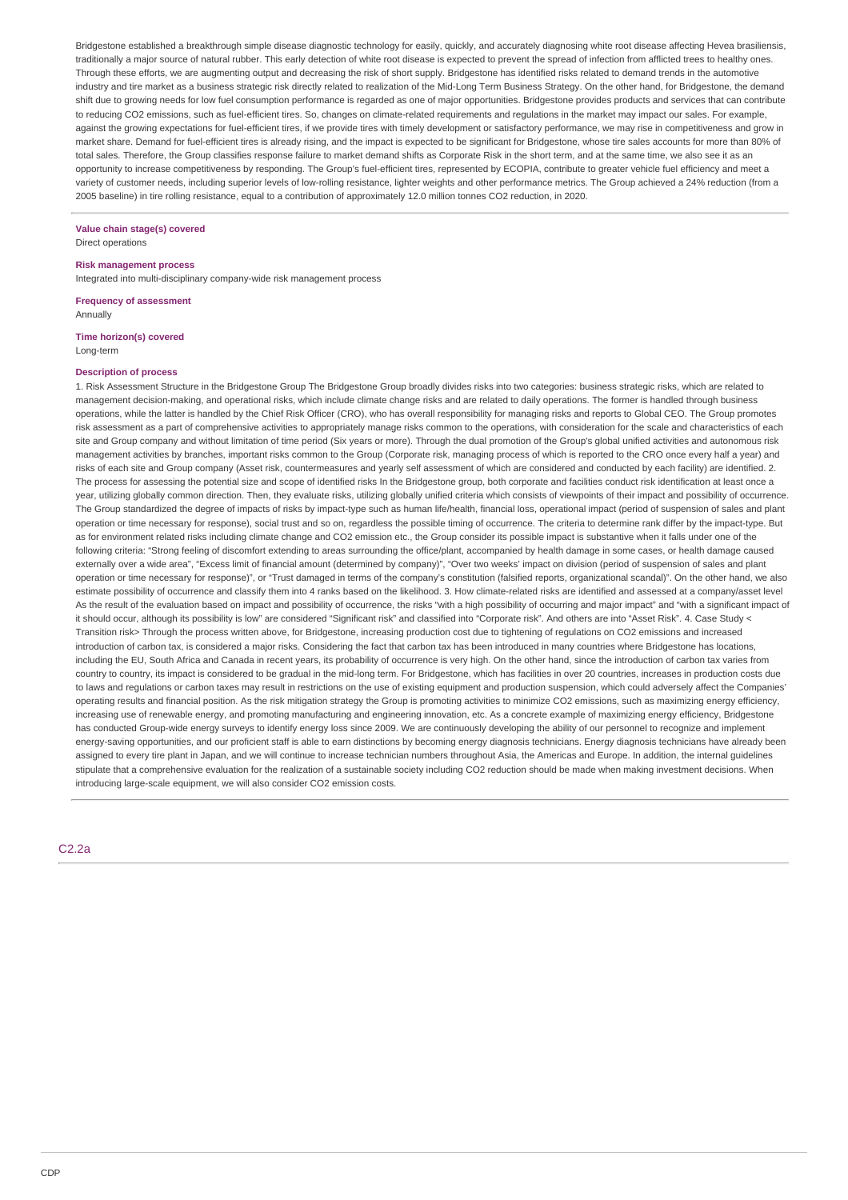Bridgestone established a breakthrough simple disease diagnostic technology for easily, quickly, and accurately diagnosing white root disease affecting Hevea brasiliensis, traditionally a major source of natural rubber. This early detection of white root disease is expected to prevent the spread of infection from afflicted trees to healthy ones. Through these efforts, we are augmenting output and decreasing the risk of short supply. Bridgestone has identified risks related to demand trends in the automotive industry and tire market as a business strategic risk directly related to realization of the Mid-Long Term Business Strategy. On the other hand, for Bridgestone, the demand shift due to growing needs for low fuel consumption performance is regarded as one of major opportunities. Bridgestone provides products and services that can contribute to reducing $CO_2$ emissions, such as fuel-efficient tires. So, changes on climate-related requirements and regulations in the market may impact our sales. For example, against the growing expectations for fuel-efficient tires, if we provide tires with timely development or satisfactory performance, we may rise in competitiveness and grow in market share. Demand for fuel-efficient tires is already rising, and the impact is expected to be significant for Bridgestone, whose tire sales accounts for more than 80% of total sales. Therefore, the Group classifies response failure to market demand shifts as Corporate Risk in the short term, and at the same time, we also see it as an opportunity to increase competitiveness by responding. The Group's fuel-efficient tires, represented by ECOPIA, contribute to greater vehicle fuel efficiency and meet a variety of customer needs, including superior levels of low-rolling resistance, lighter weights and other performance metrics. The Group achieved a 24% reduction (from a 2005 baseline) in tire rolling resistance, equal to a contribution of approximately 12.0 million tonnes $CO_2$ reduction, in 2020.

**Value chain stage(s) covered**
Direct operations

**Risk management process**
Integrated into multi-disciplinary company-wide risk management process

**Frequency of assessment**
Annually

**Time horizon(s) covered**
Long-term

**Description of process**
1. Risk Assessment Structure in the Bridgestone Group The Bridgestone Group broadly divides risks into two categories: business strategic risks, which are related to management decision-making, and operational risks, which include climate change risks and are related to daily operations. The former is handled through business operations, while the latter is handled by the Chief Risk Officer (CRO), who has overall responsibility for managing risks and reports to Global CEO. The Group promotes risk assessment as a part of comprehensive activities to appropriately manage risks common to the operations, with consideration for the scale and characteristics of each site and Group company and without limitation of time period (Six years or more). Through the dual promotion of the Group's global unified activities and autonomous risk management activities by branches, important risks common to the Group (Corporate risk, managing process of which is reported to the CRO once every half a year) and risks of each site and Group company (Asset risk, countermeasures and yearly self assessment of which are considered and conducted by each facility) are identified. 2. The process for assessing the potential size and scope of identified risks In the Bridgestone group, both corporate and facilities conduct risk identification at least once a year, utilizing globally common direction. Then, they evaluate risks, utilizing globally unified criteria which consists of viewpoints of their impact and possibility of occurrence. The Group standardized the degree of impacts of risks by impact-type such as human life/health, financial loss, operational impact (period of suspension of sales and plant operation or time necessary for response), social trust and so on, regardless the possible timing of occurrence. The criteria to determine rank differ by the impact-type. But as for environment related risks including climate change and $CO_2$ emission etc., the Group consider its possible impact is substantive when it falls under one of the following criteria: "Strong feeling of discomfort extending to areas surrounding the office/plant, accompanied by health damage in some cases, or health damage caused externally over a wide area", "Excess limit of financial amount (determined by company)", "Over two weeks' impact on division (period of suspension of sales and plant operation or time necessary for response)", or "Trust damaged in terms of the company's constitution (falsified reports, organizational scandal)". On the other hand, we also estimate possibility of occurrence and classify them into 4 ranks based on the likelihood. 3. How climate-related risks are identified and assessed at a company/asset level As the result of the evaluation based on impact and possibility of occurrence, the risks "with a high possibility of occurring and major impact" and "with a significant impact of it should occur, although its possibility is low" are considered "Significant risk" and classified into "Corporate risk". And others are into "Asset Risk". 4. Case Study < Transition risk> Through the process written above, for Bridgestone, increasing production cost due to tightening of regulations on $CO_2$ emissions and increased introduction of carbon tax, is considered a major risks. Considering the fact that carbon tax has been introduced in many countries where Bridgestone has locations, including the EU, South Africa and Canada in recent years, its probability of occurrence is very high. On the other hand, since the introduction of carbon tax varies from country to country, its impact is considered to be gradual in the mid-long term. For Bridgestone, which has facilities in over 20 countries, increases in production costs due to laws and regulations or carbon taxes may result in restrictions on the use of existing equipment and production suspension, which could adversely affect the Companies' operating results and financial position. As the risk mitigation strategy the Group is promoting activities to minimize $CO_2$ emissions, such as maximizing energy efficiency, increasing use of renewable energy, and promoting manufacturing and engineering innovation, etc. As a concrete example of maximizing energy efficiency, Bridgestone has conducted Group-wide energy surveys to identify energy loss since 2009. We are continuously developing the ability of our personnel to recognize and implement energy-saving opportunities, and our proficient staff is able to earn distinctions by becoming energy diagnosis technicians. Energy diagnosis technicians have already been assigned to every tire plant in Japan, and we will continue to increase technician numbers throughout Asia, the Americas and Europe. In addition, the internal guidelines stipulate that a comprehensive evaluation for the realization of a sustainable society including $CO_2$ reduction should be made when making investment decisions. When introducing large-scale equipment, we will also consider $CO_2$ emission costs.

## C2.2a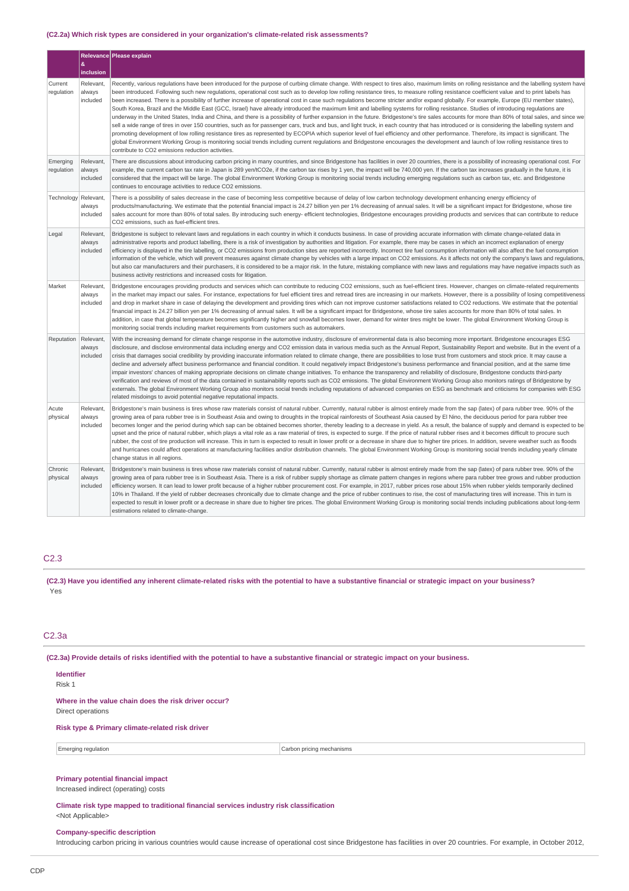### (C2.2a) Which risk types are considered in your organization's climate-related risk assessments?

| | Relevance & inclusion | Please explain |
|---|---|---|
| Current regulation | Relevant, always included | Recently, various regulations have been introduced for the purpose of curbing climate change. With respect to tires also, maximum limits on rolling resistance and the labelling system have been introduced. Following such new regulations, operational cost such as to develop low rolling resistance tires, to measure rolling resistance coefficient value and to print labels has been increased. There is a possibility of further increase of operational cost in case such regulations become stricter and/or expand globally. For example, Europe (EU member states), South Korea, Brazil and the Middle East (GCC, Israel) have already introduced the maximum limit and labelling systems for rolling resistance. Studies of introducing regulations are underway in the United States, India and China, and there is a possibility of further expansion in the future. Bridgestone's tire sales accounts for more than 80% of total sales, and since we sell a wide range of tires in over 150 countries, such as for passenger cars, truck and bus, and light truck, in each country that has introduced or is considering the labelling system and promoting development of low rolling resistance tires as represented by ECOPIA which superior level of fuel efficiency and other performance. Therefore, its impact is significant. The global Environment Working Group is monitoring social trends including current regulations and Bridgestone encourages the development and launch of low rolling resistance tires to contribute to CO2 emissions reduction activities. |
| Emerging regulation | Relevant, always included | There are discussions about introducing carbon pricing in many countries, and since Bridgestone has facilities in over 20 countries, there is a possibility of increasing operational cost. For example, the current carbon tax rate in Japan is 289 yen/tCO2e, if the carbon tax rises by 1 yen, the impact will be 740,000 yen. If the carbon tax increases gradually in the future, it is considered that the impact will be large. The global Environment Working Group is monitoring social trends including emerging regulations such as carbon tax, etc. and Bridgestone continues to encourage activities to reduce CO2 emissions. |
| Technology | Relevant, always included | There is a possibility of sales decrease in the case of becoming less competitive because of delay of low carbon technology development enhancing energy efficiency of products/manufacturing. We estimate that the potential financial impact is 24.27 billion yen per 1% decreasing of annual sales. It will be a significant impact for Bridgestone, whose tire sales account for more than 80% of total sales. By introducing such energy- efficient technologies, Bridgestone encourages providing products and services that can contribute to reduce CO2 emissions, such as fuel-efficient tires. |
| Legal | Relevant, always included | Bridgestone is subject to relevant laws and regulations in each country in which it conducts business. In case of providing accurate information with climate change-related data in administrative reports and product labelling, there is a risk of investigation by authorities and litigation. For example, there may be cases in which an incorrect explanation of energy efficiency is displayed in the tire labelling, or CO2 emissions from production sites are reported incorrectly. Incorrect tire fuel consumption information will also affect the fuel consumption information of the vehicle, which will prevent measures against climate change by vehicles with a large impact on CO2 emissions. As it affects not only the company's laws and regulations, but also car manufacturers and their purchasers, it is considered to be a major risk. In the future, mistaking compliance with new laws and regulations may have negative impacts such as business activity restrictions and increased costs for litigation. |
| Market | Relevant, always included | Bridgestone encourages providing products and services which can contribute to reducing CO2 emissions, such as fuel-efficient tires. However, changes on climate-related requirements in the market may impact our sales. For instance, expectations for fuel efficient tires and retread tires are increasing in our markets. However, there is a possibility of losing competitiveness and drop in market share in case of delaying the development and providing tires which can not improve customer satisfactions related to CO2 reductions. We estimate that the potential financial impact is 24.27 billion yen per 1% decreasing of annual sales. It will be a significant impact for Bridgestone, whose tire sales accounts for more than 80% of total sales. In addition, in case that global temperature becomes significantly higher and snowfall becomes lower, demand for winter tires might be lower. The global Environment Working Group is monitoring social trends including market requirements from customers such as automakers. |
| Reputation | Relevant, always included | With the increasing demand for climate change response in the automotive industry, disclosure of environmental data is also becoming more important. Bridgestone encourages ESG disclosure, and disclose environmental data including energy and CO2 emission data in various media such as the Annual Report, Sustainability Report and website. But in the event of a crisis that damages social credibility by providing inaccurate information related to climate change, there are possibilities to lose trust from customers and stock price. It may cause a decline and adversely affect business performance and financial condition. It could negatively impact Bridgestone's business performance and financial position, and at the same time impair investors' chances of making appropriate decisions on climate change initiatives. To enhance the transparency and reliability of disclosure, Bridgestone conducts third-party verification and reviews of most of the data contained in sustainability reports such as CO2 emissions. The global Environment Working Group also monitors ratings of Bridgestone by externals. The global Environment Working Group also monitors social trends including reputations of advanced companies on ESG as benchmark and criticisms for companies with ESG related misdoings to avoid potential negative reputational impacts. |
| Acute physical | Relevant, always included | Bridgestone's main business is tires whose raw materials consist of natural rubber. Currently, natural rubber is almost entirely made from the sap (latex) of para rubber tree. 90% of the growing area of para rubber tree is in Southeast Asia and owing to droughts in the tropical rainforests of Southeast Asia caused by El Nino, the deciduous period for para rubber tree becomes longer and the period during which sap can be obtained becomes shorter, thereby leading to a decrease in yield. As a result, the balance of supply and demand is expected to be upset and the price of natural rubber, which plays a vital role as a raw material of tires, is expected to surge. If the price of natural rubber rises and it becomes difficult to procure such rubber, the cost of tire production will increase. This in turn is expected to result in lower profit or a decrease in share due to higher tire prices. In addition, severe weather such as floods and hurricanes could affect operations at manufacturing facilities and/or distribution channels. The global Environment Working Group is monitoring social trends including yearly climate change status in all regions. |
| Chronic physical | Relevant, always included | Bridgestone's main business is tires whose raw materials consist of natural rubber. Currently, natural rubber is almost entirely made from the sap (latex) of the para rubber tree. 90% of the growing area of para rubber tree is in Southeast Asia. There is a risk of rubber supply shortage as climate pattern changes in regions where para rubber tree grows and rubber production efficiency worsen. It can lead to lower profit because of a higher rubber procurement cost. For example, in 2017, rubber prices rose about 15% when rubber yields temporarily declined 10% in Thailand. If the yield of rubber decreases chronically due to climate change and the price of rubber continues to rise, the cost of manufacturing tires will increase. This in turn is expected to result in lower profit or a decrease in share due to higher tire prices. The global Environment Working Group is monitoring social trends including publications about long-term estimations related to climate-change. |

## C2.3

**(C2.3) Have you identified any inherent climate-related risks with the potential to have a substantive financial or strategic impact on your business?**

Yes

## C2.3a

**(C2.3a) Provide details of risks identified with the potential to have a substantive financial or strategic impact on your business.**

**Identifier**

Risk 1

**Where in the value chain does the risk driver occur?**

Direct operations

**Risk type & Primary climate-related risk driver**

| Emerging regulation | Carbon pricing mechanisms |
|---|---|

**Primary potential financial impact**

Increased indirect (operating) costs

**Climate risk type mapped to traditional financial services industry risk classification**

<Not Applicable>

**Company-specific description**

Introducing carbon pricing in various countries would cause increase of operational cost since Bridgestone has facilities in over 20 countries. For example, in October 2012,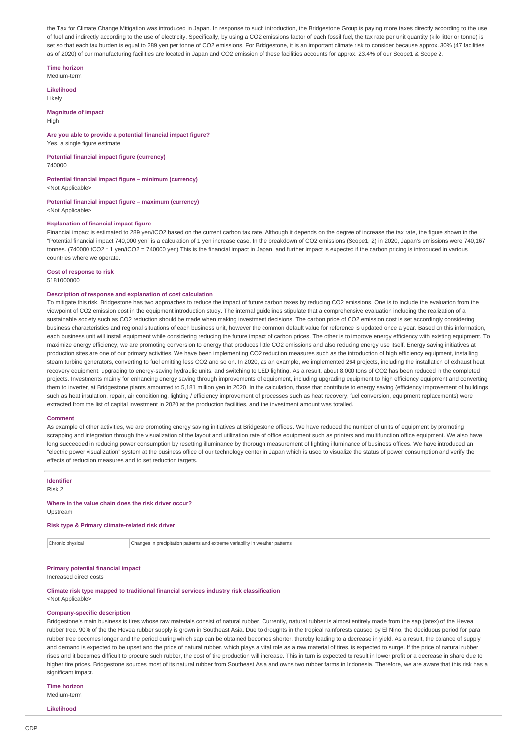the Tax for Climate Change Mitigation was introduced in Japan. In response to such introduction, the Bridgestone Group is paying more taxes directly according to the use of fuel and indirectly according to the use of electricity. Specifically, by using a $CO_2$ emissions factor of each fossil fuel, the tax rate per unit quantity (kilo litter or tonne) is set so that each tax burden is equal to 289 yen per tonne of $CO_2$ emissions. For Bridgestone, it is an important climate risk to consider because approx. 30% (47 facilities as of 2020) of our manufacturing facilities are located in Japan and $CO_2$ emission of these facilities accounts for approx. 23.4% of our Scope1 & Scope 2.

**Time horizon**
Medium-term

**Likelihood**
Likely

**Magnitude of impact**
High

**Are you able to provide a potential financial impact figure?**
Yes, a single figure estimate

**Potential financial impact figure (currency)**
740000

**Potential financial impact figure – minimum (currency)**
<Not Applicable>

**Potential financial impact figure – maximum (currency)**
<Not Applicable>

**Explanation of financial impact figure**
Financial impact is estimated to 289 yen/t$CO_2$ based on the current carbon tax rate. Although it depends on the degree of increase the tax rate, the figure shown in the "Potential financial impact 740,000 yen" is a calculation of 1 yen increase case. In the breakdown of $CO_2$ emissions (Scope1, 2) in 2020, Japan's emissions were 740,167 tonnes. (740000 t$CO_2$ * 1 yen/t$CO_2$ = 740000 yen) This is the financial impact in Japan, and further impact is expected if the carbon pricing is introduced in various countries where we operate.

**Cost of response to risk**
5181000000

**Description of response and explanation of cost calculation**
To mitigate this risk, Bridgestone has two approaches to reduce the impact of future carbon taxes by reducing $CO_2$ emissions. One is to include the evaluation from the viewpoint of $CO_2$ emission cost in the equipment introduction study. The internal guidelines stipulate that a comprehensive evaluation including the realization of a sustainable society such as $CO_2$ reduction should be made when making investment decisions. The carbon price of $CO_2$ emission cost is set accordingly considering business characteristics and regional situations of each business unit, however the common default value for reference is updated once a year. Based on this information, each business unit will install equipment while considering reducing the future impact of carbon prices. The other is to improve energy efficiency with existing equipment. To maximize energy efficiency, we are promoting conversion to energy that produces little $CO_2$ emissions and also reducing energy use itself. Energy saving initiatives at production sites are one of our primary activities. We have been implementing $CO_2$ reduction measures such as the introduction of high efficiency equipment, installing steam turbine generators, converting to fuel emitting less $CO_2$ and so on. In 2020, as an example, we implemented 264 projects, including the installation of exhaust heat recovery equipment, upgrading to energy-saving hydraulic units, and switching to LED lighting. As a result, about 8,000 tons of $CO_2$ has been reduced in the completed projects. Investments mainly for enhancing energy saving through improvements of equipment, including upgrading equipment to high efficiency equipment and converting them to inverter, at Bridgestone plants amounted to 5,181 million yen in 2020. In the calculation, those that contribute to energy saving (efficiency improvement of buildings such as heat insulation, repair, air conditioning, lighting / efficiency improvement of processes such as heat recovery, fuel conversion, equipment replacements) were extracted from the list of capital investment in 2020 at the production facilities, and the investment amount was totalled.

**Comment**
As example of other activities, we are promoting energy saving initiatives at Bridgestone offices. We have reduced the number of units of equipment by promoting scrapping and integration through the visualization of the layout and utilization rate of office equipment such as printers and multifunction office equipment. We also have long succeeded in reducing power consumption by resetting illuminance by thorough measurement of lighting illuminance of business offices. We have introduced an "electric power visualization" system at the business office of our technology center in Japan which is used to visualize the status of power consumption and verify the effects of reduction measures and to set reduction targets.

**Identifier**
Risk 2

**Where in the value chain does the risk driver occur?**
Upstream

**Risk type & Primary climate-related risk driver**

| Chronic physical | Changes in precipitation patterns and extreme variability in weather patterns |
|---|---|

**Primary potential financial impact**
Increased direct costs

**Climate risk type mapped to traditional financial services industry risk classification**
<Not Applicable>

**Company-specific description**
Bridgestone's main business is tires whose raw materials consist of natural rubber. Currently, natural rubber is almost entirely made from the sap (latex) of the Hevea rubber tree. 90% of the the Hevea rubber supply is grown in Southeast Asia. Due to droughts in the tropical rainforests caused by El Nino, the deciduous period for para rubber tree becomes longer and the period during which sap can be obtained becomes shorter, thereby leading to a decrease in yield. As a result, the balance of supply and demand is expected to be upset and the price of natural rubber, which plays a vital role as a raw material of tires, is expected to surge. If the price of natural rubber rises and it becomes difficult to procure such rubber, the cost of tire production will increase. This in turn is expected to result in lower profit or a decrease in share due to higher tire prices. Bridgestone sources most of its natural rubber from Southeast Asia and owns two rubber farms in Indonesia. Therefore, we are aware that this risk has a significant impact.

**Time horizon**
Medium-term

**Likelihood**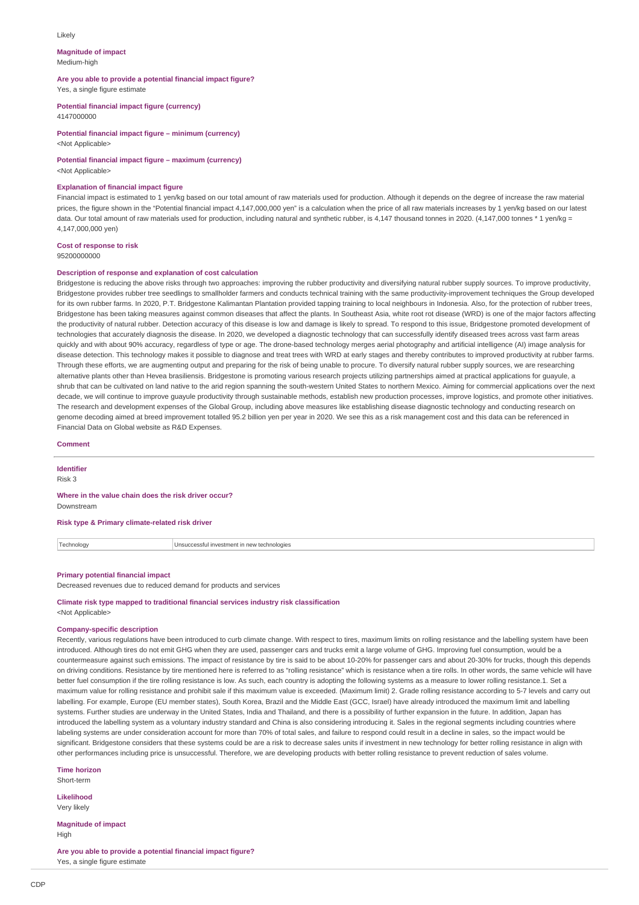Likely

**Magnitude of impact**
Medium-high

**Are you able to provide a potential financial impact figure?**
Yes, a single figure estimate

**Potential financial impact figure (currency)**
4147000000

**Potential financial impact figure – minimum (currency)**
<Not Applicable>

**Potential financial impact figure – maximum (currency)**
<Not Applicable>

**Explanation of financial impact figure**
Financial impact is estimated to 1 yen/kg based on our total amount of raw materials used for production. Although it depends on the degree of increase the raw material prices, the figure shown in the "Potential financial impact 4,147,000,000 yen" is a calculation when the price of all raw materials increases by 1 yen/kg based on our latest data. Our total amount of raw materials used for production, including natural and synthetic rubber, is 4,147 thousand tonnes in 2020. (4,147,000 tonnes * 1 yen/kg = 4,147,000,000 yen)

**Cost of response to risk**
95200000000

**Description of response and explanation of cost calculation**
Bridgestone is reducing the above risks through two approaches: improving the rubber productivity and diversifying natural rubber supply sources. To improve productivity, Bridgestone provides rubber tree seedlings to smallholder farmers and conducts technical training with the same productivity-improvement techniques the Group developed for its own rubber farms. In 2020, P.T. Bridgestone Kalimantan Plantation provided tapping training to local neighbours in Indonesia. Also, for the protection of rubber trees, Bridgestone has been taking measures against common diseases that affect the plants. In Southeast Asia, white root rot disease (WRD) is one of the major factors affecting the productivity of natural rubber. Detection accuracy of this disease is low and damage is likely to spread. To respond to this issue, Bridgestone promoted development of technologies that accurately diagnosis the disease. In 2020, we developed a diagnostic technology that can successfully identify diseased trees across vast farm areas quickly and with about 90% accuracy, regardless of type or age. The drone-based technology merges aerial photography and artificial intelligence (AI) image analysis for disease detection. This technology makes it possible to diagnose and treat trees with WRD at early stages and thereby contributes to improved productivity at rubber farms. Through these efforts, we are augmenting output and preparing for the risk of being unable to procure. To diversify natural rubber supply sources, we are researching alternative plants other than Hevea brasiliensis. Bridgestone is promoting various research projects utilizing partnerships aimed at practical applications for guayule, a shrub that can be cultivated on land native to the arid region spanning the south-western United States to northern Mexico. Aiming for commercial applications over the next decade, we will continue to improve guayule productivity through sustainable methods, establish new production processes, improve logistics, and promote other initiatives. The research and development expenses of the Global Group, including above measures like establishing disease diagnostic technology and conducting research on genome decoding aimed at breed improvement totalled 95.2 billion yen per year in 2020. We see this as a risk management cost and this data can be referenced in Financial Data on Global website as R&D Expenses.

**Comment**

---

**Identifier**
Risk 3

**Where in the value chain does the risk driver occur?**
Downstream

**Risk type & Primary climate-related risk driver**

| Technology | Unsuccessful investment in new technologies |
|---|---|

**Primary potential financial impact**
Decreased revenues due to reduced demand for products and services

**Climate risk type mapped to traditional financial services industry risk classification**
<Not Applicable>

**Company-specific description**
Recently, various regulations have been introduced to curb climate change. With respect to tires, maximum limits on rolling resistance and the labelling system have been introduced. Although tires do not emit GHG when they are used, passenger cars and trucks emit a large volume of GHG. Improving fuel consumption, would be a countermeasure against such emissions. The impact of resistance by tire is said to be about 10-20% for passenger cars and about 20-30% for trucks, though this depends on driving conditions. Resistance by tire mentioned here is referred to as "rolling resistance" which is resistance when a tire rolls. In other words, the same vehicle will have better fuel consumption if the tire rolling resistance is low. As such, each country is adopting the following systems as a measure to lower rolling resistance.1. Set a maximum value for rolling resistance and prohibit sale if this maximum value is exceeded. (Maximum limit) 2. Grade rolling resistance according to 5-7 levels and carry out labelling. For example, Europe (EU member states), South Korea, Brazil and the Middle East (GCC, Israel) have already introduced the maximum limit and labelling systems. Further studies are underway in the United States, India and Thailand, and there is a possibility of further expansion in the future. In addition, Japan has introduced the labelling system as a voluntary industry standard and China is also considering introducing it. Sales in the regional segments including countries where labeling systems are under consideration account for more than 70% of total sales, and failure to respond could result in a decline in sales, so the impact would be significant. Bridgestone considers that these systems could be are a risk to decrease sales units if investment in new technology for better rolling resistance in align with other performances including price is unsuccessful. Therefore, we are developing products with better rolling resistance to prevent reduction of sales volume.

**Time horizon**
Short-term

**Likelihood**
Very likely

**Magnitude of impact**
High

**Are you able to provide a potential financial impact figure?**
Yes, a single figure estimate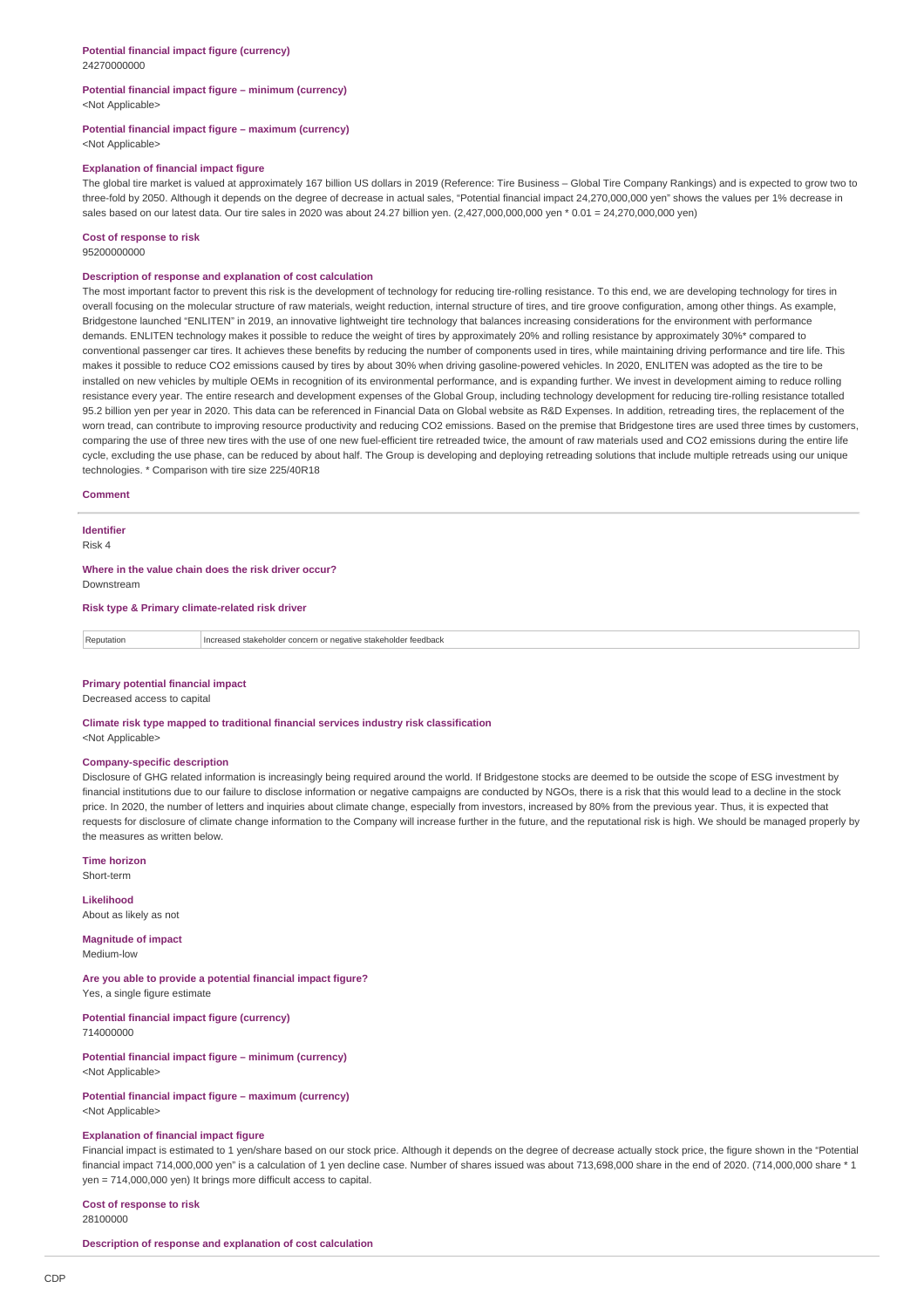**Potential financial impact figure (currency)**
24270000000

**Potential financial impact figure – minimum (currency)**
<Not Applicable>

**Potential financial impact figure – maximum (currency)**
<Not Applicable>

**Explanation of financial impact figure**
The global tire market is valued at approximately 167 billion US dollars in 2019 (Reference: Tire Business – Global Tire Company Rankings) and is expected to grow two to three-fold by 2050. Although it depends on the degree of decrease in actual sales, "Potential financial impact 24,270,000,000 yen" shows the values per 1% decrease in sales based on our latest data. Our tire sales in 2020 was about 24.27 billion yen. (2,427,000,000,000 yen * 0.01 = 24,270,000,000 yen)

**Cost of response to risk**
95200000000

**Description of response and explanation of cost calculation**
The most important factor to prevent this risk is the development of technology for reducing tire-rolling resistance. To this end, we are developing technology for tires in overall focusing on the molecular structure of raw materials, weight reduction, internal structure of tires, and tire groove configuration, among other things. As example, Bridgestone launched "ENLITEN" in 2019, an innovative lightweight tire technology that balances increasing considerations for the environment with performance demands. ENLITEN technology makes it possible to reduce the weight of tires by approximately 20% and rolling resistance by approximately 30%* compared to conventional passenger car tires. It achieves these benefits by reducing the number of components used in tires, while maintaining driving performance and tire life. This makes it possible to reduce CO2 emissions caused by tires by about 30% when driving gasoline-powered vehicles. In 2020, ENLITEN was adopted as the tire to be installed on new vehicles by multiple OEMs in recognition of its environmental performance, and is expanding further. We invest in development aiming to reduce rolling resistance every year. The entire research and development expenses of the Global Group, including technology development for reducing tire-rolling resistance totalled 95.2 billion yen per year in 2020. This data can be referenced in Financial Data on Global website as R&D Expenses. In addition, retreading tires, the replacement of the worn tread, can contribute to improving resource productivity and reducing CO2 emissions. Based on the premise that Bridgestone tires are used three times by customers, comparing the use of three new tires with the use of one new fuel-efficient tire retreaded twice, the amount of raw materials used and CO2 emissions during the entire life cycle, excluding the use phase, can be reduced by about half. The Group is developing and deploying retreading solutions that include multiple retreads using our unique technologies. * Comparison with tire size 225/40R18

**Comment**

---

**Identifier**
Risk 4

**Where in the value chain does the risk driver occur?**
Downstream

**Risk type & Primary climate-related risk driver**

| | |
|---|---|
| Reputation | Increased stakeholder concern or negative stakeholder feedback |

**Primary potential financial impact**
Decreased access to capital

**Climate risk type mapped to traditional financial services industry risk classification**
<Not Applicable>

**Company-specific description**
Disclosure of GHG related information is increasingly being required around the world. If Bridgestone stocks are deemed to be outside the scope of ESG investment by financial institutions due to our failure to disclose information or negative campaigns are conducted by NGOs, there is a risk that this would lead to a decline in the stock price. In 2020, the number of letters and inquiries about climate change, especially from investors, increased by 80% from the previous year. Thus, it is expected that requests for disclosure of climate change information to the Company will increase further in the future, and the reputational risk is high. We should be managed properly by the measures as written below.

**Time horizon**
Short-term

**Likelihood**
About as likely as not

**Magnitude of impact**
Medium-low

**Are you able to provide a potential financial impact figure?**
Yes, a single figure estimate

**Potential financial impact figure (currency)**
714000000

**Potential financial impact figure – minimum (currency)**
<Not Applicable>

**Potential financial impact figure – maximum (currency)**
<Not Applicable>

**Explanation of financial impact figure**
Financial impact is estimated to 1 yen/share based on our stock price. Although it depends on the degree of decrease actually stock price, the figure shown in the "Potential financial impact 714,000,000 yen" is a calculation of 1 yen decline case. Number of shares issued was about 713,698,000 share in the end of 2020. (714,000,000 share * 1 yen = 714,000,000 yen) It brings more difficult access to capital.

**Cost of response to risk**
28100000

**Description of response and explanation of cost calculation**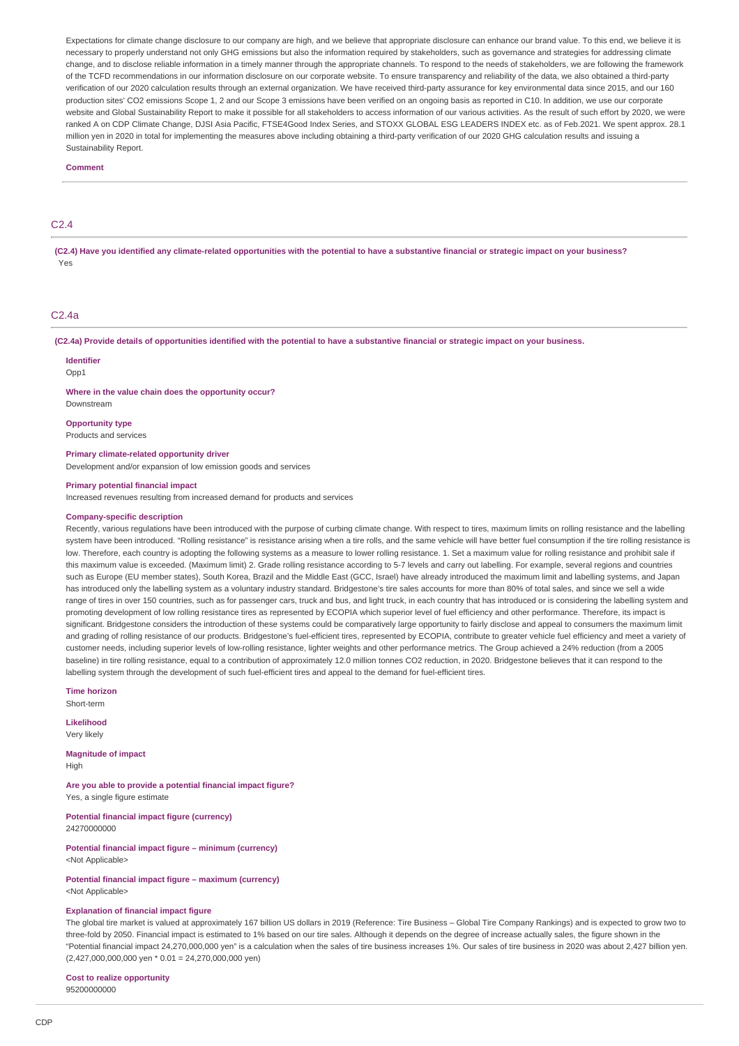Expectations for climate change disclosure to our company are high, and we believe that appropriate disclosure can enhance our brand value. To this end, we believe it is necessary to properly understand not only GHG emissions but also the information required by stakeholders, such as governance and strategies for addressing climate change, and to disclose reliable information in a timely manner through the appropriate channels. To respond to the needs of stakeholders, we are following the framework of the TCFD recommendations in our information disclosure on our corporate website. To ensure transparency and reliability of the data, we also obtained a third-party verification of our 2020 calculation results through an external organization. We have received third-party assurance for key environmental data since 2015, and our 160 production sites' $CO_2$ emissions Scope 1, 2 and our Scope 3 emissions have been verified on an ongoing basis as reported in C10. In addition, we use our corporate website and Global Sustainability Report to make it possible for all stakeholders to access information of our various activities. As the result of such effort by 2020, we were ranked A on CDP Climate Change, DJSI Asia Pacific, FTSE4Good Index Series, and STOXX GLOBAL ESG LEADERS INDEX etc. as of Feb.2021. We spent approx. 28.1 million yen in 2020 in total for implementing the measures above including obtaining a third-party verification of our 2020 GHG calculation results and issuing a Sustainability Report.

**Comment**

## C2.4

**(C2.4) Have you identified any climate-related opportunities with the potential to have a substantive financial or strategic impact on your business?**

Yes

## C2.4a

**(C2.4a) Provide details of opportunities identified with the potential to have a substantive financial or strategic impact on your business.**

**Identifier**

Opp1

**Where in the value chain does the opportunity occur?**

Downstream

**Opportunity type**

Products and services

**Primary climate-related opportunity driver**

Development and/or expansion of low emission goods and services

**Primary potential financial impact**

Increased revenues resulting from increased demand for products and services

**Company-specific description**

Recently, various regulations have been introduced with the purpose of curbing climate change. With respect to tires, maximum limits on rolling resistance and the labelling system have been introduced. "Rolling resistance" is resistance arising when a tire rolls, and the same vehicle will have better fuel consumption if the tire rolling resistance is low. Therefore, each country is adopting the following systems as a measure to lower rolling resistance. 1. Set a maximum value for rolling resistance and prohibit sale if this maximum value is exceeded. (Maximum limit) 2. Grade rolling resistance according to 5-7 levels and carry out labelling. For example, several regions and countries such as Europe (EU member states), South Korea, Brazil and the Middle East (GCC, Israel) have already introduced the maximum limit and labelling systems, and Japan has introduced only the labelling system as a voluntary industry standard. Bridgestone's tire sales accounts for more than 80% of total sales, and since we sell a wide range of tires in over 150 countries, such as for passenger cars, truck and bus, and light truck, in each country that has introduced or is considering the labelling system and promoting development of low rolling resistance tires as represented by ECOPIA which superior level of fuel efficiency and other performance. Therefore, its impact is significant. Bridgestone considers the introduction of these systems could be comparatively large opportunity to fairly disclose and appeal to consumers the maximum limit and grading of rolling resistance of our products. Bridgestone's fuel-efficient tires, represented by ECOPIA, contribute to greater vehicle fuel efficiency and meet a variety of customer needs, including superior levels of low-rolling resistance, lighter weights and other performance metrics. The Group achieved a 24% reduction (from a 2005 baseline) in tire rolling resistance, equal to a contribution of approximately 12.0 million tonnes $CO_2$ reduction, in 2020. Bridgestone believes that it can respond to the labelling system through the development of such fuel-efficient tires and appeal to the demand for fuel-efficient tires.

**Time horizon**

Short-term

**Likelihood**

Very likely

**Magnitude of impact**

High

**Are you able to provide a potential financial impact figure?**

Yes, a single figure estimate

**Potential financial impact figure (currency)**

24270000000

**Potential financial impact figure – minimum (currency)**

<Not Applicable>

**Potential financial impact figure – maximum (currency)**

<Not Applicable>

**Explanation of financial impact figure**

The global tire market is valued at approximately 167 billion US dollars in 2019 (Reference: Tire Business – Global Tire Company Rankings) and is expected to grow two to three-fold by 2050. Financial impact is estimated to 1% based on our tire sales. Although it depends on the degree of increase actually sales, the figure shown in the "Potential financial impact 24,270,000,000 yen" is a calculation when the sales of tire business increases 1%. Our sales of tire business in 2020 was about 2,427 billion yen. (2,427,000,000,000 yen * 0.01 = 24,270,000,000 yen)

**Cost to realize opportunity**

95200000000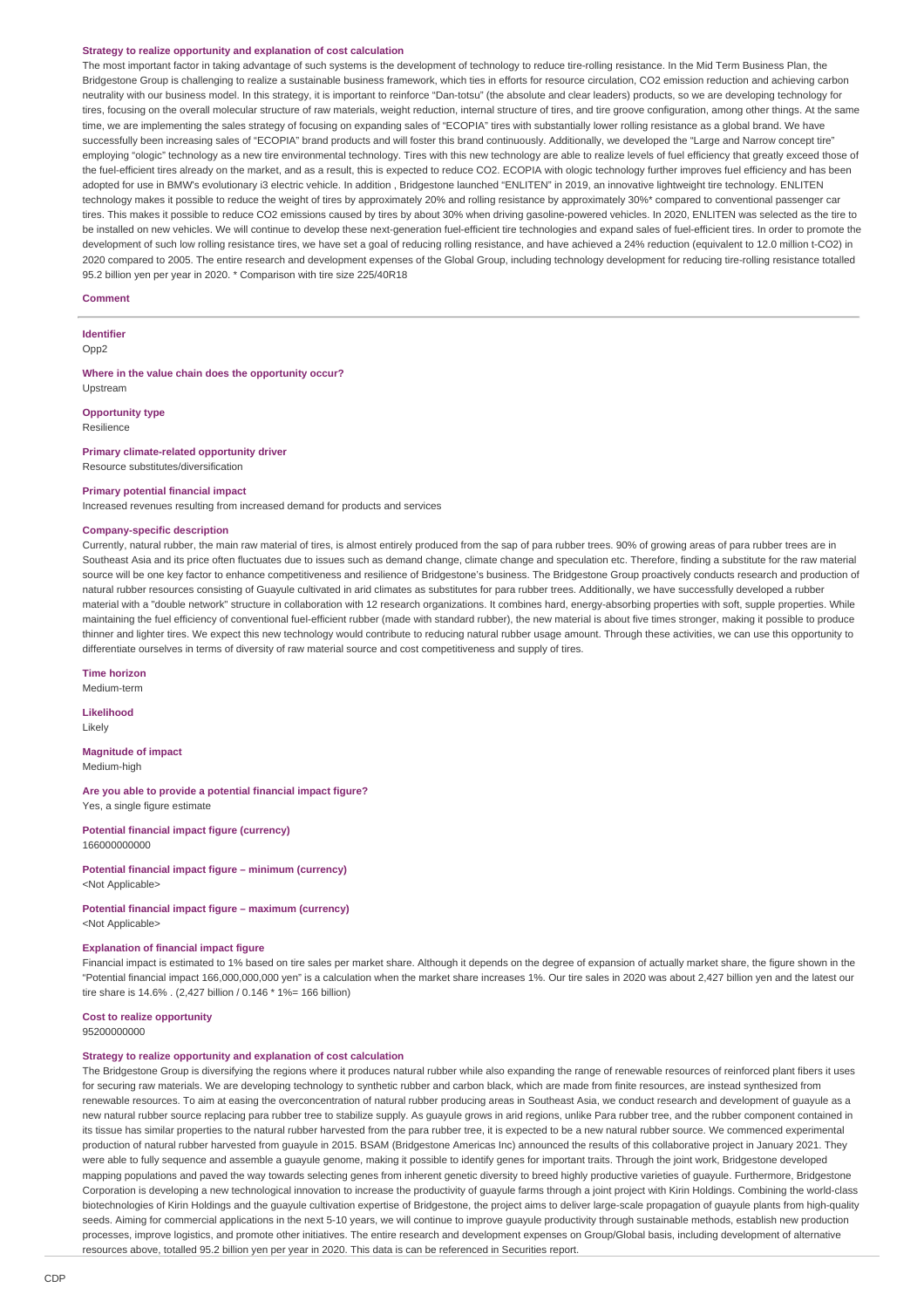**Strategy to realize opportunity and explanation of cost calculation**

The most important factor in taking advantage of such systems is the development of technology to reduce tire-rolling resistance. In the Mid Term Business Plan, the Bridgestone Group is challenging to realize a sustainable business framework, which ties in efforts for resource circulation, $CO_2$ emission reduction and achieving carbon neutrality with our business model. In this strategy, it is important to reinforce "Dan-totsu" (the absolute and clear leaders) products, so we are developing technology for tires, focusing on the overall molecular structure of raw materials, weight reduction, internal structure of tires, and tire groove configuration, among other things. At the same time, we are implementing the sales strategy of focusing on expanding sales of "ECOPIA" tires with substantially lower rolling resistance as a global brand. We have successfully been increasing sales of "ECOPIA" brand products and will foster this brand continuously. Additionally, we developed the "Large and Narrow concept tire" employing "ologic" technology as a new tire environmental technology. Tires with this new technology are able to realize levels of fuel efficiency that greatly exceed those of the fuel-efficient tires already on the market, and as a result, this is expected to reduce $CO_2$. ECOPIA with ologic technology further improves fuel efficiency and has been adopted for use in BMW's evolutionary i3 electric vehicle. In addition , Bridgestone launched "ENLITEN" in 2019, an innovative lightweight tire technology. ENLITEN technology makes it possible to reduce the weight of tires by approximately 20% and rolling resistance by approximately 30%* compared to conventional passenger car tires. This makes it possible to reduce $CO_2$ emissions caused by tires by about 30% when driving gasoline-powered vehicles. In 2020, ENLITEN was selected as the tire to be installed on new vehicles. We will continue to develop these next-generation fuel-efficient tire technologies and expand sales of fuel-efficient tires. In order to promote the development of such low rolling resistance tires, we have set a goal of reducing rolling resistance, and have achieved a 24% reduction (equivalent to 12.0 million t-$CO_2$) in 2020 compared to 2005. The entire research and development expenses of the Global Group, including technology development for reducing tire-rolling resistance totalled 95.2 billion yen per year in 2020. * Comparison with tire size 225/40R18

**Comment**

---

**Identifier**
Opp2

**Where in the value chain does the opportunity occur?**
Upstream

**Opportunity type**
Resilience

**Primary climate-related opportunity driver**
Resource substitutes/diversification

**Primary potential financial impact**
Increased revenues resulting from increased demand for products and services

**Company-specific description**

Currently, natural rubber, the main raw material of tires, is almost entirely produced from the sap of para rubber trees. 90% of growing areas of para rubber trees are in Southeast Asia and its price often fluctuates due to issues such as demand change, climate change and speculation etc. Therefore, finding a substitute for the raw material source will be one key factor to enhance competitiveness and resilience of Bridgestone's business. The Bridgestone Group proactively conducts research and production of natural rubber resources consisting of Guayule cultivated in arid climates as substitutes for para rubber trees. Additionally, we have successfully developed a rubber material with a "double network" structure in collaboration with 12 research organizations. It combines hard, energy-absorbing properties with soft, supple properties. While maintaining the fuel efficiency of conventional fuel-efficient rubber (made with standard rubber), the new material is about five times stronger, making it possible to produce thinner and lighter tires. We expect this new technology would contribute to reducing natural rubber usage amount. Through these activities, we can use this opportunity to differentiate ourselves in terms of diversity of raw material source and cost competitiveness and supply of tires.

**Time horizon**
Medium-term

**Likelihood**
Likely

**Magnitude of impact**
Medium-high

**Are you able to provide a potential financial impact figure?**
Yes, a single figure estimate

**Potential financial impact figure (currency)**
166000000000

**Potential financial impact figure – minimum (currency)**
<Not Applicable>

**Potential financial impact figure – maximum (currency)**
<Not Applicable>

**Explanation of financial impact figure**

Financial impact is estimated to 1% based on tire sales per market share. Although it depends on the degree of expansion of actually market share, the figure shown in the "Potential financial impact 166,000,000,000 yen" is a calculation when the market share increases 1%. Our tire sales in 2020 was about 2,427 billion yen and the latest our tire share is 14.6% . (2,427 billion / 0.146 * 1%= 166 billion)

**Cost to realize opportunity**
95200000000

**Strategy to realize opportunity and explanation of cost calculation**

The Bridgestone Group is diversifying the regions where it produces natural rubber while also expanding the range of renewable resources of reinforced plant fibers it uses for securing raw materials. We are developing technology to synthetic rubber and carbon black, which are made from finite resources, are instead synthesized from renewable resources. To aim at easing the overconcentration of natural rubber producing areas in Southeast Asia, we conduct research and development of guayule as a new natural rubber source replacing para rubber tree to stabilize supply. As guayule grows in arid regions, unlike Para rubber tree, and the rubber component contained in its tissue has similar properties to the natural rubber harvested from the para rubber tree, it is expected to be a new natural rubber source. We commenced experimental production of natural rubber harvested from guayule in 2015. BSAM (Bridgestone Americas Inc) announced the results of this collaborative project in January 2021. They were able to fully sequence and assemble a guayule genome, making it possible to identify genes for important traits. Through the joint work, Bridgestone developed mapping populations and paved the way towards selecting genes from inherent genetic diversity to breed highly productive varieties of guayule. Furthermore, Bridgestone Corporation is developing a new technological innovation to increase the productivity of guayule farms through a joint project with Kirin Holdings. Combining the world-class biotechnologies of Kirin Holdings and the guayule cultivation expertise of Bridgestone, the project aims to deliver large-scale propagation of guayule plants from high-quality seeds. Aiming for commercial applications in the next 5-10 years, we will continue to improve guayule productivity through sustainable methods, establish new production processes, improve logistics, and promote other initiatives. The entire research and development expenses on Group/Global basis, including development of alternative resources above, totalled 95.2 billion yen per year in 2020. This data is can be referenced in Securities report.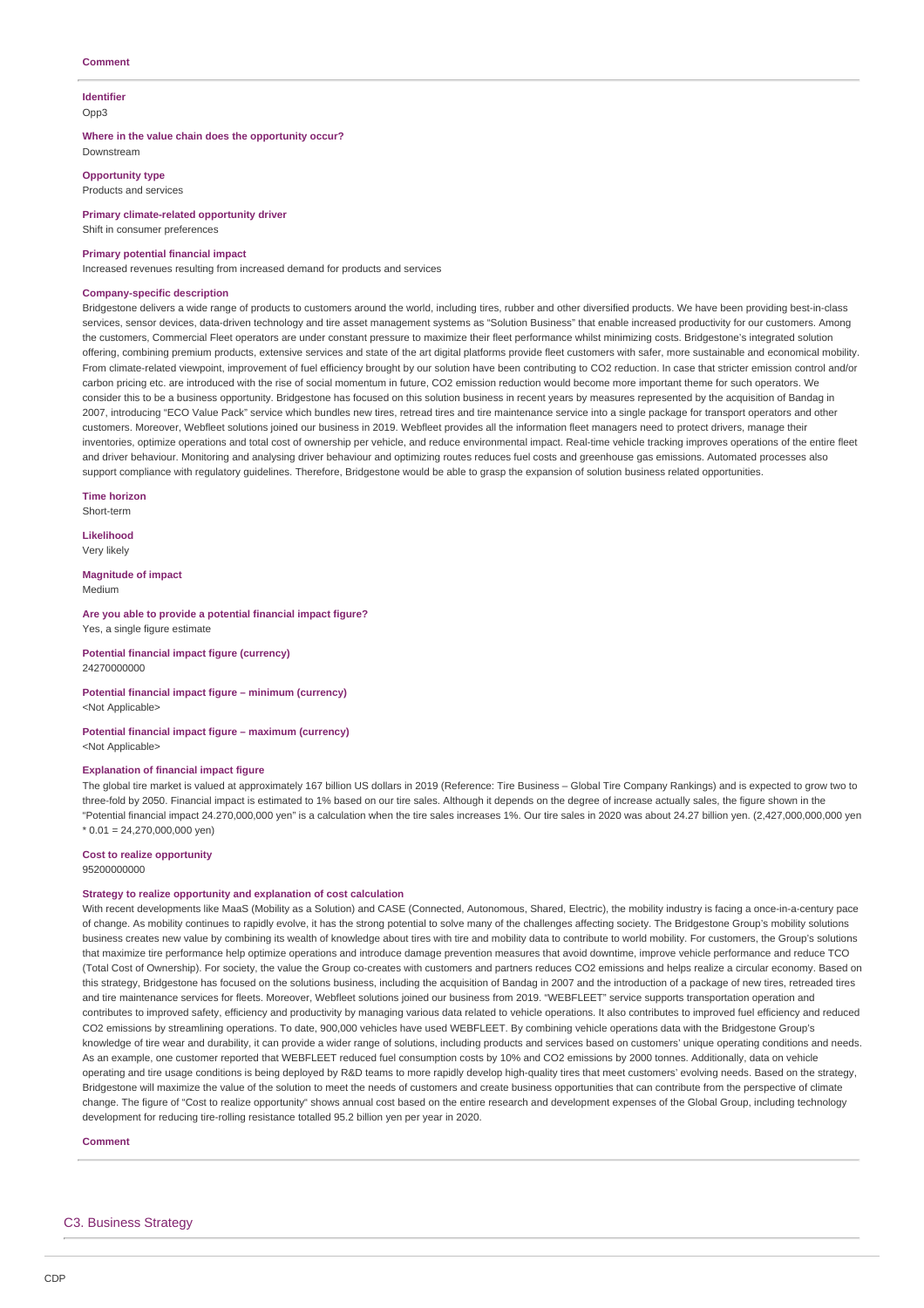**Comment**

**Identifier**
Opp3

**Where in the value chain does the opportunity occur?**
Downstream

**Opportunity type**
Products and services

**Primary climate-related opportunity driver**
Shift in consumer preferences

**Primary potential financial impact**
Increased revenues resulting from increased demand for products and services

**Company-specific description**
Bridgestone delivers a wide range of products to customers around the world, including tires, rubber and other diversified products. We have been providing best-in-class services, sensor devices, data-driven technology and tire asset management systems as "Solution Business" that enable increased productivity for our customers. Among the customers, Commercial Fleet operators are under constant pressure to maximize their fleet performance whilst minimizing costs. Bridgestone's integrated solution offering, combining premium products, extensive services and state of the art digital platforms provide fleet customers with safer, more sustainable and economical mobility. From climate-related viewpoint, improvement of fuel efficiency brought by our solution have been contributing to $CO_2$ reduction. In case that stricter emission control and/or carbon pricing etc. are introduced with the rise of social momentum in future, $CO_2$ emission reduction would become more important theme for such operators. We consider this to be a business opportunity. Bridgestone has focused on this solution business in recent years by measures represented by the acquisition of Bandag in 2007, introducing "ECO Value Pack" service which bundles new tires, retread tires and tire maintenance service into a single package for transport operators and other customers. Moreover, Webfleet solutions joined our business in 2019. Webfleet provides all the information fleet managers need to protect drivers, manage their inventories, optimize operations and total cost of ownership per vehicle, and reduce environmental impact. Real-time vehicle tracking improves operations of the entire fleet and driver behaviour. Monitoring and analysing driver behaviour and optimizing routes reduces fuel costs and greenhouse gas emissions. Automated processes also support compliance with regulatory guidelines. Therefore, Bridgestone would be able to grasp the expansion of solution business related opportunities.

**Time horizon**
Short-term

**Likelihood**
Very likely

**Magnitude of impact**
Medium

**Are you able to provide a potential financial impact figure?**
Yes, a single figure estimate

**Potential financial impact figure (currency)**
24270000000

**Potential financial impact figure – minimum (currency)**
<Not Applicable>

**Potential financial impact figure – maximum (currency)**
<Not Applicable>

**Explanation of financial impact figure**
The global tire market is valued at approximately 167 billion US dollars in 2019 (Reference: Tire Business – Global Tire Company Rankings) and is expected to grow two to three-fold by 2050. Financial impact is estimated to 1% based on our tire sales. Although it depends on the degree of increase actually sales, the figure shown in the "Potential financial impact 24.270,000,000 yen" is a calculation when the tire sales increases 1%. Our tire sales in 2020 was about 24.27 billion yen. (2,427,000,000,000 yen * 0.01 = 24,270,000,000 yen)

**Cost to realize opportunity**
95200000000

**Strategy to realize opportunity and explanation of cost calculation**
With recent developments like MaaS (Mobility as a Solution) and CASE (Connected, Autonomous, Shared, Electric), the mobility industry is facing a once-in-a-century pace of change. As mobility continues to rapidly evolve, it has the strong potential to solve many of the challenges affecting society. The Bridgestone Group's mobility solutions business creates new value by combining its wealth of knowledge about tires with tire and mobility data to contribute to world mobility. For customers, the Group's solutions that maximize tire performance help optimize operations and introduce damage prevention measures that avoid downtime, improve vehicle performance and reduce TCO (Total Cost of Ownership). For society, the value the Group co-creates with customers and partners reduces $CO_2$ emissions and helps realize a circular economy. Based on this strategy, Bridgestone has focused on the solutions business, including the acquisition of Bandag in 2007 and the introduction of a package of new tires, retreaded tires and tire maintenance services for fleets. Moreover, Webfleet solutions joined our business from 2019. "WEBFLEET" service supports transportation operation and contributes to improved safety, efficiency and productivity by managing various data related to vehicle operations. It also contributes to improved fuel efficiency and reduced $CO_2$ emissions by streamlining operations. To date, 900,000 vehicles have used WEBFLEET. By combining vehicle operations data with the Bridgestone Group's knowledge of tire wear and durability, it can provide a wider range of solutions, including products and services based on customers' unique operating conditions and needs. As an example, one customer reported that WEBFLEET reduced fuel consumption costs by 10% and $CO_2$ emissions by 2000 tonnes. Additionally, data on vehicle operating and tire usage conditions is being deployed by R&D teams to more rapidly develop high-quality tires that meet customers' evolving needs. Based on the strategy, Bridgestone will maximize the value of the solution to meet the needs of customers and create business opportunities that can contribute from the perspective of climate change. The figure of "Cost to realize opportunity" shows annual cost based on the entire research and development expenses of the Global Group, including technology development for reducing tire-rolling resistance totalled 95.2 billion yen per year in 2020.

**Comment**

## C3. Business Strategy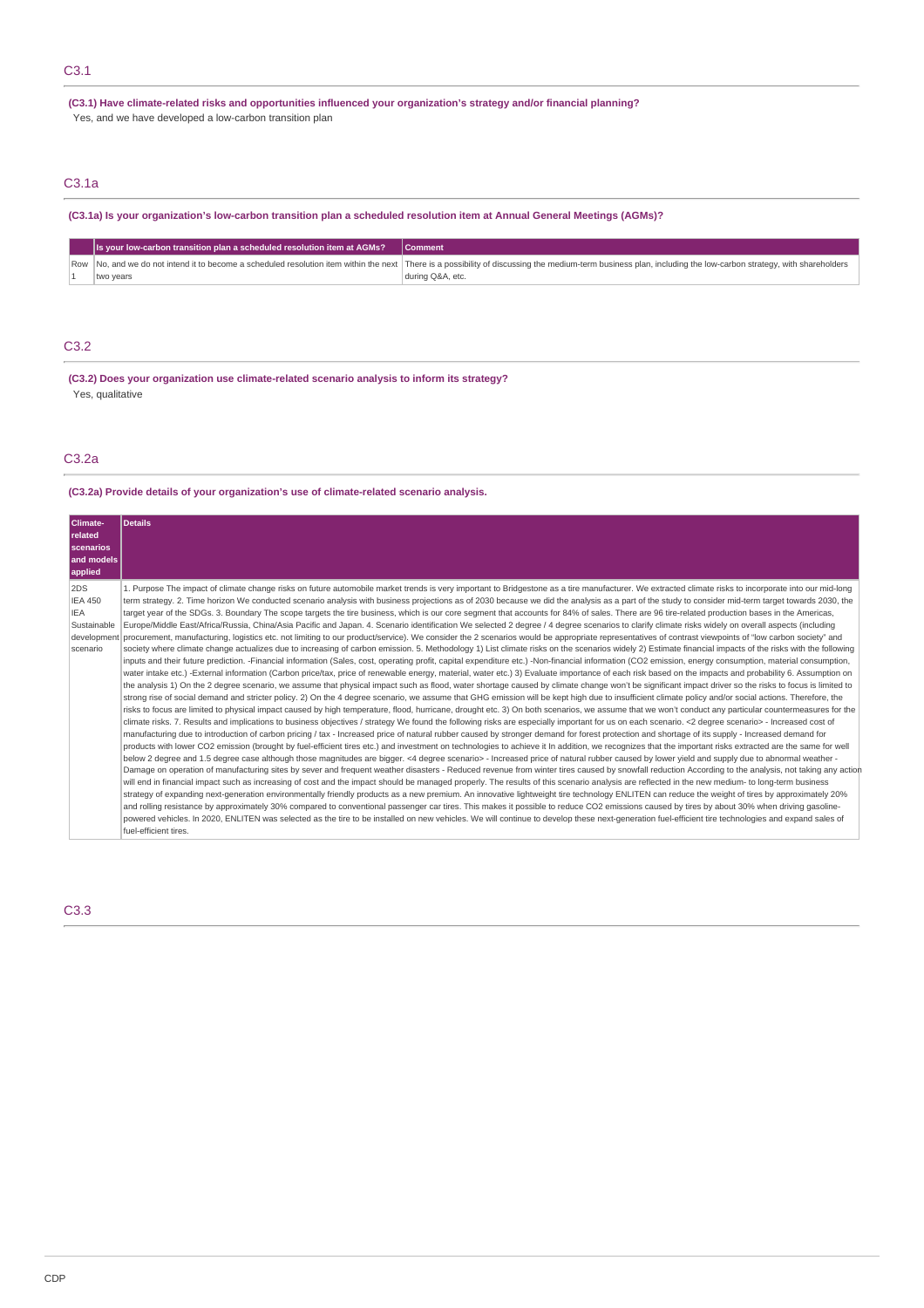## C3.1

**(C3.1) Have climate-related risks and opportunities influenced your organization's strategy and/or financial planning?**

Yes, and we have developed a low-carbon transition plan

## C3.1a

**(C3.1a) Is your organization's low-carbon transition plan a scheduled resolution item at Annual General Meetings (AGMs)?**

| | Is your low-carbon transition plan a scheduled resolution item at AGMs? | Comment |
|---|---|---|
| Row 1 | No, and we do not intend it to become a scheduled resolution item within the next two years | There is a possibility of discussing the medium-term business plan, including the low-carbon strategy, with shareholders during Q&A, etc. |

## C3.2

**(C3.2) Does your organization use climate-related scenario analysis to inform its strategy?**

Yes, qualitative

## C3.2a

**(C3.2a) Provide details of your organization's use of climate-related scenario analysis.**

| Climate-related scenarios and models applied | Details |
|---|---|
| 2DS<br>IEA 450<br>IEA Sustainable development scenario | 1. Purpose The impact of climate change risks on future automobile market trends is very important to Bridgestone as a tire manufacturer. We extracted climate risks to incorporate into our mid-long term strategy. 2. Time horizon We conducted scenario analysis with business projections as of 2030 because we did the analysis as a part of the study to consider mid-term target towards 2030, the target year of the SDGs. 3. Boundary The scope targets the tire business, which is our core segment that accounts for 84% of sales. There are 96 tire-related production bases in the Americas, Europe/Middle East/Africa/Russia, China/Asia Pacific and Japan. 4. Scenario identification We selected 2 degree / 4 degree scenarios to clarify climate risks widely on overall aspects (including procurement, manufacturing, logistics etc. not limiting to our product/service). We consider the 2 scenarios would be appropriate representatives of contrast viewpoints of "low carbon society" and society where climate change actualizes due to increasing of carbon emission. 5. Methodology 1) List climate risks on the scenarios widely 2) Estimate financial impacts of the risks with the following inputs and their future prediction. -Financial information (Sales, cost, operating profit, capital expenditure etc.) -Non-financial information (CO2 emission, energy consumption, material consumption, water intake etc.) -External information (Carbon price/tax, price of renewable energy, material, water etc.) 3) Evaluate importance of each risk based on the impacts and probability 6. Assumption on the analysis 1) On the 2 degree scenario, we assume that physical impact such as flood, water shortage caused by climate change won't be significant impact driver so the risks to focus is limited to strong rise of social demand and stricter policy. 2) On the 4 degree scenario, we assume that GHG emission will be kept high due to insufficient climate policy and/or social actions. Therefore, the risks to focus are limited to physical impact caused by high temperature, flood, hurricane, drought etc. 3) On both scenarios, we assume that we won't conduct any particular countermeasures for the climate risks. 7. Results and implications to business objectives / strategy We found the following risks are especially important for us on each scenario. <2 degree scenario> - Increased cost of manufacturing due to introduction of carbon pricing / tax - Increased price of natural rubber caused by stronger demand for forest protection and shortage of its supply - Increased demand for products with lower CO2 emission (brought by fuel-efficient tires etc.) and investment on technologies to achieve it In addition, we recognizes that the important risks extracted are the same for well below 2 degree and 1.5 degree case although those magnitudes are bigger. <4 degree scenario> - Increased price of natural rubber caused by lower yield and supply due to abnormal weather - Damage on operation of manufacturing sites by sever and frequent weather disasters - Reduced revenue from winter tires caused by snowfall reduction According to the analysis, not taking any action will end in financial impact such as increasing of cost and the impact should be managed properly. The results of this scenario analysis are reflected in the new medium- to long-term business strategy of expanding next-generation environmentally friendly products as a new premium. An innovative lightweight tire technology ENLITEN can reduce the weight of tires by approximately 20% and rolling resistance by approximately 30% compared to conventional passenger car tires. This makes it possible to reduce CO2 emissions caused by tires by about 30% when driving gasoline-powered vehicles. In 2020, ENLITEN was selected as the tire to be installed on new vehicles. We will continue to develop these next-generation fuel-efficient tire technologies and expand sales of fuel-efficient tires. |

## C3.3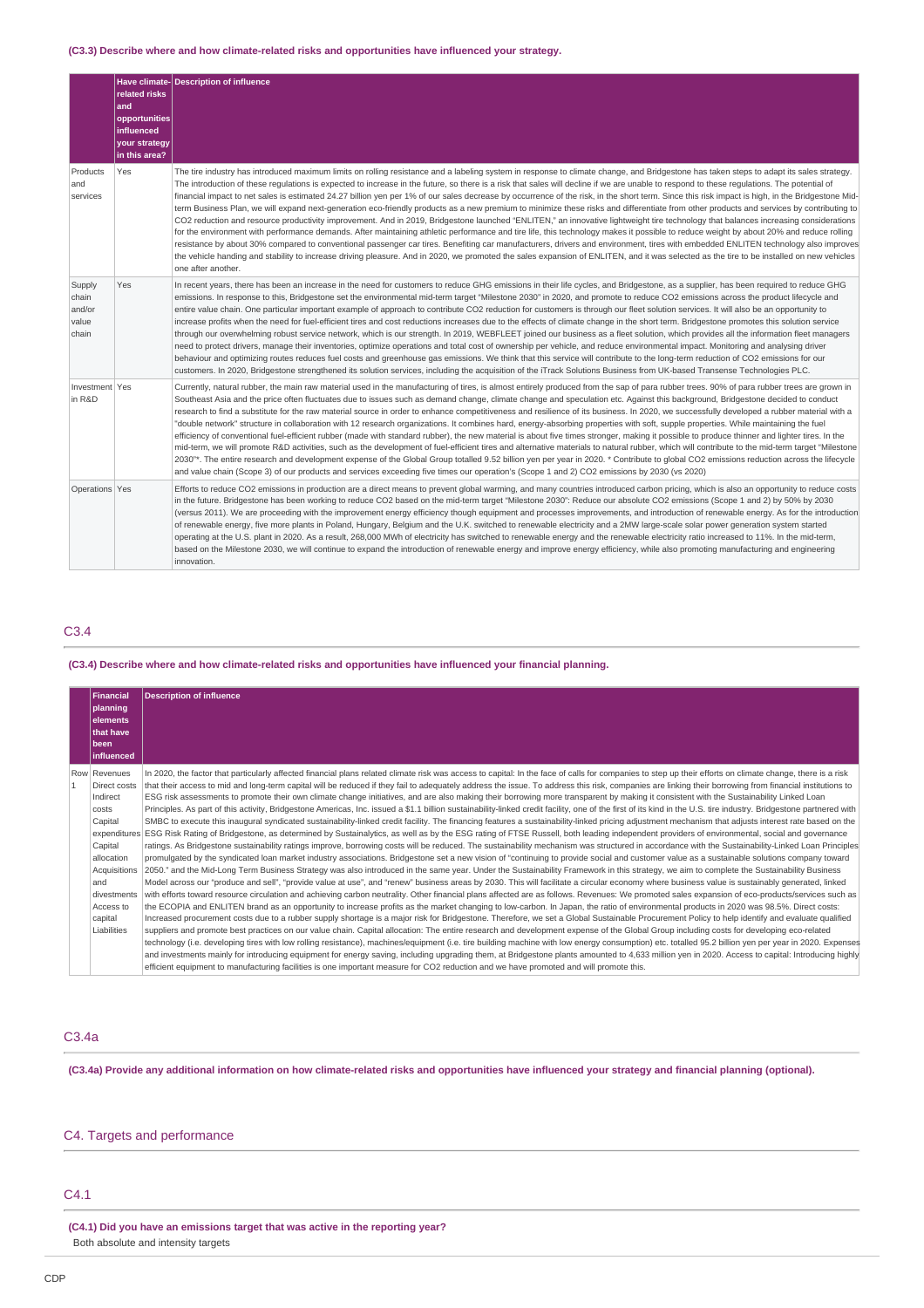**(C3.3) Describe where and how climate-related risks and opportunities have influenced your strategy.**

| | Have climate-related risks and opportunities influenced your strategy in this area? | Description of influence |
|---|---|---|
| Products and services | Yes | The tire industry has introduced maximum limits on rolling resistance and a labeling system in response to climate change, and Bridgestone has taken steps to adapt its sales strategy. The introduction of these regulations is expected to increase in the future, so there is a risk that sales will decline if we are unable to respond to these regulations. The potential of financial impact to net sales is estimated 24.27 billion yen per 1% of our sales decrease by occurrence of the risk, in the short term. Since this risk impact is high, in the Bridgestone Mid-term Business Plan, we will expand next-generation eco-friendly products as a new premium to minimize these risks and differentiate from other products and services by contributing to CO2 reduction and resource productivity improvement. And in 2019, Bridgestone launched "ENLITEN," an innovative lightweight tire technology that balances increasing considerations for the environment with performance demands. After maintaining athletic performance and tire life, this technology makes it possible to reduce weight by about 20% and reduce rolling resistance by about 30% compared to conventional passenger car tires. Benefiting car manufacturers, drivers and environment, tires with embedded ENLITEN technology also improves the vehicle handing and stability to increase driving pleasure. And in 2020, we promoted the sales expansion of ENLITEN, and it was selected as the tire to be installed on new vehicles one after another. |
| Supply chain and/or value chain | Yes | In recent years, there has been an increase in the need for customers to reduce GHG emissions in their life cycles, and Bridgestone, as a supplier, has been required to reduce GHG emissions. In response to this, Bridgestone set the environmental mid-term target "Milestone 2030" in 2020, and promote to reduce CO2 emissions across the product lifecycle and entire value chain. One particular important example of approach to contribute CO2 reduction for customers is through our fleet solution services. It will also be an opportunity to increase profits when the need for fuel-efficient tires and cost reductions increases due to the effects of climate change in the short term. Bridgestone promotes this solution service through our overwhelming robust service network, which is our strength. In 2019, WEBFLEET joined our business as a fleet solution, which provides all the information fleet managers need to protect drivers, manage their inventories, optimize operations and total cost of ownership per vehicle, and reduce environmental impact. Monitoring and analysing driver behaviour and optimizing routes reduces fuel costs and greenhouse gas emissions. We think that this service will contribute to the long-term reduction of CO2 emissions for our customers. In 2020, Bridgestone strengthened its solution services, including the acquisition of the iTrack Solutions Business from UK-based Transense Technologies PLC. |
| Investment in R&D | Yes | Currently, natural rubber, the main raw material used in the manufacturing of tires, is almost entirely produced from the sap of para rubber trees. 90% of para rubber trees are grown in Southeast Asia and the price often fluctuates due to issues such as demand change, climate change and speculation etc. Against this background, Bridgestone decided to conduct research to find a substitute for the raw material source in order to enhance competitiveness and resilience of its business. In 2020, we successfully developed a rubber material with a "double network" structure in collaboration with 12 research organizations. It combines hard, energy-absorbing properties with soft, supple properties. While maintaining the fuel efficiency of conventional fuel-efficient rubber (made with standard rubber), the new material is about five times stronger, making it possible to produce thinner and lighter tires. In the mid-term, we will promote R&D activities, such as the development of fuel-efficient tires and alternative materials to natural rubber, which will contribute to the mid-term target "Milestone 2030"*. The entire research and development expense of the Global Group totalled 9.52 billion yen per year in 2020. * Contribute to global CO2 emissions reduction across the lifecycle and value chain (Scope 3) of our products and services exceeding five times our operation's (Scope 1 and 2) CO2 emissions by 2030 (vs 2020) |
| Operations | Yes | Efforts to reduce CO2 emissions in production are a direct means to prevent global warming, and many countries introduced carbon pricing, which is also an opportunity to reduce costs in the future. Bridgestone has been working to reduce CO2 based on the mid-term target "Milestone 2030": Reduce our absolute CO2 emissions (Scope 1 and 2) by 50% by 2030 (versus 2011). We are proceeding with the improvement energy efficiency though equipment and processes improvements, and introduction of renewable energy. As for the introduction of renewable energy, five more plants in Poland, Hungary, Belgium and the U.K. switched to renewable electricity and a 2MW large-scale solar power generation system started operating at the U.S. plant in 2020. As a result, 268,000 MWh of electricity has switched to renewable energy and the renewable electricity ratio increased to 11%. In the mid-term, based on the Milestone 2030, we will continue to expand the introduction of renewable energy and improve energy efficiency, while also promoting manufacturing and engineering innovation. |

## C3.4

**(C3.4) Describe where and how climate-related risks and opportunities have influenced your financial planning.**

| | Financial planning elements that have been influenced | Description of influence |
|---|---|---|
| Row 1 | Revenues<br>Direct costs<br>Indirect costs<br>Capital expenditures<br>Capital allocation<br>Acquisitions and divestments<br>Access to capital<br>Liabilities | In 2020, the factor that particularly affected financial plans related climate risk was access to capital: In the face of calls for companies to step up their efforts on climate change, there is a risk that their access to mid and long-term capital will be reduced if they fail to adequately address the issue. To address this risk, companies are linking their borrowing from financial institutions to ESG risk assessments to promote their own climate change initiatives, and are also making their borrowing more transparent by making it consistent with the Sustainability Linked Loan Principles. As part of this activity, Bridgestone Americas, Inc. issued a $1.1 billion sustainability-linked credit facility, one of the first of its kind in the U.S. tire industry. Bridgestone partnered with SMBC to execute this inaugural syndicated sustainability-linked credit facility. The financing features a sustainability-linked pricing adjustment mechanism that adjusts interest rate based on the ESG Risk Rating of Bridgestone, as determined by Sustainalytics, as well as by the ESG rating of FTSE Russell, both leading independent providers of environmental, social and governance ratings. As Bridgestone sustainability ratings improve, borrowing costs will be reduced. The sustainability mechanism was structured in accordance with the Sustainability-Linked Loan Principles promulgated by the syndicated loan market industry associations. Bridgestone set a new vision of "continuing to provide social and customer value as a sustainable solutions company toward 2050." and the Mid-Long Term Business Strategy was also introduced in the same year. Under the Sustainability Framework in this strategy, we aim to complete the Sustainability Business Model across our "produce and sell", "provide value at use", and "renew" business areas by 2030. This will facilitate a circular economy where business value is sustainably generated, linked with efforts toward resource circulation and achieving carbon neutrality. Other financial plans affected are as follows. Revenues: We promoted sales expansion of eco-products/services such as the ECOPIA and ENLITEN brand as an opportunity to increase profits as the market changing to low-carbon. In Japan, the ratio of environmental products in 2020 was 98.5%. Direct costs: Increased procurement costs due to a rubber supply shortage is a major risk for Bridgestone. Therefore, we set a Global Sustainable Procurement Policy to help identify and evaluate qualified suppliers and promote best practices on our value chain. Capital allocation: The entire research and development expense of the Global Group including costs for developing eco-related technology (i.e. developing tires with low rolling resistance), machines/equipment (i.e. tire building machine with low energy consumption) etc. totalled 95.2 billion yen per year in 2020. Expenses and investments mainly for introducing equipment for energy saving, including upgrading them, at Bridgestone plants amounted to 4,633 million yen in 2020. Access to capital: Introducing highly efficient equipment to manufacturing facilities is one important measure for CO2 reduction and we have promoted and will promote this. |

## C3.4a

**(C3.4a) Provide any additional information on how climate-related risks and opportunities have influenced your strategy and financial planning (optional).**

## C4. Targets and performance

## C4.1

**(C4.1) Did you have an emissions target that was active in the reporting year?**

Both absolute and intensity targets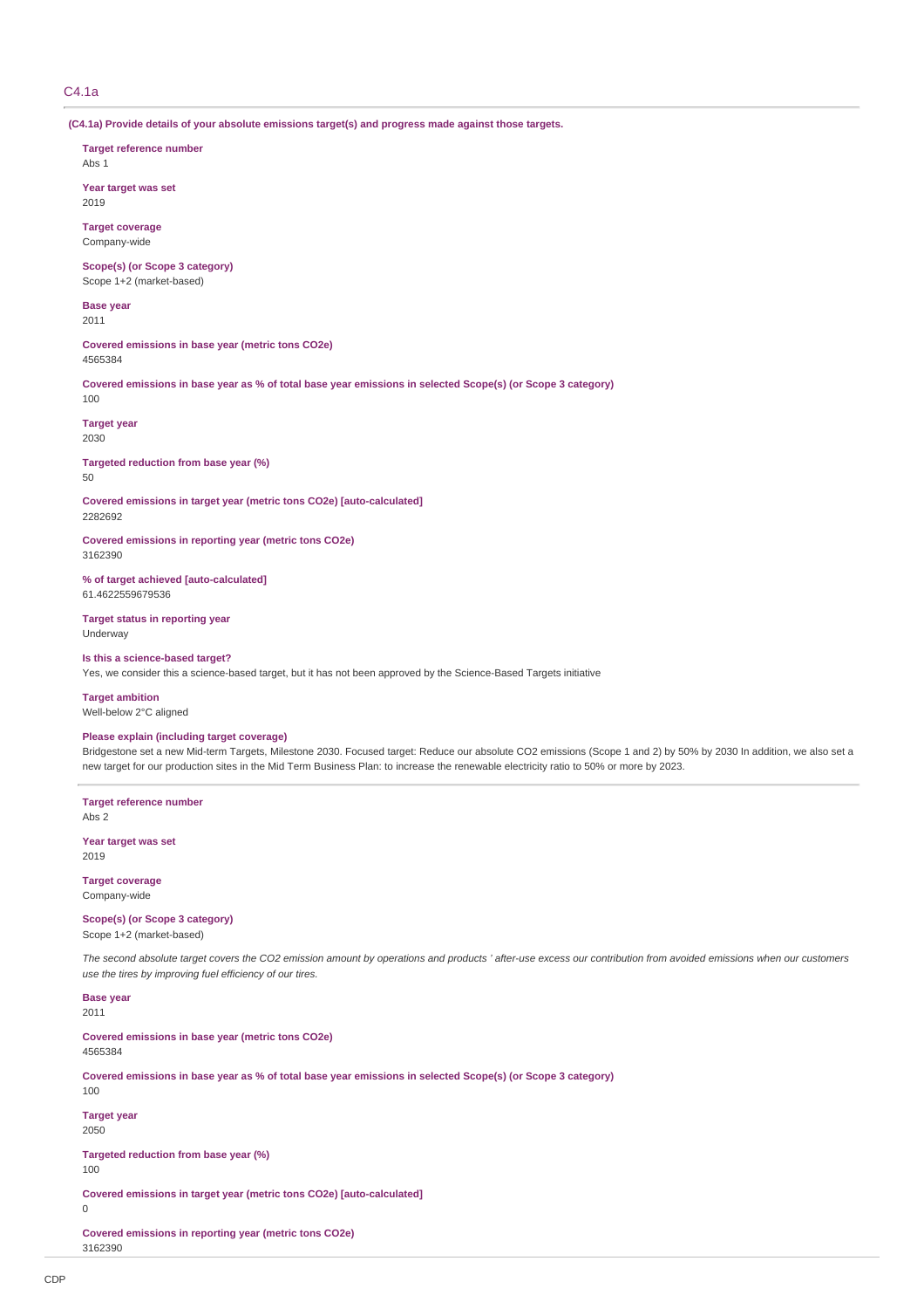## C4.1a

**(C4.1a) Provide details of your absolute emissions target(s) and progress made against those targets.**

**Target reference number**
Abs 1

**Year target was set**
2019

**Target coverage**
Company-wide

**Scope(s) (or Scope 3 category)**
Scope 1+2 (market-based)

**Base year**
2011

**Covered emissions in base year (metric tons CO2e)**
4565384

**Covered emissions in base year as % of total base year emissions in selected Scope(s) (or Scope 3 category)**
100

**Target year**
2030

**Targeted reduction from base year (%)**
50

**Covered emissions in target year (metric tons CO2e) [auto-calculated]**
2282692

**Covered emissions in reporting year (metric tons CO2e)**
3162390

**% of target achieved [auto-calculated]**
61.4622559679536

**Target status in reporting year**
Underway

**Is this a science-based target?**
Yes, we consider this a science-based target, but it has not been approved by the Science-Based Targets initiative

**Target ambition**
Well-below 2°C aligned

**Please explain (including target coverage)**
Bridgestone set a new Mid-term Targets, Milestone 2030. Focused target: Reduce our absolute CO2 emissions (Scope 1 and 2) by 50% by 2030 In addition, we also set a new target for our production sites in the Mid Term Business Plan: to increase the renewable electricity ratio to 50% or more by 2023.

---

**Target reference number**
Abs 2

**Year target was set**
2019

**Target coverage**
Company-wide

**Scope(s) (or Scope 3 category)**
Scope 1+2 (market-based)

*The second absolute target covers the CO2 emission amount by operations and products ' after-use excess our contribution from avoided emissions when our customers use the tires by improving fuel efficiency of our tires.*

**Base year**
2011

**Covered emissions in base year (metric tons CO2e)**
4565384

**Covered emissions in base year as % of total base year emissions in selected Scope(s) (or Scope 3 category)**
100

**Target year**
2050

**Targeted reduction from base year (%)**
100

**Covered emissions in target year (metric tons CO2e) [auto-calculated]**
0

**Covered emissions in reporting year (metric tons CO2e)**
3162390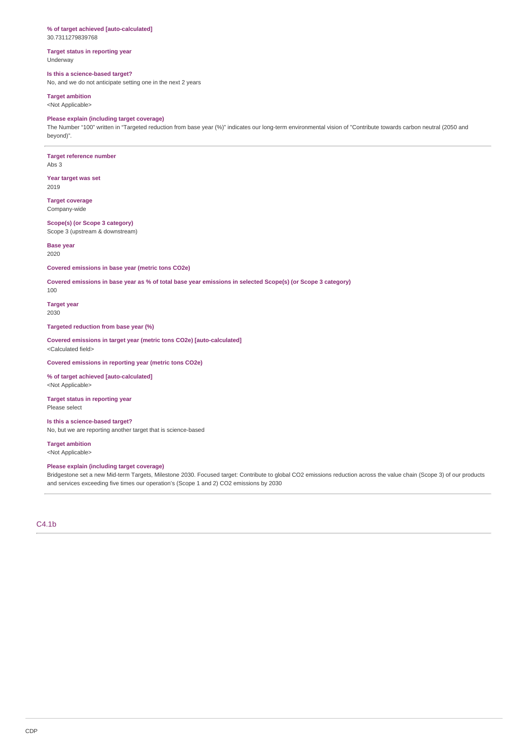**% of target achieved [auto-calculated]**
30.7311279839768

**Target status in reporting year**
Underway

**Is this a science-based target?**
No, and we do not anticipate setting one in the next 2 years

**Target ambition**
<Not Applicable>

**Please explain (including target coverage)**
The Number "100" written in "Targeted reduction from base year (%)" indicates our long-term environmental vision of "Contribute towards carbon neutral (2050 and beyond)".

---

**Target reference number**
Abs 3

**Year target was set**
2019

**Target coverage**
Company-wide

**Scope(s) (or Scope 3 category)**
Scope 3 (upstream & downstream)

**Base year**
2020

**Covered emissions in base year (metric tons CO2e)**

**Covered emissions in base year as % of total base year emissions in selected Scope(s) (or Scope 3 category)**
100

**Target year**
2030

**Targeted reduction from base year (%)**

**Covered emissions in target year (metric tons CO2e) [auto-calculated]**
<Calculated field>

**Covered emissions in reporting year (metric tons CO2e)**

**% of target achieved [auto-calculated]**
<Not Applicable>

**Target status in reporting year**
Please select

**Is this a science-based target?**
No, but we are reporting another target that is science-based

**Target ambition**
<Not Applicable>

**Please explain (including target coverage)**
Bridgestone set a new Mid-term Targets, Milestone 2030. Focused target: Contribute to global CO2 emissions reduction across the value chain (Scope 3) of our products and services exceeding five times our operation's (Scope 1 and 2) CO2 emissions by 2030

---

## C4.1b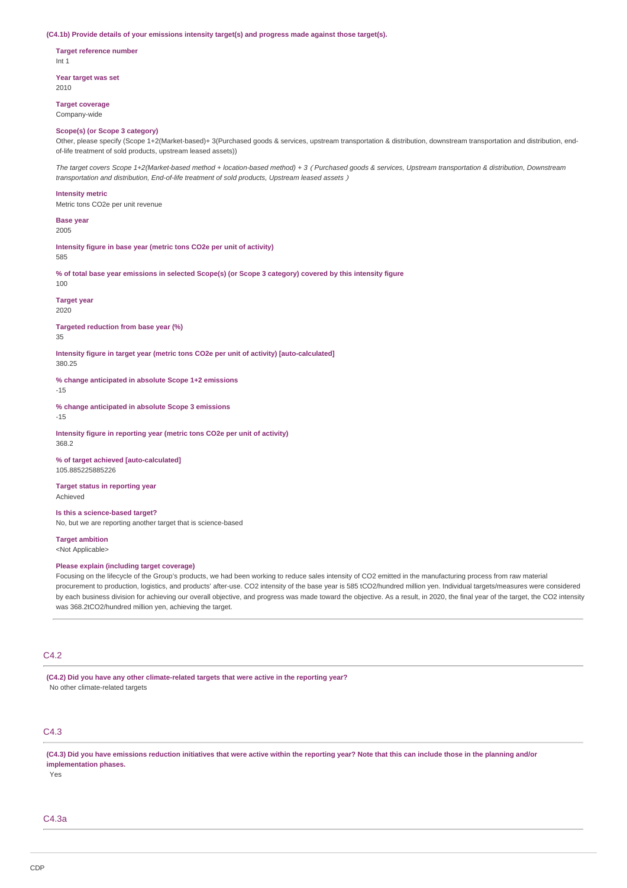**(C4.1b) Provide details of your emissions intensity target(s) and progress made against those target(s).**

**Target reference number**
Int 1

**Year target was set**
2010

**Target coverage**
Company-wide

**Scope(s) (or Scope 3 category)**
Other, please specify (Scope 1+2(Market-based)+ 3(Purchased goods & services, upstream transportation & distribution, downstream transportation and distribution, end-of-life treatment of sold products, upstream leased assets))

*The target covers Scope 1+2(Market-based method + location-based method) + 3（Purchased goods & services, Upstream transportation & distribution, Downstream transportation and distribution, End-of-life treatment of sold products, Upstream leased assets）*

**Intensity metric**
Metric tons CO2e per unit revenue

**Base year**
2005

**Intensity figure in base year (metric tons CO2e per unit of activity)**
585

**% of total base year emissions in selected Scope(s) (or Scope 3 category) covered by this intensity figure**
100

**Target year**
2020

**Targeted reduction from base year (%)**
35

**Intensity figure in target year (metric tons CO2e per unit of activity) [auto-calculated]**
380.25

**% change anticipated in absolute Scope 1+2 emissions**
-15

**% change anticipated in absolute Scope 3 emissions**
-15

**Intensity figure in reporting year (metric tons CO2e per unit of activity)**
368.2

**% of target achieved [auto-calculated]**
105.885225885226

**Target status in reporting year**
Achieved

**Is this a science-based target?**
No, but we are reporting another target that is science-based

**Target ambition**
<Not Applicable>

**Please explain (including target coverage)**
Focusing on the lifecycle of the Group's products, we had been working to reduce sales intensity of CO2 emitted in the manufacturing process from raw material procurement to production, logistics, and products' after-use. CO2 intensity of the base year is 585 tCO2/hundred million yen. Individual targets/measures were considered by each business division for achieving our overall objective, and progress was made toward the objective. As a result, in 2020, the final year of the target, the CO2 intensity was 368.2tCO2/hundred million yen, achieving the target.

## C4.2

**(C4.2) Did you have any other climate-related targets that were active in the reporting year?**
No other climate-related targets

## C4.3

**(C4.3) Did you have emissions reduction initiatives that were active within the reporting year? Note that this can include those in the planning and/or implementation phases.**
Yes

## C4.3a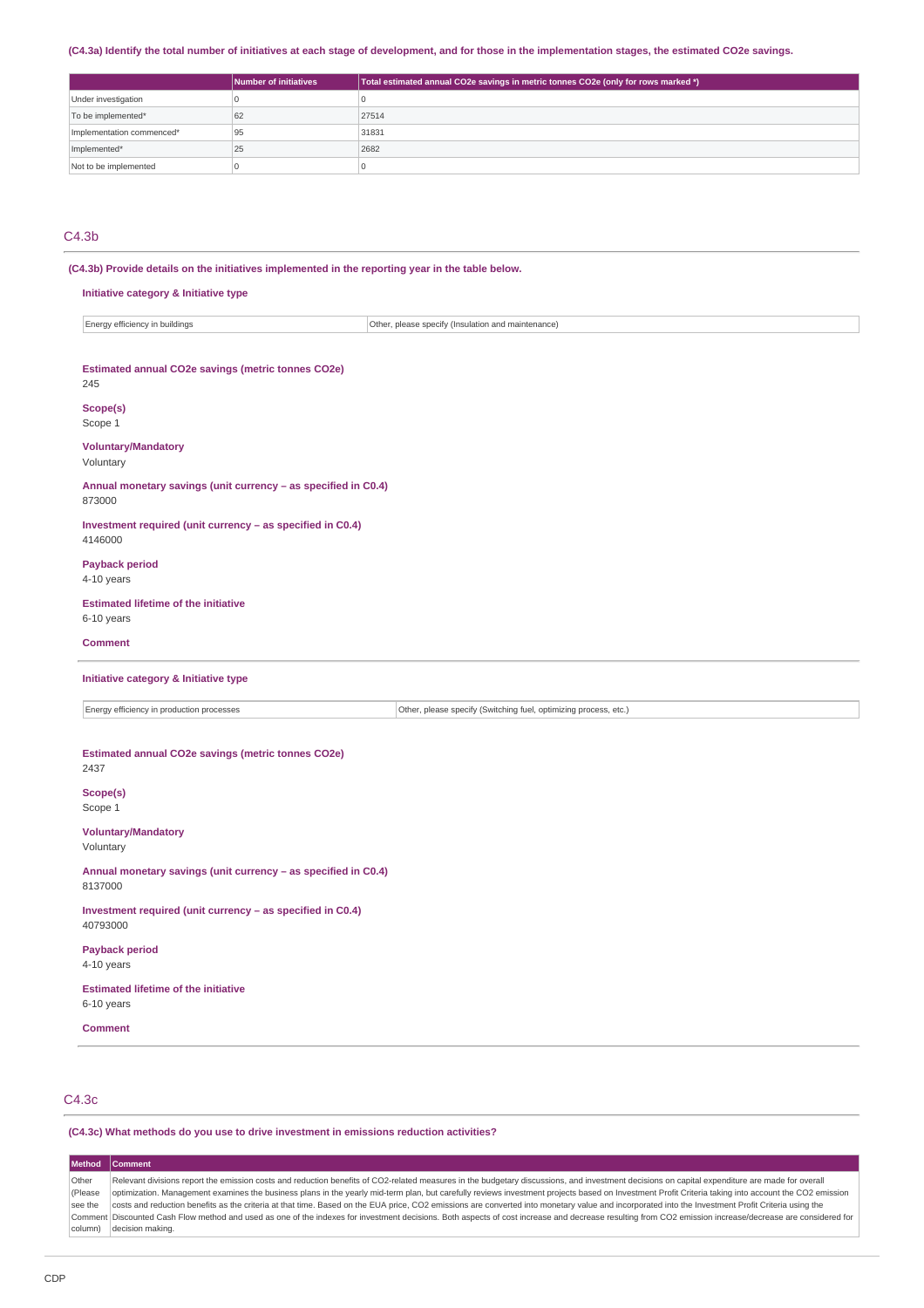(C4.3a) Identify the total number of initiatives at each stage of development, and for those in the implementation stages, the estimated CO2e savings.

| | Number of initiatives | Total estimated annual CO2e savings in metric tonnes CO2e (only for rows marked *) |
|---|---|---|
| Under investigation | 0 | 0 |
| To be implemented* | 62 | 27514 |
| Implementation commenced* | 95 | 31831 |
| Implemented* | 25 | 2682 |
| Not to be implemented | 0 | 0 |

## C4.3b

(C4.3b) Provide details on the initiatives implemented in the reporting year in the table below.

**Initiative category & Initiative type**

| | |
|---|---|
| Energy efficiency in buildings | Other, please specify (Insulation and maintenance) |

**Estimated annual CO2e savings (metric tonnes CO2e)**
245

**Scope(s)**
Scope 1

**Voluntary/Mandatory**
Voluntary

**Annual monetary savings (unit currency – as specified in C0.4)**
873000

**Investment required (unit currency – as specified in C0.4)**
4146000

**Payback period**
4-10 years

**Estimated lifetime of the initiative**
6-10 years

**Comment**

**Initiative category & Initiative type**

| | |
|---|---|
| Energy efficiency in production processes | Other, please specify (Switching fuel, optimizing process, etc.) |

**Estimated annual CO2e savings (metric tonnes CO2e)**
2437

**Scope(s)**
Scope 1

**Voluntary/Mandatory**
Voluntary

**Annual monetary savings (unit currency – as specified in C0.4)**
8137000

**Investment required (unit currency – as specified in C0.4)**
40793000

**Payback period**
4-10 years

**Estimated lifetime of the initiative**
6-10 years

**Comment**

## C4.3c

(C4.3c) What methods do you use to drive investment in emissions reduction activities?

| Method | Comment |
|---|---|
| Other (Please see the Comment column) | Relevant divisions report the emission costs and reduction benefits of CO2-related measures in the budgetary discussions, and investment decisions on capital expenditure are made for overall optimization. Management examines the business plans in the yearly mid-term plan, but carefully reviews investment projects based on Investment Profit Criteria taking into account the CO2 emission costs and reduction benefits as the criteria at that time. Based on the EUA price, CO2 emissions are converted into monetary value and incorporated into the Investment Profit Criteria using the Discounted Cash Flow method and used as one of the indexes for investment decisions. Both aspects of cost increase and decrease resulting from CO2 emission increase/decrease are considered for decision making. |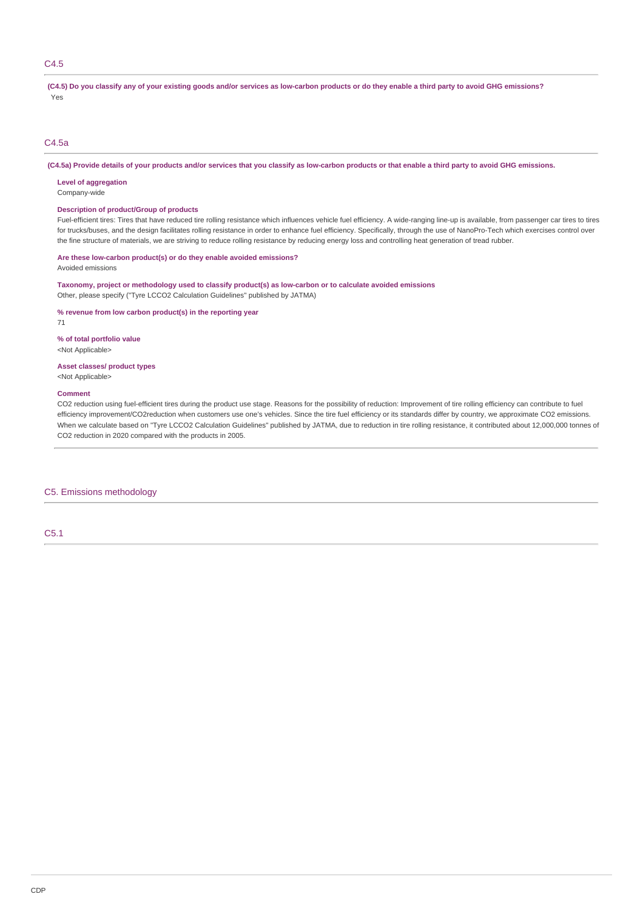## C4.5

**(C4.5) Do you classify any of your existing goods and/or services as low-carbon products or do they enable a third party to avoid GHG emissions?**

Yes

## C4.5a

**(C4.5a) Provide details of your products and/or services that you classify as low-carbon products or that enable a third party to avoid GHG emissions.**

**Level of aggregation**

Company-wide

**Description of product/Group of products**

Fuel-efficient tires: Tires that have reduced tire rolling resistance which influences vehicle fuel efficiency. A wide-ranging line-up is available, from passenger car tires to tires for trucks/buses, and the design facilitates rolling resistance in order to enhance fuel efficiency. Specifically, through the use of NanoPro-Tech which exercises control over the fine structure of materials, we are striving to reduce rolling resistance by reducing energy loss and controlling heat generation of tread rubber.

**Are these low-carbon product(s) or do they enable avoided emissions?**

Avoided emissions

**Taxonomy, project or methodology used to classify product(s) as low-carbon or to calculate avoided emissions**

Other, please specify ("Tyre LCCO2 Calculation Guidelines" published by JATMA)

**% revenue from low carbon product(s) in the reporting year**

71

**% of total portfolio value**

<Not Applicable>

**Asset classes/ product types**

<Not Applicable>

**Comment**

CO2 reduction using fuel-efficient tires during the product use stage. Reasons for the possibility of reduction: Improvement of tire rolling efficiency can contribute to fuel efficiency improvement/CO2reduction when customers use one's vehicles. Since the tire fuel efficiency or its standards differ by country, we approximate CO2 emissions. When we calculate based on "Tyre LCCO2 Calculation Guidelines" published by JATMA, due to reduction in tire rolling resistance, it contributed about 12,000,000 tonnes of CO2 reduction in 2020 compared with the products in 2005.

# C5. Emissions methodology

## C5.1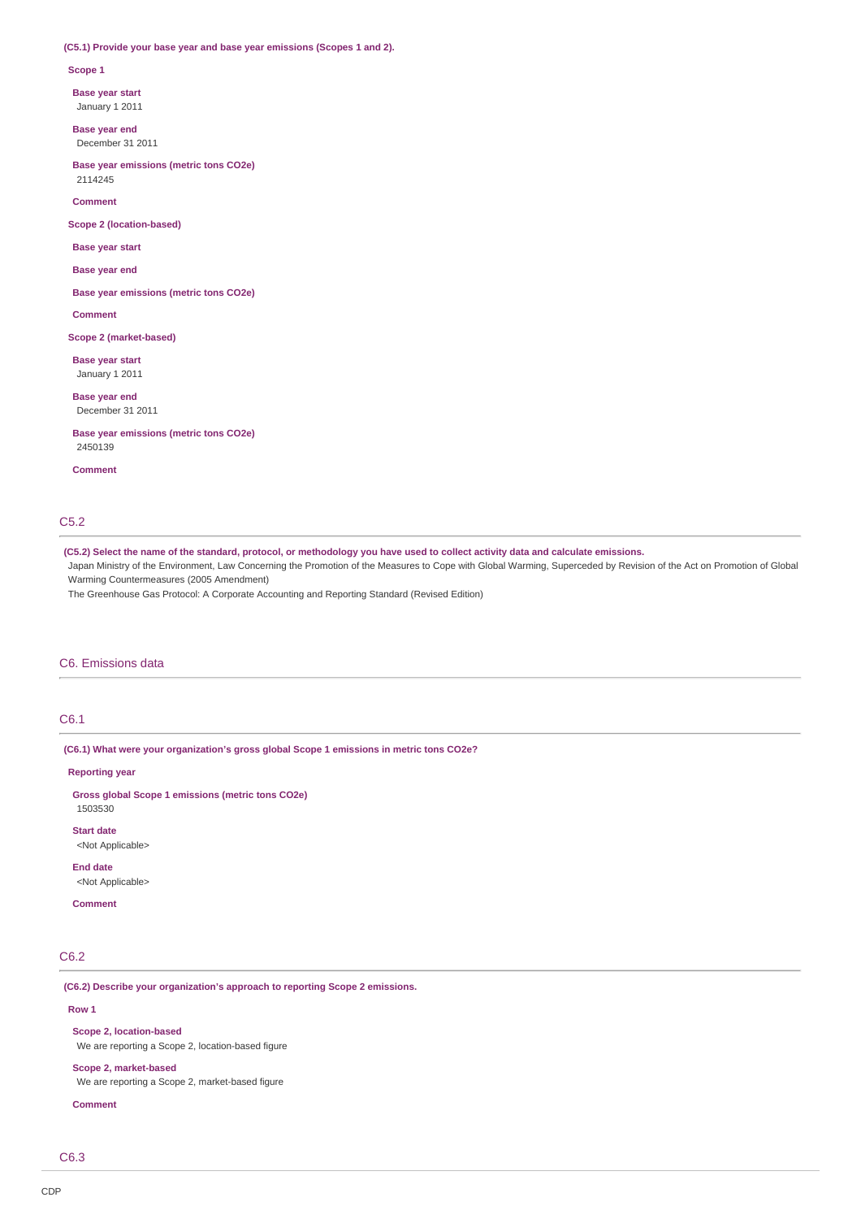**(C5.1) Provide your base year and base year emissions (Scopes 1 and 2).**

**Scope 1**

**Base year start**
January 1 2011

**Base year end**
December 31 2011

**Base year emissions (metric tons CO2e)**
2114245

**Comment**

**Scope 2 (location-based)**

**Base year start**

**Base year end**

**Base year emissions (metric tons CO2e)**

**Comment**

**Scope 2 (market-based)**

**Base year start**
January 1 2011

**Base year end**
December 31 2011

**Base year emissions (metric tons CO2e)**
2450139

**Comment**

## C5.2

**(C5.2) Select the name of the standard, protocol, or methodology you have used to collect activity data and calculate emissions.**

Japan Ministry of the Environment, Law Concerning the Promotion of the Measures to Cope with Global Warming, Superceded by Revision of the Act on Promotion of Global Warming Countermeasures (2005 Amendment)

The Greenhouse Gas Protocol: A Corporate Accounting and Reporting Standard (Revised Edition)

# C6. Emissions data

## C6.1

**(C6.1) What were your organization's gross global Scope 1 emissions in metric tons CO2e?**

**Reporting year**

**Gross global Scope 1 emissions (metric tons CO2e)**
1503530

**Start date**
<Not Applicable>

**End date**
<Not Applicable>

**Comment**

## C6.2

**(C6.2) Describe your organization's approach to reporting Scope 2 emissions.**

**Row 1**

**Scope 2, location-based**
We are reporting a Scope 2, location-based figure

**Scope 2, market-based**
We are reporting a Scope 2, market-based figure

**Comment**

## C6.3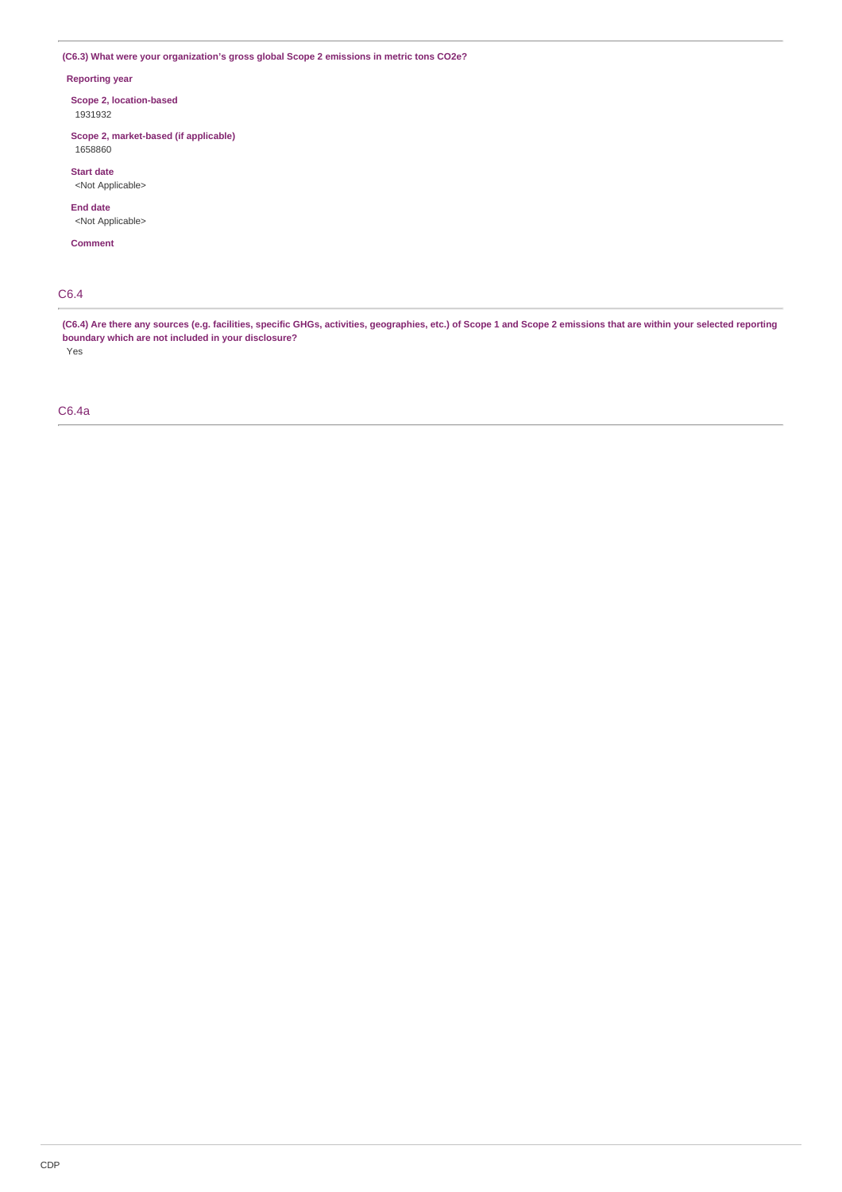**(C6.3) What were your organization's gross global Scope 2 emissions in metric tons CO2e?**

**Reporting year**

**Scope 2, location-based**
1931932

**Scope 2, market-based (if applicable)**
1658860

**Start date**
<Not Applicable>

**End date**
<Not Applicable>

**Comment**

## C6.4

**(C6.4) Are there any sources (e.g. facilities, specific GHGs, activities, geographies, etc.) of Scope 1 and Scope 2 emissions that are within your selected reporting boundary which are not included in your disclosure?**

Yes

## C6.4a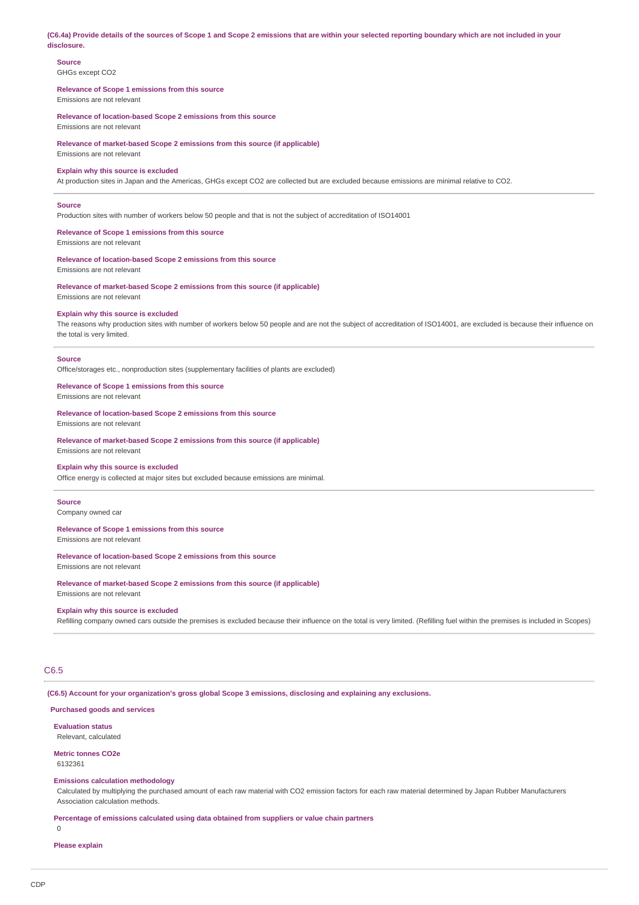**(C6.4a) Provide details of the sources of Scope 1 and Scope 2 emissions that are within your selected reporting boundary which are not included in your disclosure.**

**Source**
GHGs except $CO_2$

**Relevance of Scope 1 emissions from this source**
Emissions are not relevant

**Relevance of location-based Scope 2 emissions from this source**
Emissions are not relevant

**Relevance of market-based Scope 2 emissions from this source (if applicable)**
Emissions are not relevant

**Explain why this source is excluded**
At production sites in Japan and the Americas, GHGs except $CO_2$ are collected but are excluded because emissions are minimal relative to $CO_2$.

---

**Source**
Production sites with number of workers below 50 people and that is not the subject of accreditation of ISO14001

**Relevance of Scope 1 emissions from this source**
Emissions are not relevant

**Relevance of location-based Scope 2 emissions from this source**
Emissions are not relevant

**Relevance of market-based Scope 2 emissions from this source (if applicable)**
Emissions are not relevant

**Explain why this source is excluded**
The reasons why production sites with number of workers below 50 people and are not the subject of accreditation of ISO14001, are excluded is because their influence on the total is very limited.

---

**Source**
Office/storages etc., nonproduction sites (supplementary facilities of plants are excluded)

**Relevance of Scope 1 emissions from this source**
Emissions are not relevant

**Relevance of location-based Scope 2 emissions from this source**
Emissions are not relevant

**Relevance of market-based Scope 2 emissions from this source (if applicable)**
Emissions are not relevant

**Explain why this source is excluded**
Office energy is collected at major sites but excluded because emissions are minimal.

---

**Source**
Company owned car

**Relevance of Scope 1 emissions from this source**
Emissions are not relevant

**Relevance of location-based Scope 2 emissions from this source**
Emissions are not relevant

**Relevance of market-based Scope 2 emissions from this source (if applicable)**
Emissions are not relevant

**Explain why this source is excluded**
Refilling company owned cars outside the premises is excluded because their influence on the total is very limited. (Refilling fuel within the premises is included in Scopes)

---

## C6.5

**(C6.5) Account for your organization's gross global Scope 3 emissions, disclosing and explaining any exclusions.**

**Purchased goods and services**

**Evaluation status**
Relevant, calculated

**Metric tonnes CO2e**
6132361

**Emissions calculation methodology**
Calculated by multiplying the purchased amount of each raw material with $CO_2$ emission factors for each raw material determined by Japan Rubber Manufacturers Association calculation methods.

**Percentage of emissions calculated using data obtained from suppliers or value chain partners**
0

**Please explain**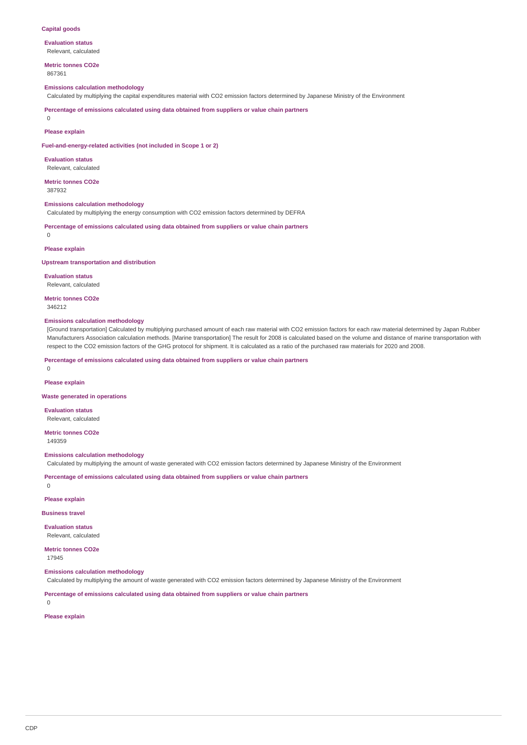**Capital goods**

**Evaluation status**

Relevant, calculated

**Metric tonnes CO2e**

867361

**Emissions calculation methodology**

Calculated by multiplying the capital expenditures material with CO2 emission factors determined by Japanese Ministry of the Environment

**Percentage of emissions calculated using data obtained from suppliers or value chain partners**

0

**Please explain**

**Fuel-and-energy-related activities (not included in Scope 1 or 2)**

**Evaluation status**

Relevant, calculated

**Metric tonnes CO2e**

387932

**Emissions calculation methodology**

Calculated by multiplying the energy consumption with CO2 emission factors determined by DEFRA

**Percentage of emissions calculated using data obtained from suppliers or value chain partners**

0

**Please explain**

**Upstream transportation and distribution**

**Evaluation status**

Relevant, calculated

**Metric tonnes CO2e**

346212

**Emissions calculation methodology**

[Ground transportation] Calculated by multiplying purchased amount of each raw material with CO2 emission factors for each raw material determined by Japan Rubber Manufacturers Association calculation methods. [Marine transportation] The result for 2008 is calculated based on the volume and distance of marine transportation with respect to the CO2 emission factors of the GHG protocol for shipment. It is calculated as a ratio of the purchased raw materials for 2020 and 2008.

**Percentage of emissions calculated using data obtained from suppliers or value chain partners**

0

**Please explain**

**Waste generated in operations**

**Evaluation status**

Relevant, calculated

**Metric tonnes CO2e**

149359

**Emissions calculation methodology**

Calculated by multiplying the amount of waste generated with CO2 emission factors determined by Japanese Ministry of the Environment

**Percentage of emissions calculated using data obtained from suppliers or value chain partners**

0

**Please explain**

**Business travel**

**Evaluation status**

Relevant, calculated

**Metric tonnes CO2e**

17945

**Emissions calculation methodology**

Calculated by multiplying the amount of waste generated with CO2 emission factors determined by Japanese Ministry of the Environment

**Percentage of emissions calculated using data obtained from suppliers or value chain partners**

0

**Please explain**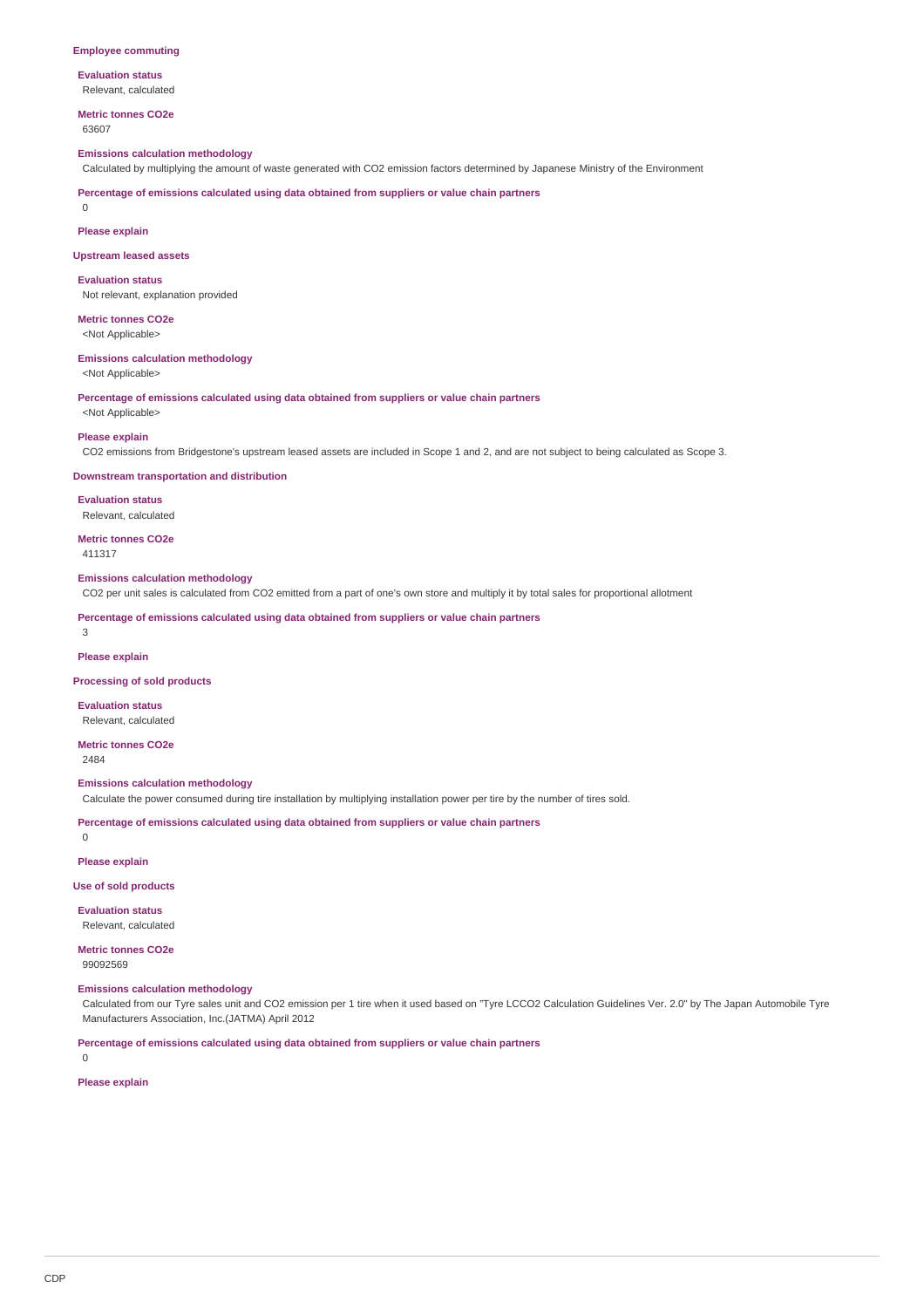### Employee commuting

**Evaluation status**
Relevant, calculated

**Metric tonnes CO2e**
63607

**Emissions calculation methodology**
Calculated by multiplying the amount of waste generated with CO2 emission factors determined by Japanese Ministry of the Environment

**Percentage of emissions calculated using data obtained from suppliers or value chain partners**
0

**Please explain**

### Upstream leased assets

**Evaluation status**
Not relevant, explanation provided

**Metric tonnes CO2e**
<Not Applicable>

**Emissions calculation methodology**
<Not Applicable>

**Percentage of emissions calculated using data obtained from suppliers or value chain partners**
<Not Applicable>

**Please explain**
CO2 emissions from Bridgestone's upstream leased assets are included in Scope 1 and 2, and are not subject to being calculated as Scope 3.

### Downstream transportation and distribution

**Evaluation status**
Relevant, calculated

**Metric tonnes CO2e**
411317

**Emissions calculation methodology**
CO2 per unit sales is calculated from CO2 emitted from a part of one's own store and multiply it by total sales for proportional allotment

**Percentage of emissions calculated using data obtained from suppliers or value chain partners**
3

**Please explain**

### Processing of sold products

**Evaluation status**
Relevant, calculated

**Metric tonnes CO2e**
2484

**Emissions calculation methodology**
Calculate the power consumed during tire installation by multiplying installation power per tire by the number of tires sold.

**Percentage of emissions calculated using data obtained from suppliers or value chain partners**
0

**Please explain**

### Use of sold products

**Evaluation status**
Relevant, calculated

**Metric tonnes CO2e**
99092569

**Emissions calculation methodology**
Calculated from our Tyre sales unit and CO2 emission per 1 tire when it used based on "Tyre LCCO2 Calculation Guidelines Ver. 2.0" by The Japan Automobile Tyre Manufacturers Association, Inc.(JATMA) April 2012

**Percentage of emissions calculated using data obtained from suppliers or value chain partners**
0

**Please explain**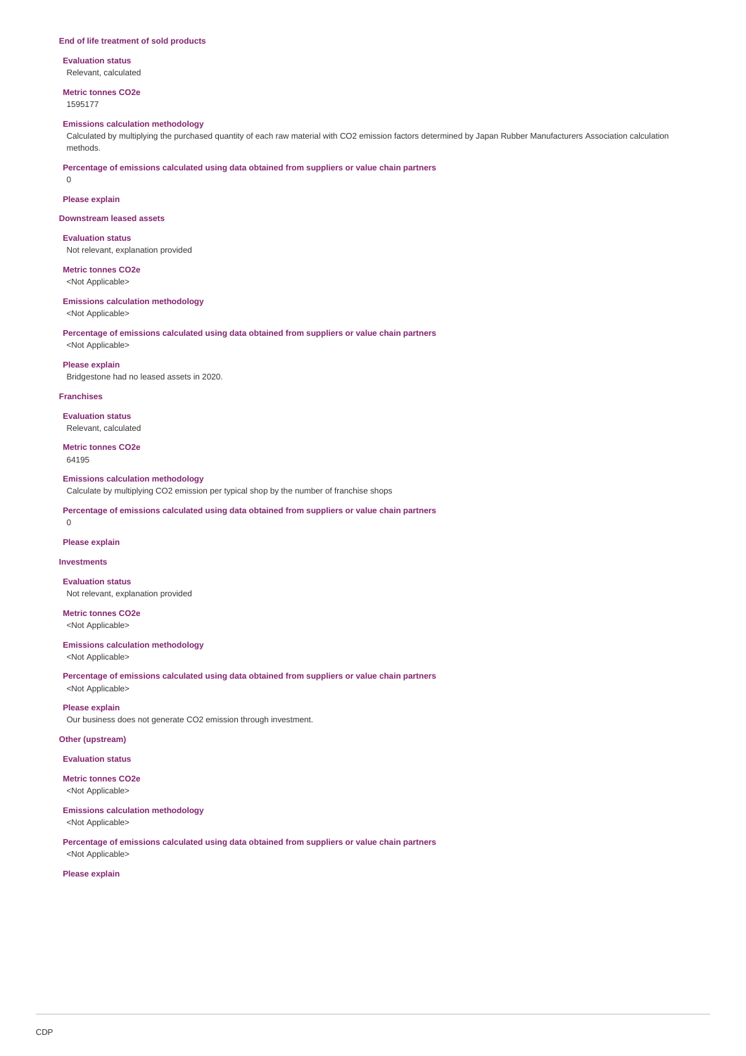**End of life treatment of sold products**

**Evaluation status**
Relevant, calculated

**Metric tonnes CO2e**
1595177

**Emissions calculation methodology**
Calculated by multiplying the purchased quantity of each raw material with CO2 emission factors determined by Japan Rubber Manufacturers Association calculation methods.

**Percentage of emissions calculated using data obtained from suppliers or value chain partners**
0

**Please explain**

**Downstream leased assets**

**Evaluation status**
Not relevant, explanation provided

**Metric tonnes CO2e**
<Not Applicable>

**Emissions calculation methodology**
<Not Applicable>

**Percentage of emissions calculated using data obtained from suppliers or value chain partners**
<Not Applicable>

**Please explain**
Bridgestone had no leased assets in 2020.

**Franchises**

**Evaluation status**
Relevant, calculated

**Metric tonnes CO2e**
64195

**Emissions calculation methodology**
Calculate by multiplying CO2 emission per typical shop by the number of franchise shops

**Percentage of emissions calculated using data obtained from suppliers or value chain partners**
0

**Please explain**

**Investments**

**Evaluation status**
Not relevant, explanation provided

**Metric tonnes CO2e**
<Not Applicable>

**Emissions calculation methodology**
<Not Applicable>

**Percentage of emissions calculated using data obtained from suppliers or value chain partners**
<Not Applicable>

**Please explain**
Our business does not generate CO2 emission through investment.

**Other (upstream)**

**Evaluation status**

**Metric tonnes CO2e**
<Not Applicable>

**Emissions calculation methodology**
<Not Applicable>

**Percentage of emissions calculated using data obtained from suppliers or value chain partners**
<Not Applicable>

**Please explain**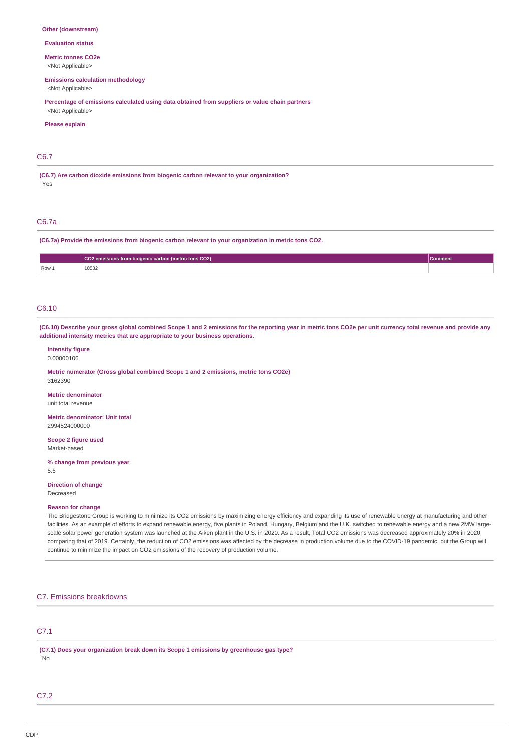**Other (downstream)**

**Evaluation status**

**Metric tonnes CO2e**
<Not Applicable>

**Emissions calculation methodology**
<Not Applicable>

**Percentage of emissions calculated using data obtained from suppliers or value chain partners**
<Not Applicable>

**Please explain**

## C6.7

**(C6.7) Are carbon dioxide emissions from biogenic carbon relevant to your organization?**
Yes

## C6.7a

**(C6.7a) Provide the emissions from biogenic carbon relevant to your organization in metric tons CO2.**

| | CO2 emissions from biogenic carbon (metric tons CO2) | Comment |
|---|---|---|
| Row 1 | 10532 | |

## C6.10

**(C6.10) Describe your gross global combined Scope 1 and 2 emissions for the reporting year in metric tons CO2e per unit currency total revenue and provide any additional intensity metrics that are appropriate to your business operations.**

**Intensity figure**
0.00000106

**Metric numerator (Gross global combined Scope 1 and 2 emissions, metric tons CO2e)**
3162390

**Metric denominator**
unit total revenue

**Metric denominator: Unit total**
2994524000000

**Scope 2 figure used**
Market-based

**% change from previous year**
5.6

**Direction of change**
Decreased

**Reason for change**
The Bridgestone Group is working to minimize its CO2 emissions by maximizing energy efficiency and expanding its use of renewable energy at manufacturing and other facilities. As an example of efforts to expand renewable energy, five plants in Poland, Hungary, Belgium and the U.K. switched to renewable energy and a new 2MW large-scale solar power generation system was launched at the Aiken plant in the U.S. in 2020. As a result, Total CO2 emissions was decreased approximately 20% in 2020 comparing that of 2019. Certainly, the reduction of CO2 emissions was affected by the decrease in production volume due to the COVID-19 pandemic, but the Group will continue to minimize the impact on CO2 emissions of the recovery of production volume.

# C7. Emissions breakdowns

## C7.1

**(C7.1) Does your organization break down its Scope 1 emissions by greenhouse gas type?**
No

## C7.2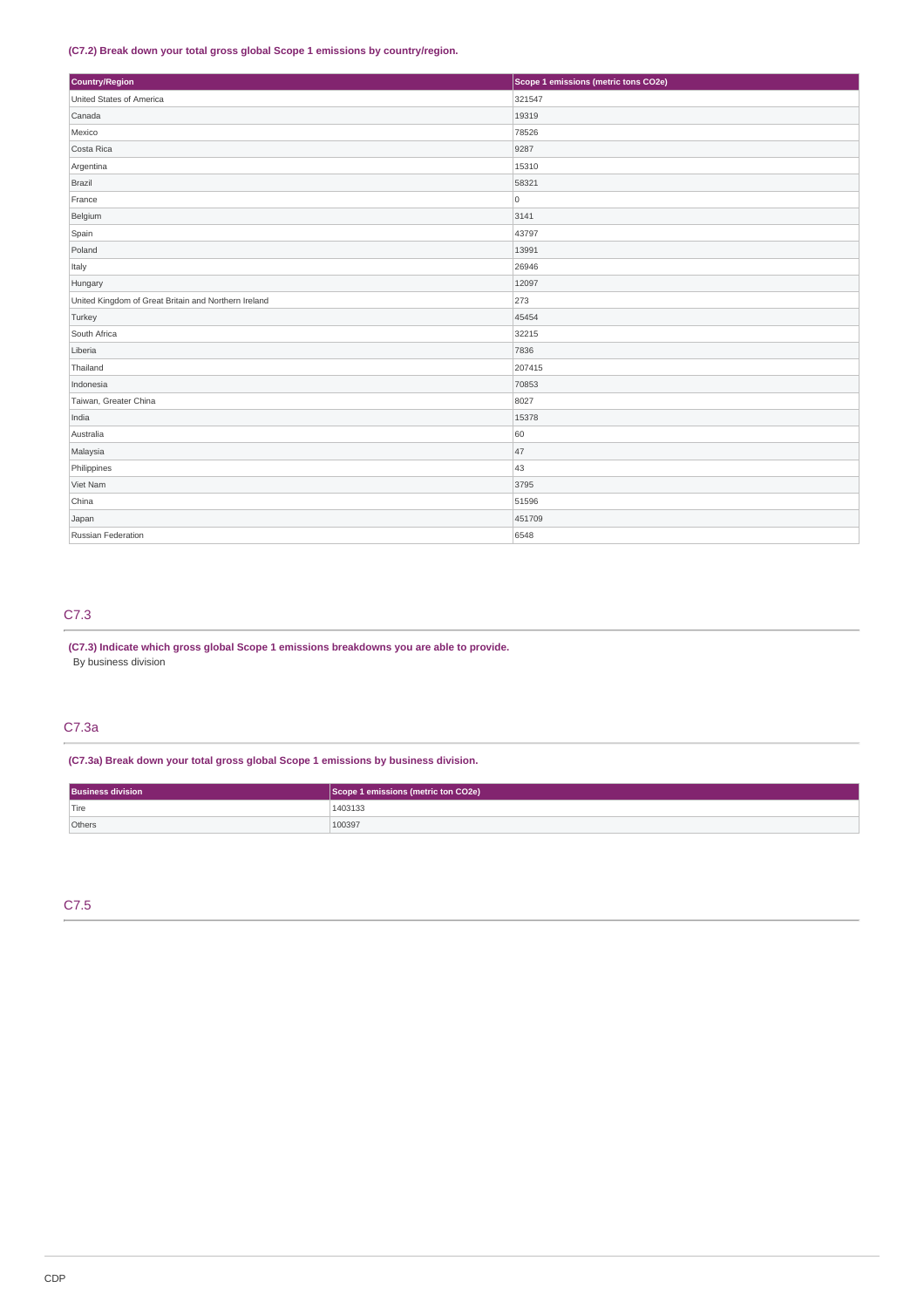**(C7.2) Break down your total gross global Scope 1 emissions by country/region.**

| Country/Region | Scope 1 emissions (metric tons CO2e) |
| --- | --- |
| United States of America | 321547 |
| Canada | 19319 |
| Mexico | 78526 |
| Costa Rica | 9287 |
| Argentina | 15310 |
| Brazil | 58321 |
| France | 0 |
| Belgium | 3141 |
| Spain | 43797 |
| Poland | 13991 |
| Italy | 26946 |
| Hungary | 12097 |
| United Kingdom of Great Britain and Northern Ireland | 273 |
| Turkey | 45454 |
| South Africa | 32215 |
| Liberia | 7836 |
| Thailand | 207415 |
| Indonesia | 70853 |
| Taiwan, Greater China | 8027 |
| India | 15378 |
| Australia | 60 |
| Malaysia | 47 |
| Philippines | 43 |
| Viet Nam | 3795 |
| China | 51596 |
| Japan | 451709 |
| Russian Federation | 6548 |

## C7.3

**(C7.3) Indicate which gross global Scope 1 emissions breakdowns you are able to provide.**

By business division

## C7.3a

**(C7.3a) Break down your total gross global Scope 1 emissions by business division.**

| Business division | Scope 1 emissions (metric ton CO2e) |
| --- | --- |
| Tire | 1403133 |
| Others | 100397 |

## C7.5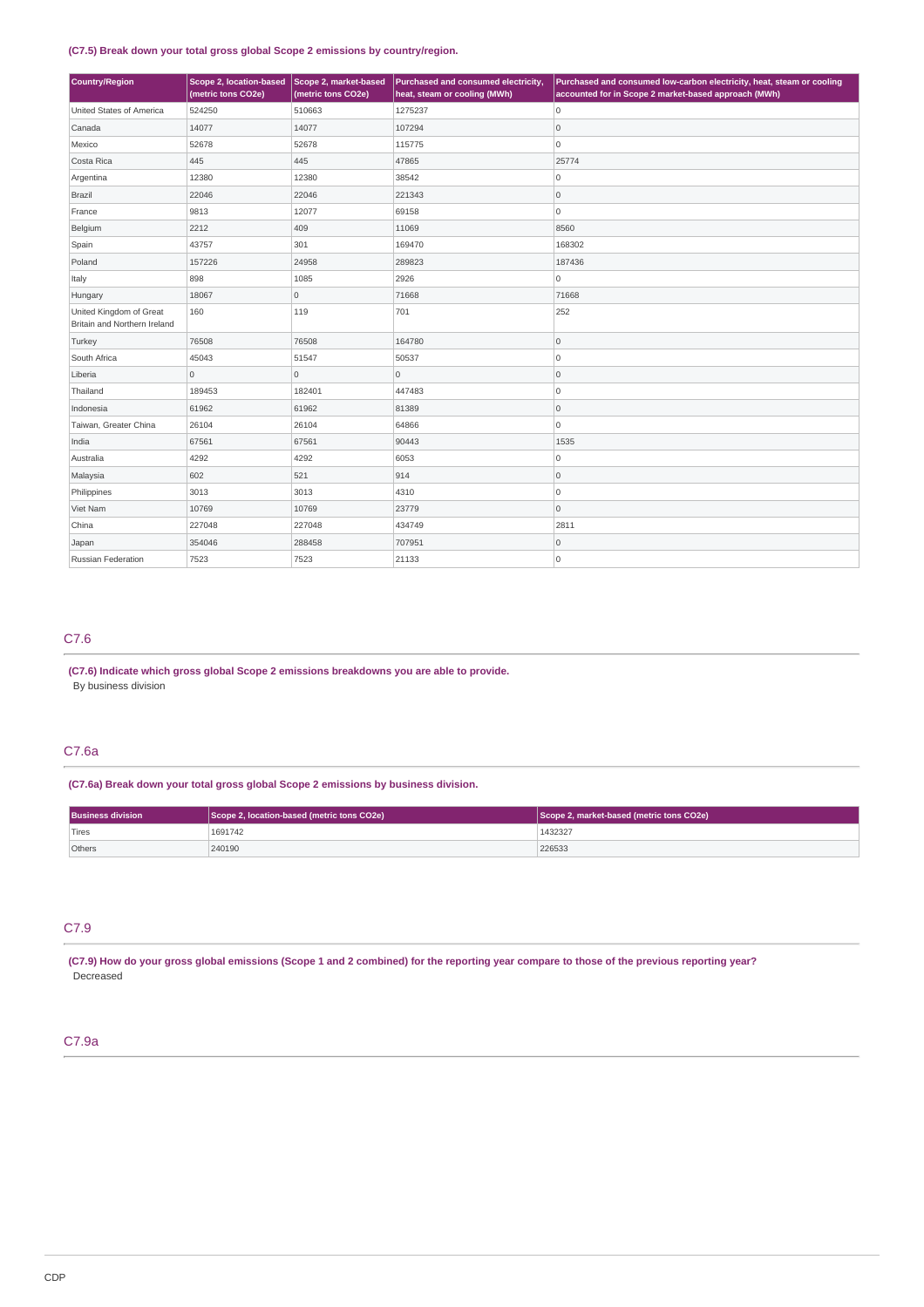**(C7.5) Break down your total gross global Scope 2 emissions by country/region.**

| Country/Region | Scope 2, location-based (metric tons CO2e) | Scope 2, market-based (metric tons CO2e) | Purchased and consumed electricity, heat, steam or cooling (MWh) | Purchased and consumed low-carbon electricity, heat, steam or cooling accounted for in Scope 2 market-based approach (MWh) |
|---|---|---|---|---|
| United States of America | 524250 | 510663 | 1275237 | 0 |
| Canada | 14077 | 14077 | 107294 | 0 |
| Mexico | 52678 | 52678 | 115775 | 0 |
| Costa Rica | 445 | 445 | 47865 | 25774 |
| Argentina | 12380 | 12380 | 38542 | 0 |
| Brazil | 22046 | 22046 | 221343 | 0 |
| France | 9813 | 12077 | 69158 | 0 |
| Belgium | 2212 | 409 | 11069 | 8560 |
| Spain | 43757 | 301 | 169470 | 168302 |
| Poland | 157226 | 24958 | 289823 | 187436 |
| Italy | 898 | 1085 | 2926 | 0 |
| Hungary | 18067 | 0 | 71668 | 71668 |
| United Kingdom of Great Britain and Northern Ireland | 160 | 119 | 701 | 252 |
| Turkey | 76508 | 76508 | 164780 | 0 |
| South Africa | 45043 | 51547 | 50537 | 0 |
| Liberia | 0 | 0 | 0 | 0 |
| Thailand | 189453 | 182401 | 447483 | 0 |
| Indonesia | 61962 | 61962 | 81389 | 0 |
| Taiwan, Greater China | 26104 | 26104 | 64866 | 0 |
| India | 67561 | 67561 | 90443 | 1535 |
| Australia | 4292 | 4292 | 6053 | 0 |
| Malaysia | 602 | 521 | 914 | 0 |
| Philippines | 3013 | 3013 | 4310 | 0 |
| Viet Nam | 10769 | 10769 | 23779 | 0 |
| China | 227048 | 227048 | 434749 | 2811 |
| Japan | 354046 | 288458 | 707951 | 0 |
| Russian Federation | 7523 | 7523 | 21133 | 0 |

## C7.6

**(C7.6) Indicate which gross global Scope 2 emissions breakdowns you are able to provide.**

By business division

## C7.6a

**(C7.6a) Break down your total gross global Scope 2 emissions by business division.**

| Business division | Scope 2, location-based (metric tons CO2e) | Scope 2, market-based (metric tons CO2e) |
|---|---|---|
| Tires | 1691742 | 1432327 |
| Others | 240190 | 226533 |

## C7.9

**(C7.9) How do your gross global emissions (Scope 1 and 2 combined) for the reporting year compare to those of the previous reporting year?**

Decreased

## C7.9a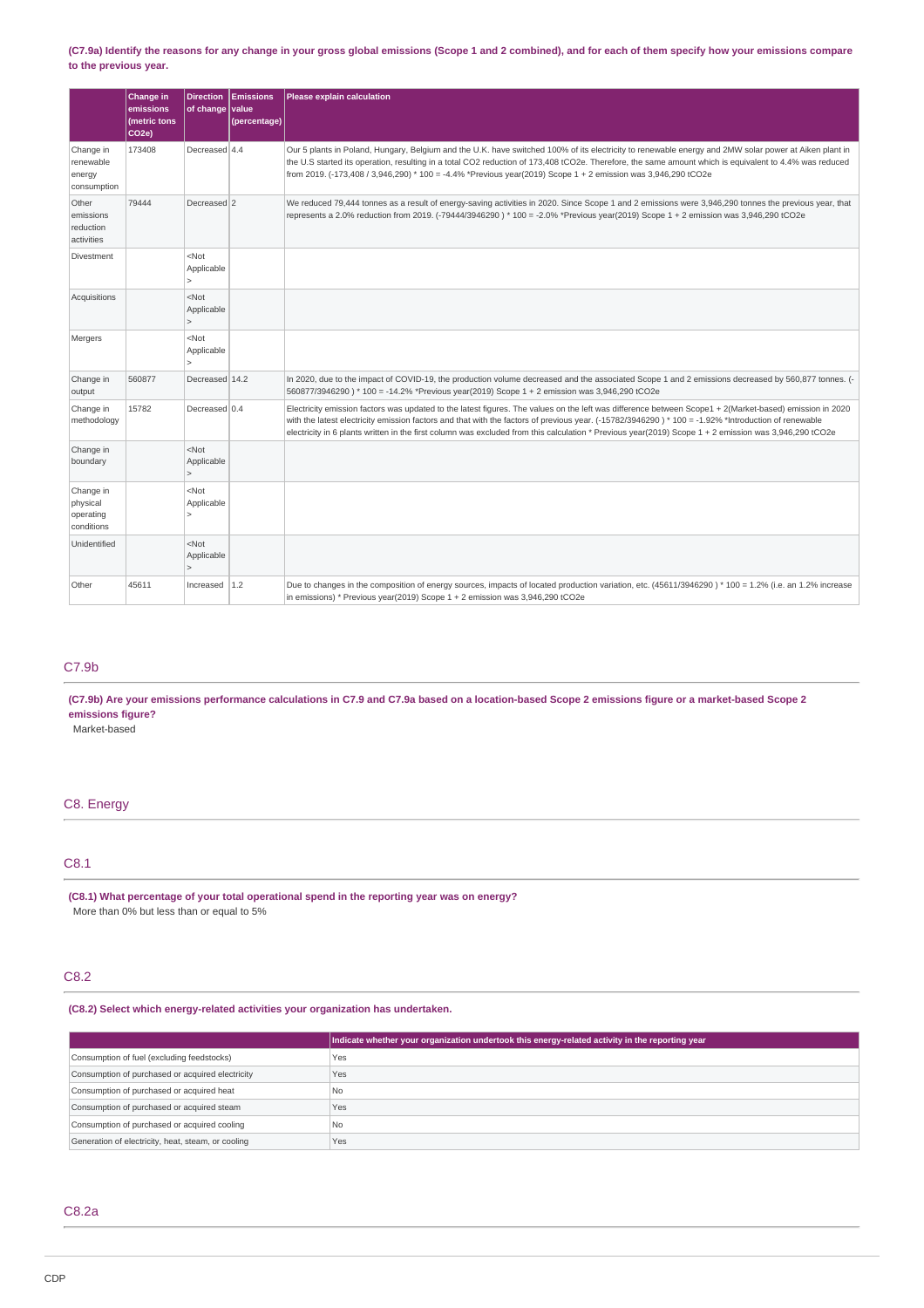**(C7.9a) Identify the reasons for any change in your gross global emissions (Scope 1 and 2 combined), and for each of them specify how your emissions compare to the previous year.**

| | Change in emissions (metric tons CO2e) | Direction of change | Emissions value (percentage) | Please explain calculation |
|---|---|---|---|---|
| Change in renewable energy consumption | 173408 | Decreased | 4.4 | Our 5 plants in Poland, Hungary, Belgium and the U.K. have switched 100% of its electricity to renewable energy and 2MW solar power at Aiken plant in the U.S started its operation, resulting in a total CO2 reduction of 173,408 tCO2e. Therefore, the same amount which is equivalent to 4.4% was reduced from 2019. (-173,408 / 3,946,290) * 100 = -4.4% *Previous year(2019) Scope 1 + 2 emission was 3,946,290 tCO2e |
| Other emissions reduction activities | 79444 | Decreased | 2 | We reduced 79,444 tonnes as a result of energy-saving activities in 2020. Since Scope 1 and 2 emissions were 3,946,290 tonnes the previous year, that represents a 2.0% reduction from 2019. (-79444/3946290 ) * 100 = -2.0% *Previous year(2019) Scope 1 + 2 emission was 3,946,290 tCO2e |
| Divestment | | <Not Applicable> | | |
| Acquisitions | | <Not Applicable> | | |
| Mergers | | <Not Applicable> | | |
| Change in output | 560877 | Decreased | 14.2 | In 2020, due to the impact of COVID-19, the production volume decreased and the associated Scope 1 and 2 emissions decreased by 560,877 tonnes. (-560877/3946290 ) * 100 = -14.2% *Previous year(2019) Scope 1 + 2 emission was 3,946,290 tCO2e |
| Change in methodology | 15782 | Decreased | 0.4 | Electricity emission factors was updated to the latest figures. The values on the left was difference between Scope1 + 2(Market-based) emission in 2020 with the latest electricity emission factors and that with the factors of previous year. (-15782/3946290 ) * 100 = -1.92% *Introduction of renewable electricity in 6 plants written in the first column was excluded from this calculation * Previous year(2019) Scope 1 + 2 emission was 3,946,290 tCO2e |
| Change in boundary | | <Not Applicable> | | |
| Change in physical operating conditions | | <Not Applicable> | | |
| Unidentified | | <Not Applicable> | | |
| Other | 45611 | Increased | 1.2 | Due to changes in the composition of energy sources, impacts of located production variation, etc. (45611/3946290 ) * 100 = 1.2% (i.e. an 1.2% increase in emissions) * Previous year(2019) Scope 1 + 2 emission was 3,946,290 tCO2e |

## C7.9b

**(C7.9b) Are your emissions performance calculations in C7.9 and C7.9a based on a location-based Scope 2 emissions figure or a market-based Scope 2 emissions figure?**

Market-based

# C8. Energy

## C8.1

**(C8.1) What percentage of your total operational spend in the reporting year was on energy?**

More than 0% but less than or equal to 5%

## C8.2

**(C8.2) Select which energy-related activities your organization has undertaken.**

| | Indicate whether your organization undertook this energy-related activity in the reporting year |
|---|---|
| Consumption of fuel (excluding feedstocks) | Yes |
| Consumption of purchased or acquired electricity | Yes |
| Consumption of purchased or acquired heat | No |
| Consumption of purchased or acquired steam | Yes |
| Consumption of purchased or acquired cooling | No |
| Generation of electricity, heat, steam, or cooling | Yes |

## C8.2a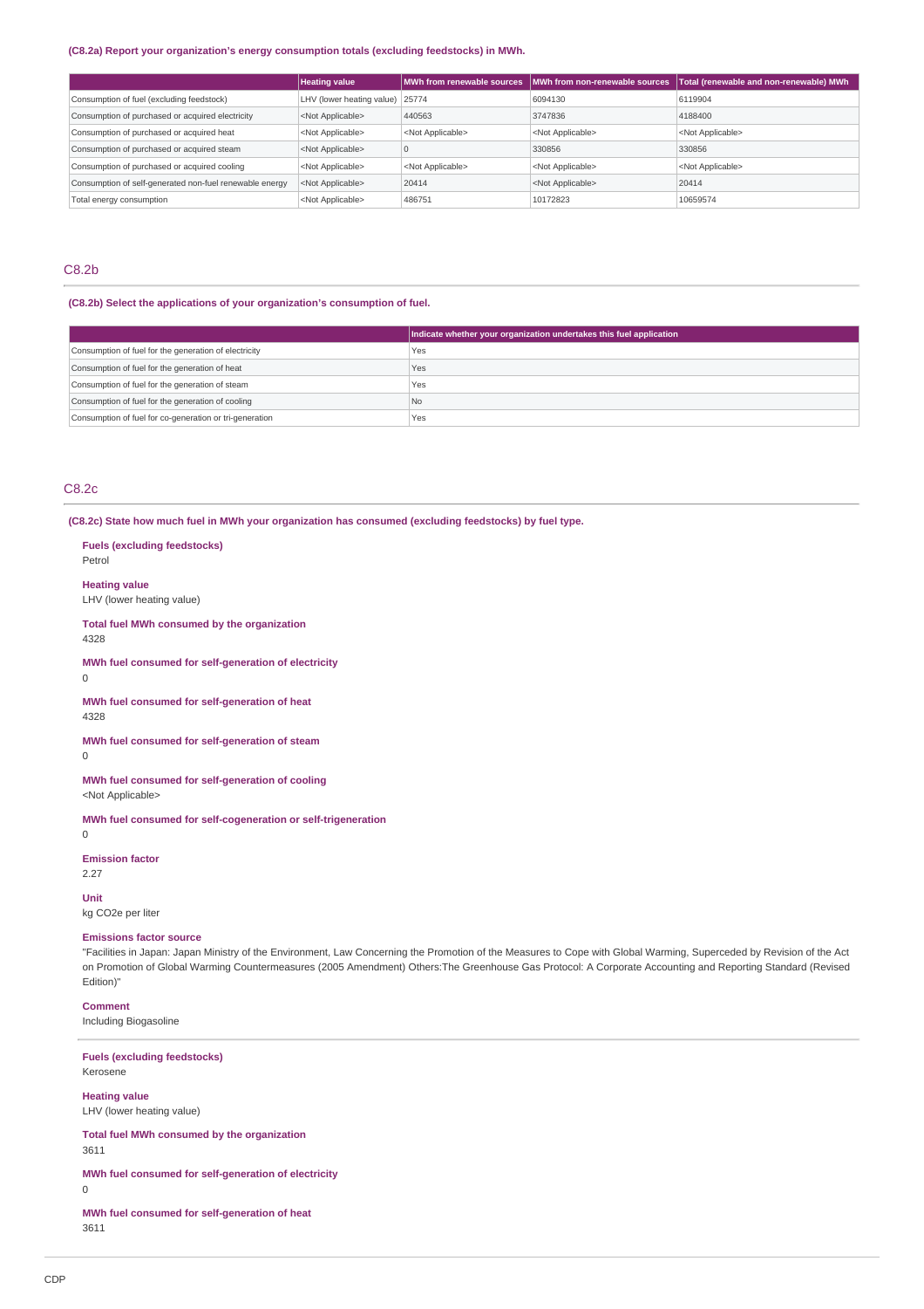(C8.2a) Report your organization's energy consumption totals (excluding feedstocks) in MWh.

| | Heating value | MWh from renewable sources | MWh from non-renewable sources | Total (renewable and non-renewable) MWh |
|---|---|---|---|---|
| Consumption of fuel (excluding feedstock) | LHV (lower heating value) | 25774 | 6094130 | 6119904 |
| Consumption of purchased or acquired electricity | <Not Applicable> | 440563 | 3747836 | 4188400 |
| Consumption of purchased or acquired heat | <Not Applicable> | <Not Applicable> | <Not Applicable> | <Not Applicable> |
| Consumption of purchased or acquired steam | <Not Applicable> | 0 | 330856 | 330856 |
| Consumption of purchased or acquired cooling | <Not Applicable> | <Not Applicable> | <Not Applicable> | <Not Applicable> |
| Consumption of self-generated non-fuel renewable energy | <Not Applicable> | 20414 | <Not Applicable> | 20414 |
| Total energy consumption | <Not Applicable> | 486751 | 10172823 | 10659574 |

## C8.2b

(C8.2b) Select the applications of your organization's consumption of fuel.

| | Indicate whether your organization undertakes this fuel application |
|---|---|
| Consumption of fuel for the generation of electricity | Yes |
| Consumption of fuel for the generation of heat | Yes |
| Consumption of fuel for the generation of steam | Yes |
| Consumption of fuel for the generation of cooling | No |
| Consumption of fuel for co-generation or tri-generation | Yes |

## C8.2c

(C8.2c) State how much fuel in MWh your organization has consumed (excluding feedstocks) by fuel type.

**Fuels (excluding feedstocks)**
Petrol

**Heating value**
LHV (lower heating value)

**Total fuel MWh consumed by the organization**
4328

**MWh fuel consumed for self-generation of electricity**
0

**MWh fuel consumed for self-generation of heat**
4328

**MWh fuel consumed for self-generation of steam**
0

**MWh fuel consumed for self-generation of cooling**
<Not Applicable>

**MWh fuel consumed for self-cogeneration or self-trigeneration**
0

**Emission factor**
2.27

**Unit**
kg CO2e per liter

**Emissions factor source**
"Facilities in Japan: Japan Ministry of the Environment, Law Concerning the Promotion of the Measures to Cope with Global Warming, Superceded by Revision of the Act on Promotion of Global Warming Countermeasures (2005 Amendment) Others:The Greenhouse Gas Protocol: A Corporate Accounting and Reporting Standard (Revised Edition)"

**Comment**
Including Biogasoline

---

**Fuels (excluding feedstocks)**
Kerosene

**Heating value**
LHV (lower heating value)

**Total fuel MWh consumed by the organization**
3611

**MWh fuel consumed for self-generation of electricity**
0

**MWh fuel consumed for self-generation of heat**
3611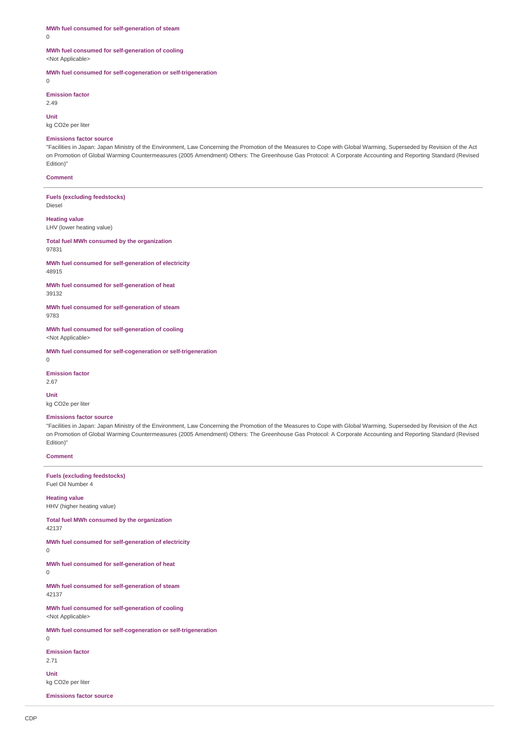**MWh fuel consumed for self-generation of steam**

0

**MWh fuel consumed for self-generation of cooling**

<Not Applicable>

**MWh fuel consumed for self-cogeneration or self-trigeneration**

0

**Emission factor**

2.49

**Unit**

kg CO2e per liter

**Emissions factor source**

"Facilities in Japan: Japan Ministry of the Environment, Law Concerning the Promotion of the Measures to Cope with Global Warming, Superseded by Revision of the Act on Promotion of Global Warming Countermeasures (2005 Amendment) Others: The Greenhouse Gas Protocol: A Corporate Accounting and Reporting Standard (Revised Edition)"

**Comment**

---

**Fuels (excluding feedstocks)**

Diesel

**Heating value**

LHV (lower heating value)

**Total fuel MWh consumed by the organization**

97831

**MWh fuel consumed for self-generation of electricity**

48915

**MWh fuel consumed for self-generation of heat**

39132

**MWh fuel consumed for self-generation of steam**

9783

**MWh fuel consumed for self-generation of cooling**

<Not Applicable>

**MWh fuel consumed for self-cogeneration or self-trigeneration**

0

**Emission factor**

2.67

**Unit**

kg CO2e per liter

**Emissions factor source**

"Facilities in Japan: Japan Ministry of the Environment, Law Concerning the Promotion of the Measures to Cope with Global Warming, Superseded by Revision of the Act on Promotion of Global Warming Countermeasures (2005 Amendment) Others: The Greenhouse Gas Protocol: A Corporate Accounting and Reporting Standard (Revised Edition)"

**Comment**

---

**Fuels (excluding feedstocks)**

Fuel Oil Number 4

**Heating value**

HHV (higher heating value)

**Total fuel MWh consumed by the organization**

42137

**MWh fuel consumed for self-generation of electricity**

0

**MWh fuel consumed for self-generation of heat**

0

**MWh fuel consumed for self-generation of steam**

42137

**MWh fuel consumed for self-generation of cooling**

<Not Applicable>

**MWh fuel consumed for self-cogeneration or self-trigeneration**

0

**Emission factor**

2.71

**Unit**

kg CO2e per liter

**Emissions factor source**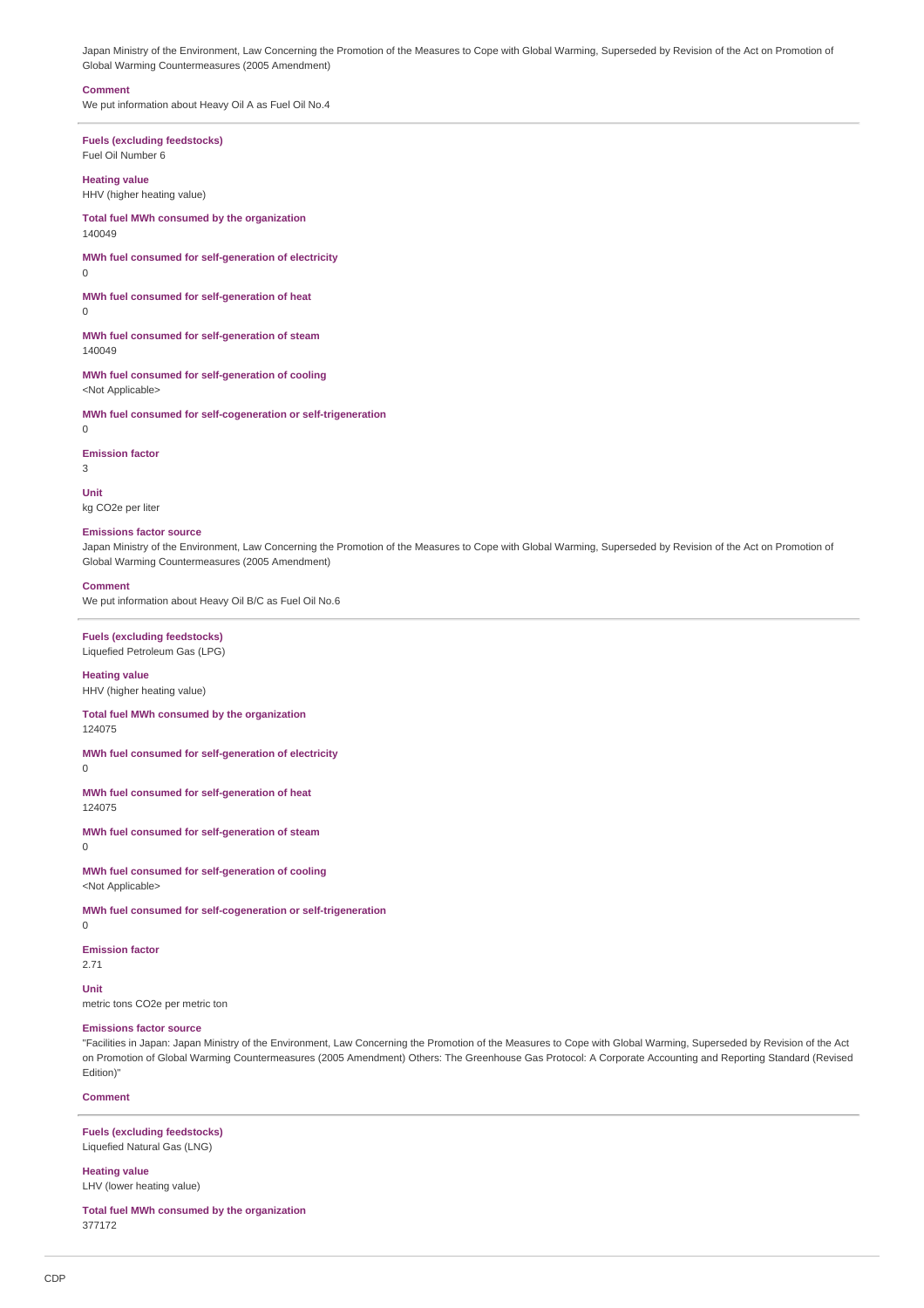Japan Ministry of the Environment, Law Concerning the Promotion of the Measures to Cope with Global Warming, Superseded by Revision of the Act on Promotion of Global Warming Countermeasures (2005 Amendment)

**Comment**
We put information about Heavy Oil A as Fuel Oil No.4

**Fuels (excluding feedstocks)**
Fuel Oil Number 6

**Heating value**
HHV (higher heating value)

**Total fuel MWh consumed by the organization**
140049

**MWh fuel consumed for self-generation of electricity**
0

**MWh fuel consumed for self-generation of heat**
0

**MWh fuel consumed for self-generation of steam**
140049

**MWh fuel consumed for self-generation of cooling**
<Not Applicable>

**MWh fuel consumed for self-cogeneration or self-trigeneration**
0

**Emission factor**
3

**Unit**
kg CO2e per liter

**Emissions factor source**
Japan Ministry of the Environment, Law Concerning the Promotion of the Measures to Cope with Global Warming, Superseded by Revision of the Act on Promotion of Global Warming Countermeasures (2005 Amendment)

**Comment**
We put information about Heavy Oil B/C as Fuel Oil No.6

**Fuels (excluding feedstocks)**
Liquefied Petroleum Gas (LPG)

**Heating value**
HHV (higher heating value)

**Total fuel MWh consumed by the organization**
124075

**MWh fuel consumed for self-generation of electricity**
0

**MWh fuel consumed for self-generation of heat**
124075

**MWh fuel consumed for self-generation of steam**
0

**MWh fuel consumed for self-generation of cooling**
<Not Applicable>

**MWh fuel consumed for self-cogeneration or self-trigeneration**
0

**Emission factor**
2.71

**Unit**
metric tons CO2e per metric ton

**Emissions factor source**
"Facilities in Japan: Japan Ministry of the Environment, Law Concerning the Promotion of the Measures to Cope with Global Warming, Superseded by Revision of the Act on Promotion of Global Warming Countermeasures (2005 Amendment) Others: The Greenhouse Gas Protocol: A Corporate Accounting and Reporting Standard (Revised Edition)"

**Comment**

**Fuels (excluding feedstocks)**
Liquefied Natural Gas (LNG)

**Heating value**
LHV (lower heating value)

**Total fuel MWh consumed by the organization**
377172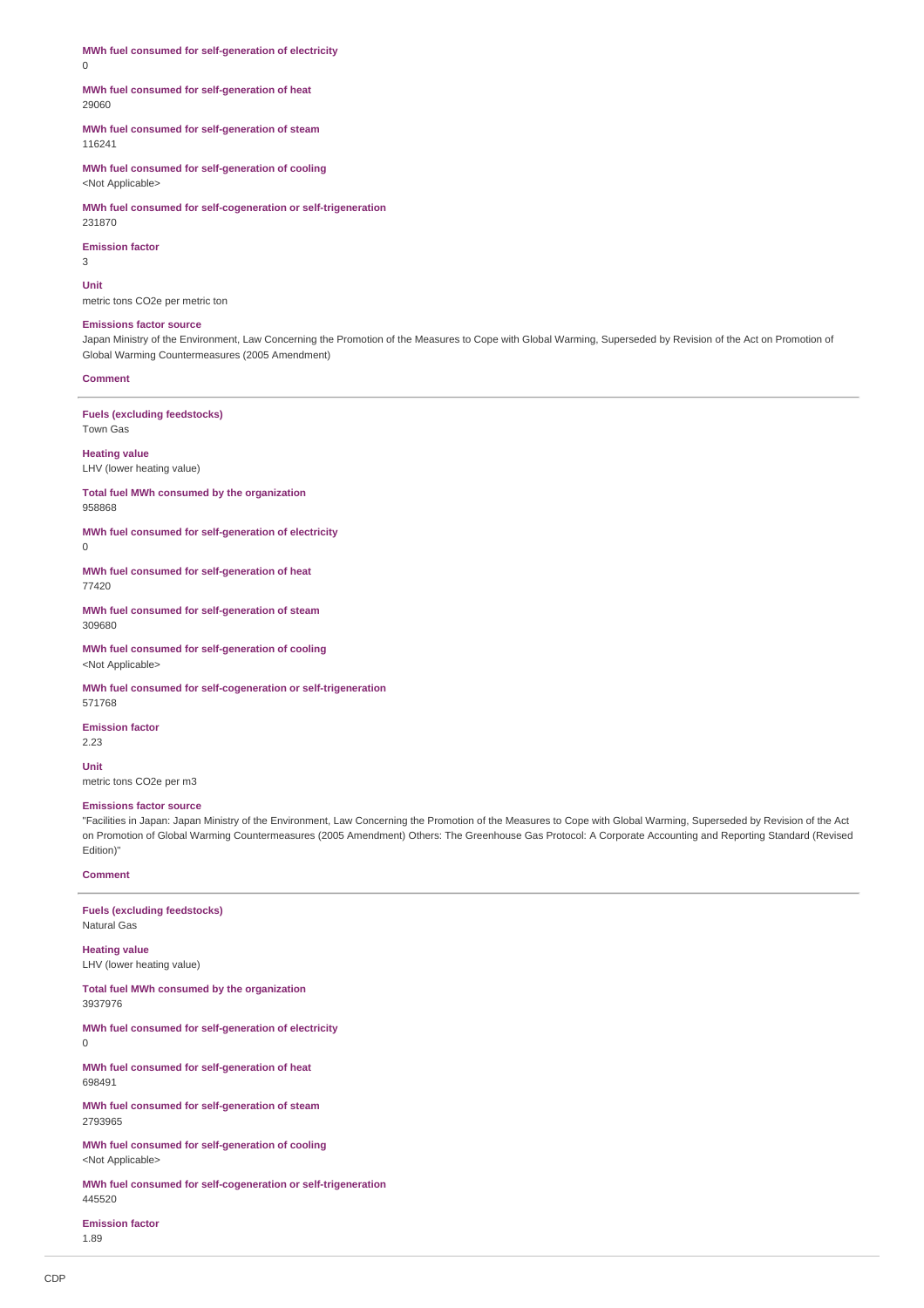**MWh fuel consumed for self-generation of electricity**
0

**MWh fuel consumed for self-generation of heat**
29060

**MWh fuel consumed for self-generation of steam**
116241

**MWh fuel consumed for self-generation of cooling**
<Not Applicable>

**MWh fuel consumed for self-cogeneration or self-trigeneration**
231870

**Emission factor**
3

**Unit**
metric tons CO2e per metric ton

**Emissions factor source**
Japan Ministry of the Environment, Law Concerning the Promotion of the Measures to Cope with Global Warming, Superseded by Revision of the Act on Promotion of Global Warming Countermeasures (2005 Amendment)

**Comment**

---

**Fuels (excluding feedstocks)**
Town Gas

**Heating value**
LHV (lower heating value)

**Total fuel MWh consumed by the organization**
958868

**MWh fuel consumed for self-generation of electricity**
0

**MWh fuel consumed for self-generation of heat**
77420

**MWh fuel consumed for self-generation of steam**
309680

**MWh fuel consumed for self-generation of cooling**
<Not Applicable>

**MWh fuel consumed for self-cogeneration or self-trigeneration**
571768

**Emission factor**
2.23

**Unit**
metric tons CO2e per m3

**Emissions factor source**
"Facilities in Japan: Japan Ministry of the Environment, Law Concerning the Promotion of the Measures to Cope with Global Warming, Superseded by Revision of the Act on Promotion of Global Warming Countermeasures (2005 Amendment) Others: The Greenhouse Gas Protocol: A Corporate Accounting and Reporting Standard (Revised Edition)"

**Comment**

---

**Fuels (excluding feedstocks)**
Natural Gas

**Heating value**
LHV (lower heating value)

**Total fuel MWh consumed by the organization**
3937976

**MWh fuel consumed for self-generation of electricity**
0

**MWh fuel consumed for self-generation of heat**
698491

**MWh fuel consumed for self-generation of steam**
2793965

**MWh fuel consumed for self-generation of cooling**
<Not Applicable>

**MWh fuel consumed for self-cogeneration or self-trigeneration**
445520

**Emission factor**
1.89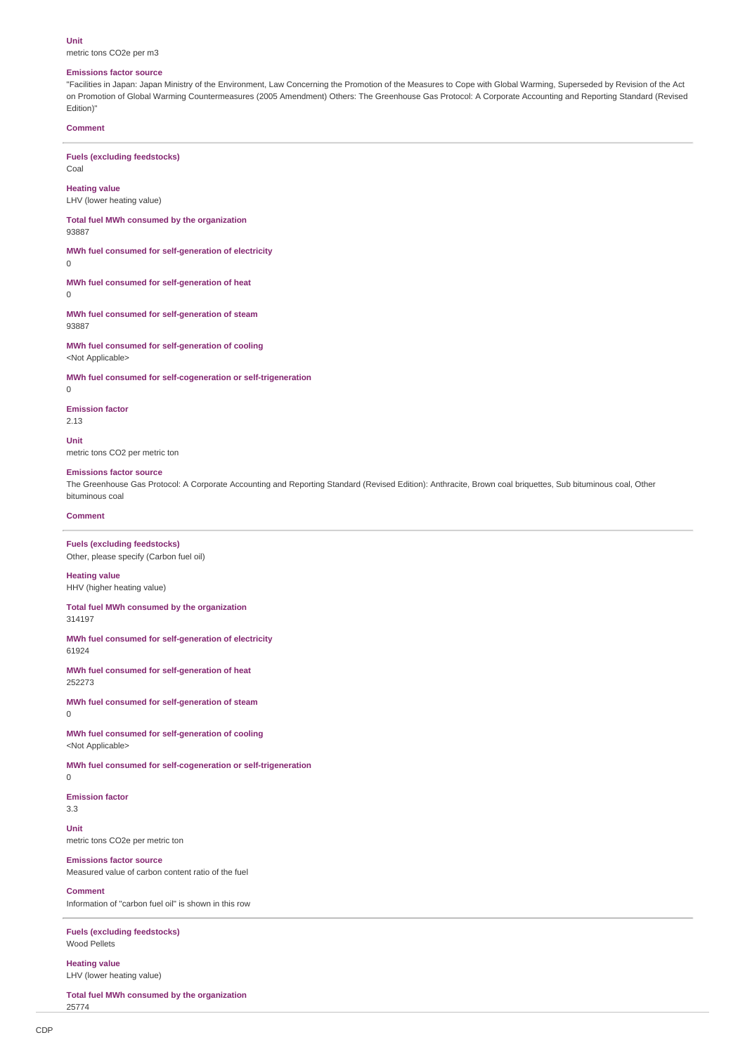**Unit**
metric tons CO2e per m3

**Emissions factor source**
"Facilities in Japan: Japan Ministry of the Environment, Law Concerning the Promotion of the Measures to Cope with Global Warming, Superseded by Revision of the Act on Promotion of Global Warming Countermeasures (2005 Amendment) Others: The Greenhouse Gas Protocol: A Corporate Accounting and Reporting Standard (Revised Edition)"

**Comment**

---

**Fuels (excluding feedstocks)**
Coal

**Heating value**
LHV (lower heating value)

**Total fuel MWh consumed by the organization**
93887

**MWh fuel consumed for self-generation of electricity**
0

**MWh fuel consumed for self-generation of heat**
0

**MWh fuel consumed for self-generation of steam**
93887

**MWh fuel consumed for self-generation of cooling**
<Not Applicable>

**MWh fuel consumed for self-cogeneration or self-trigeneration**
0

**Emission factor**
2.13

**Unit**
metric tons CO2 per metric ton

**Emissions factor source**
The Greenhouse Gas Protocol: A Corporate Accounting and Reporting Standard (Revised Edition): Anthracite, Brown coal briquettes, Sub bituminous coal, Other bituminous coal

**Comment**

---

**Fuels (excluding feedstocks)**
Other, please specify (Carbon fuel oil)

**Heating value**
HHV (higher heating value)

**Total fuel MWh consumed by the organization**
314197

**MWh fuel consumed for self-generation of electricity**
61924

**MWh fuel consumed for self-generation of heat**
252273

**MWh fuel consumed for self-generation of steam**
0

**MWh fuel consumed for self-generation of cooling**
<Not Applicable>

**MWh fuel consumed for self-cogeneration or self-trigeneration**
0

**Emission factor**
3.3

**Unit**
metric tons CO2e per metric ton

**Emissions factor source**
Measured value of carbon content ratio of the fuel

**Comment**
Information of "carbon fuel oil" is shown in this row

---

**Fuels (excluding feedstocks)**
Wood Pellets

**Heating value**
LHV (lower heating value)

**Total fuel MWh consumed by the organization**
25774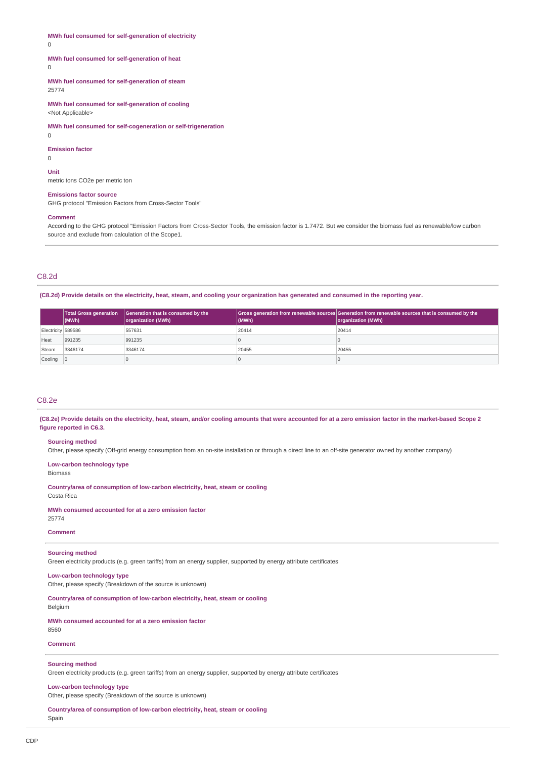**MWh fuel consumed for self-generation of electricity**

0

**MWh fuel consumed for self-generation of heat**

0

**MWh fuel consumed for self-generation of steam**

25774

**MWh fuel consumed for self-generation of cooling**

<Not Applicable>

**MWh fuel consumed for self-cogeneration or self-trigeneration**

0

**Emission factor**

0

**Unit**

metric tons CO2e per metric ton

**Emissions factor source**

GHG protocol "Emission Factors from Cross-Sector Tools"

**Comment**

According to the GHG protocol "Emission Factors from Cross-Sector Tools, the emission factor is 1.7472. But we consider the biomass fuel as renewable/low carbon source and exclude from calculation of the Scope1.

## C8.2d

**(C8.2d) Provide details on the electricity, heat, steam, and cooling your organization has generated and consumed in the reporting year.**

| | Total Gross generation (MWh) | Generation that is consumed by the organization (MWh) | Gross generation from renewable sources (MWh) | Generation from renewable sources that is consumed by the organization (MWh) |
|---|---|---|---|---|
| Electricity | 589586 | 557631 | 20414 | 20414 |
| Heat | 991235 | 991235 | 0 | 0 |
| Steam | 3346174 | 3346174 | 20455 | 20455 |
| Cooling | 0 | 0 | 0 | 0 |

## C8.2e

**(C8.2e) Provide details on the electricity, heat, steam, and/or cooling amounts that were accounted for at a zero emission factor in the market-based Scope 2 figure reported in C6.3.**

**Sourcing method**

Other, please specify (Off-grid energy consumption from an on-site installation or through a direct line to an off-site generator owned by another company)

**Low-carbon technology type**

Biomass

**Country/area of consumption of low-carbon electricity, heat, steam or cooling**

Costa Rica

**MWh consumed accounted for at a zero emission factor**

25774

**Comment**

---

**Sourcing method**

Green electricity products (e.g. green tariffs) from an energy supplier, supported by energy attribute certificates

**Low-carbon technology type**

Other, please specify (Breakdown of the source is unknown)

**Country/area of consumption of low-carbon electricity, heat, steam or cooling**

Belgium

**MWh consumed accounted for at a zero emission factor**

8560

**Comment**

---

**Sourcing method**

Green electricity products (e.g. green tariffs) from an energy supplier, supported by energy attribute certificates

**Low-carbon technology type**

Other, please specify (Breakdown of the source is unknown)

**Country/area of consumption of low-carbon electricity, heat, steam or cooling**

Spain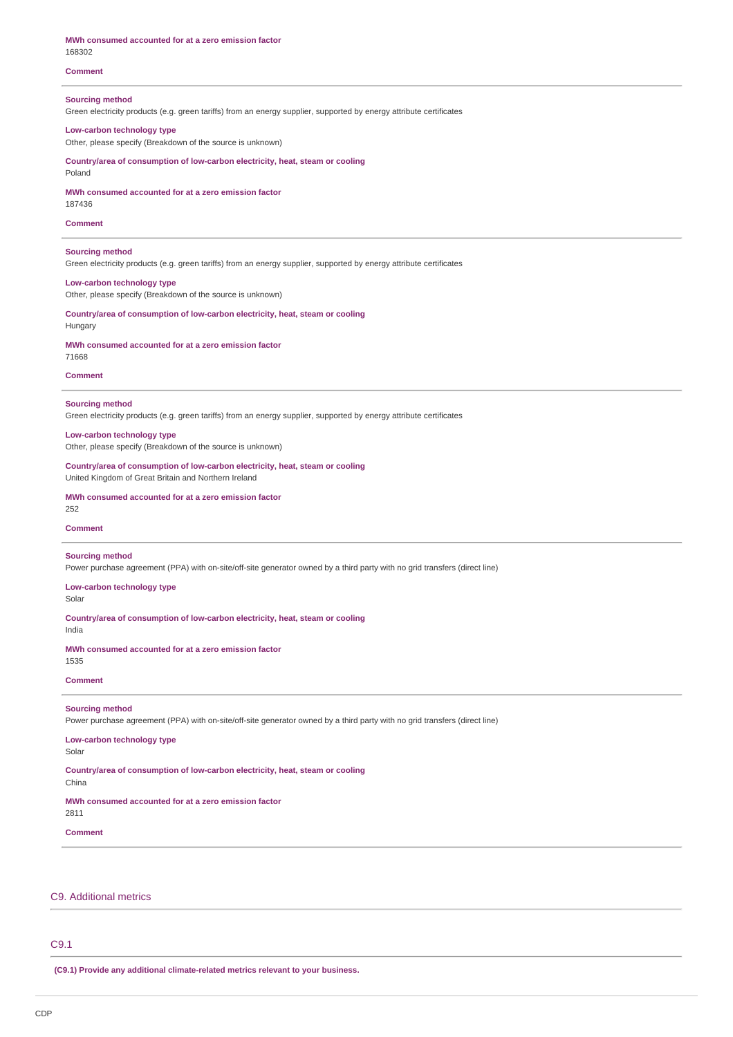**MWh consumed accounted for at a zero emission factor**
168302

**Comment**

---

**Sourcing method**
Green electricity products (e.g. green tariffs) from an energy supplier, supported by energy attribute certificates

**Low-carbon technology type**
Other, please specify (Breakdown of the source is unknown)

**Country/area of consumption of low-carbon electricity, heat, steam or cooling**
Poland

**MWh consumed accounted for at a zero emission factor**
187436

**Comment**

---

**Sourcing method**
Green electricity products (e.g. green tariffs) from an energy supplier, supported by energy attribute certificates

**Low-carbon technology type**
Other, please specify (Breakdown of the source is unknown)

**Country/area of consumption of low-carbon electricity, heat, steam or cooling**
Hungary

**MWh consumed accounted for at a zero emission factor**
71668

**Comment**

---

**Sourcing method**
Green electricity products (e.g. green tariffs) from an energy supplier, supported by energy attribute certificates

**Low-carbon technology type**
Other, please specify (Breakdown of the source is unknown)

**Country/area of consumption of low-carbon electricity, heat, steam or cooling**
United Kingdom of Great Britain and Northern Ireland

**MWh consumed accounted for at a zero emission factor**
252

**Comment**

---

**Sourcing method**
Power purchase agreement (PPA) with on-site/off-site generator owned by a third party with no grid transfers (direct line)

**Low-carbon technology type**
Solar

**Country/area of consumption of low-carbon electricity, heat, steam or cooling**
India

**MWh consumed accounted for at a zero emission factor**
1535

**Comment**

---

**Sourcing method**
Power purchase agreement (PPA) with on-site/off-site generator owned by a third party with no grid transfers (direct line)

**Low-carbon technology type**
Solar

**Country/area of consumption of low-carbon electricity, heat, steam or cooling**
China

**MWh consumed accounted for at a zero emission factor**
2811

**Comment**

---

## C9. Additional metrics

### C9.1

**(C9.1) Provide any additional climate-related metrics relevant to your business.**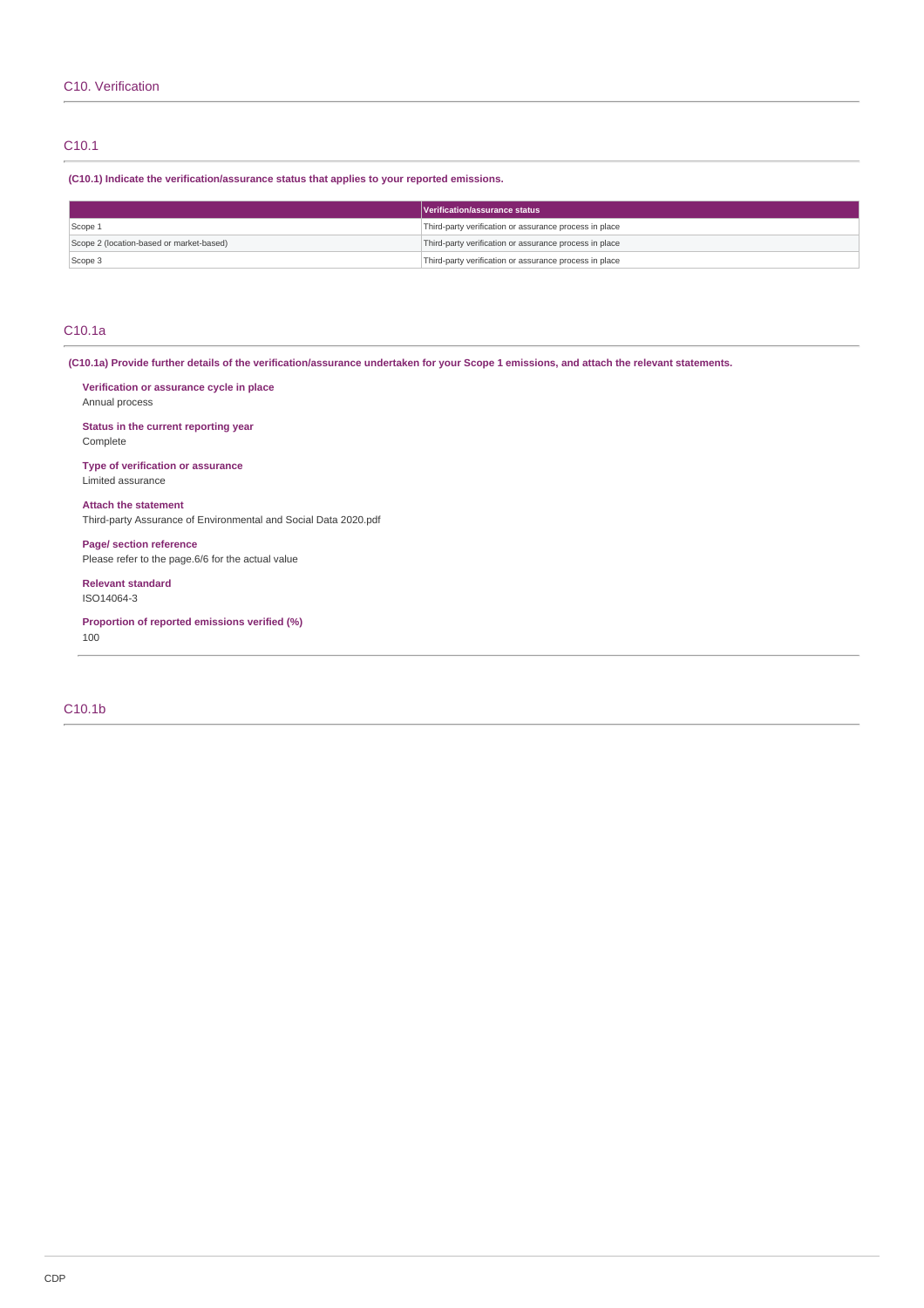## C10. Verification

### C10.1

**(C10.1) Indicate the verification/assurance status that applies to your reported emissions.**

| | Verification/assurance status |
|---|---|
| Scope 1 | Third-party verification or assurance process in place |
| Scope 2 (location-based or market-based) | Third-party verification or assurance process in place |
| Scope 3 | Third-party verification or assurance process in place |

### C10.1a

**(C10.1a) Provide further details of the verification/assurance undertaken for your Scope 1 emissions, and attach the relevant statements.**

**Verification or assurance cycle in place**
Annual process

**Status in the current reporting year**
Complete

**Type of verification or assurance**
Limited assurance

**Attach the statement**
Third-party Assurance of Environmental and Social Data 2020.pdf

**Page/ section reference**
Please refer to the page.6/6 for the actual value

**Relevant standard**
ISO14064-3

**Proportion of reported emissions verified (%)**
100

### C10.1b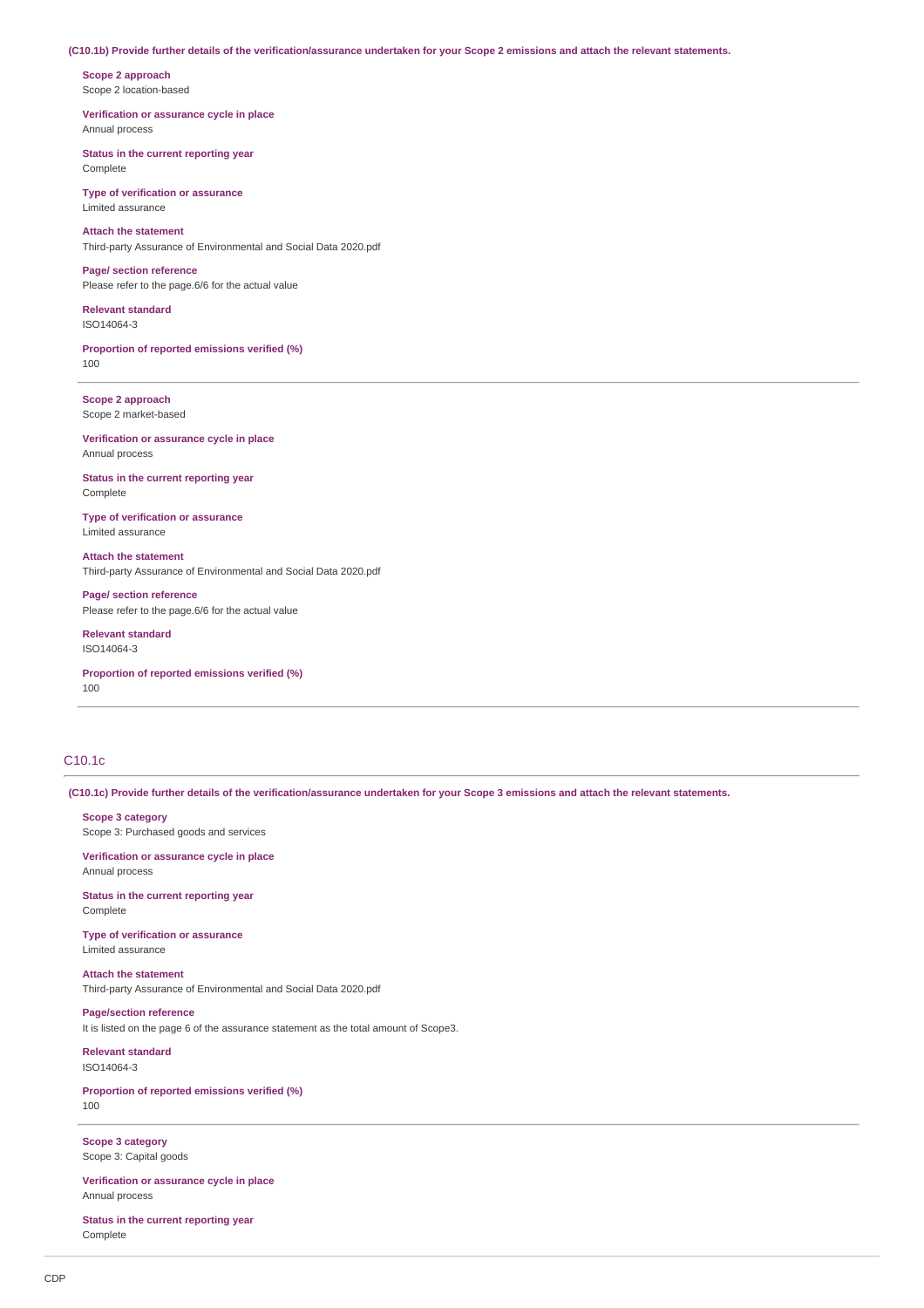**(C10.1b) Provide further details of the verification/assurance undertaken for your Scope 2 emissions and attach the relevant statements.**

**Scope 2 approach**
Scope 2 location-based

**Verification or assurance cycle in place**
Annual process

**Status in the current reporting year**
Complete

**Type of verification or assurance**
Limited assurance

**Attach the statement**
Third-party Assurance of Environmental and Social Data 2020.pdf

**Page/ section reference**
Please refer to the page.6/6 for the actual value

**Relevant standard**
ISO14064-3

**Proportion of reported emissions verified (%)**
100

---

**Scope 2 approach**
Scope 2 market-based

**Verification or assurance cycle in place**
Annual process

**Status in the current reporting year**
Complete

**Type of verification or assurance**
Limited assurance

**Attach the statement**
Third-party Assurance of Environmental and Social Data 2020.pdf

**Page/ section reference**
Please refer to the page.6/6 for the actual value

**Relevant standard**
ISO14064-3

**Proportion of reported emissions verified (%)**
100

---

## C10.1c

**(C10.1c) Provide further details of the verification/assurance undertaken for your Scope 3 emissions and attach the relevant statements.**

**Scope 3 category**
Scope 3: Purchased goods and services

**Verification or assurance cycle in place**
Annual process

**Status in the current reporting year**
Complete

**Type of verification or assurance**
Limited assurance

**Attach the statement**
Third-party Assurance of Environmental and Social Data 2020.pdf

**Page/section reference**
It is listed on the page 6 of the assurance statement as the total amount of Scope3.

**Relevant standard**
ISO14064-3

**Proportion of reported emissions verified (%)**
100

---

**Scope 3 category**
Scope 3: Capital goods

**Verification or assurance cycle in place**
Annual process

**Status in the current reporting year**
Complete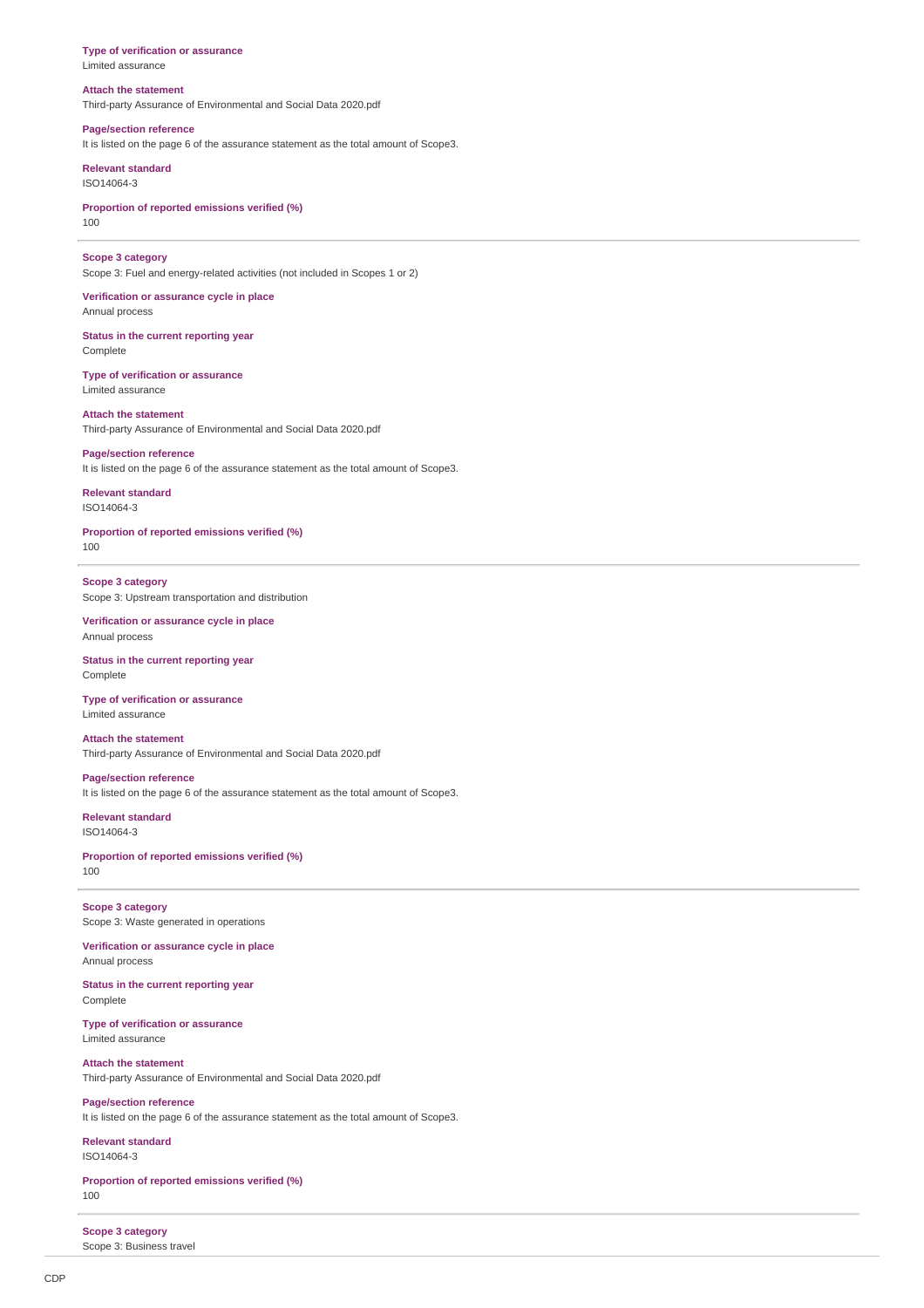**Type of verification or assurance**
Limited assurance

**Attach the statement**
Third-party Assurance of Environmental and Social Data 2020.pdf

**Page/section reference**
It is listed on the page 6 of the assurance statement as the total amount of Scope3.

**Relevant standard**
ISO14064-3

**Proportion of reported emissions verified (%)**
100

---

**Scope 3 category**
Scope 3: Fuel and energy-related activities (not included in Scopes 1 or 2)

**Verification or assurance cycle in place**
Annual process

**Status in the current reporting year**
Complete

**Type of verification or assurance**
Limited assurance

**Attach the statement**
Third-party Assurance of Environmental and Social Data 2020.pdf

**Page/section reference**
It is listed on the page 6 of the assurance statement as the total amount of Scope3.

**Relevant standard**
ISO14064-3

**Proportion of reported emissions verified (%)**
100

---

**Scope 3 category**
Scope 3: Upstream transportation and distribution

**Verification or assurance cycle in place**
Annual process

**Status in the current reporting year**
Complete

**Type of verification or assurance**
Limited assurance

**Attach the statement**
Third-party Assurance of Environmental and Social Data 2020.pdf

**Page/section reference**
It is listed on the page 6 of the assurance statement as the total amount of Scope3.

**Relevant standard**
ISO14064-3

**Proportion of reported emissions verified (%)**
100

---

**Scope 3 category**
Scope 3: Waste generated in operations

**Verification or assurance cycle in place**
Annual process

**Status in the current reporting year**
Complete

**Type of verification or assurance**
Limited assurance

**Attach the statement**
Third-party Assurance of Environmental and Social Data 2020.pdf

**Page/section reference**
It is listed on the page 6 of the assurance statement as the total amount of Scope3.

**Relevant standard**
ISO14064-3

**Proportion of reported emissions verified (%)**
100

---

**Scope 3 category**
Scope 3: Business travel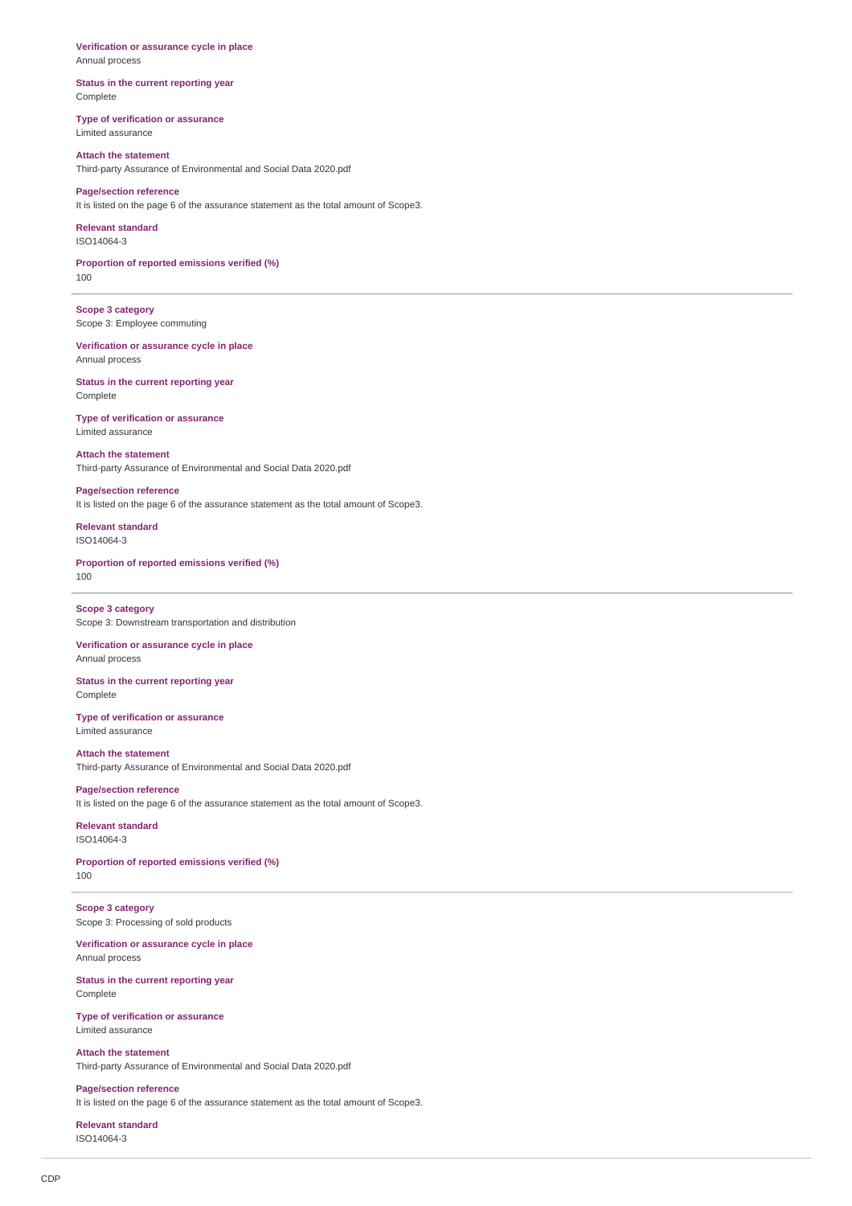**Verification or assurance cycle in place**
Annual process

**Status in the current reporting year**
Complete

**Type of verification or assurance**
Limited assurance

**Attach the statement**
Third-party Assurance of Environmental and Social Data 2020.pdf

**Page/section reference**
It is listed on the page 6 of the assurance statement as the total amount of Scope3.

**Relevant standard**
ISO14064-3

**Proportion of reported emissions verified (%)**
100

---

**Scope 3 category**
Scope 3: Employee commuting

**Verification or assurance cycle in place**
Annual process

**Status in the current reporting year**
Complete

**Type of verification or assurance**
Limited assurance

**Attach the statement**
Third-party Assurance of Environmental and Social Data 2020.pdf

**Page/section reference**
It is listed on the page 6 of the assurance statement as the total amount of Scope3.

**Relevant standard**
ISO14064-3

**Proportion of reported emissions verified (%)**
100

---

**Scope 3 category**
Scope 3: Downstream transportation and distribution

**Verification or assurance cycle in place**
Annual process

**Status in the current reporting year**
Complete

**Type of verification or assurance**
Limited assurance

**Attach the statement**
Third-party Assurance of Environmental and Social Data 2020.pdf

**Page/section reference**
It is listed on the page 6 of the assurance statement as the total amount of Scope3.

**Relevant standard**
ISO14064-3

**Proportion of reported emissions verified (%)**
100

---

**Scope 3 category**
Scope 3: Processing of sold products

**Verification or assurance cycle in place**
Annual process

**Status in the current reporting year**
Complete

**Type of verification or assurance**
Limited assurance

**Attach the statement**
Third-party Assurance of Environmental and Social Data 2020.pdf

**Page/section reference**
It is listed on the page 6 of the assurance statement as the total amount of Scope3.

**Relevant standard**
ISO14064-3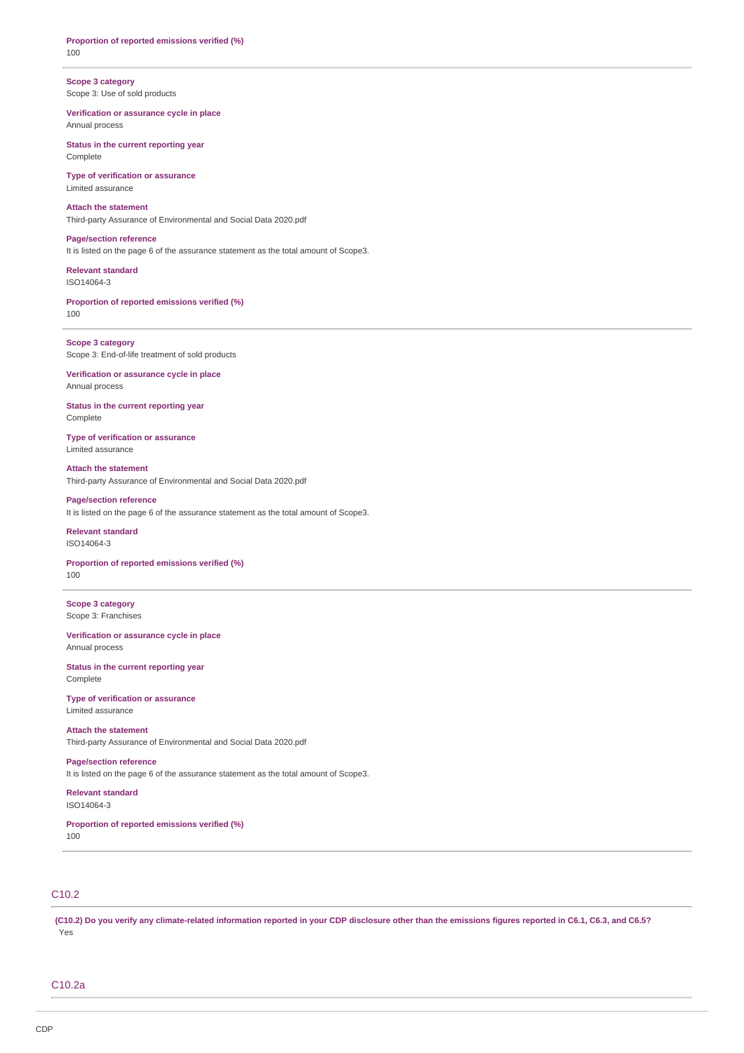**Proportion of reported emissions verified (%)**
100

**Scope 3 category**
Scope 3: Use of sold products

**Verification or assurance cycle in place**
Annual process

**Status in the current reporting year**
Complete

**Type of verification or assurance**
Limited assurance

**Attach the statement**
Third-party Assurance of Environmental and Social Data 2020.pdf

**Page/section reference**
It is listed on the page 6 of the assurance statement as the total amount of Scope3.

**Relevant standard**
ISO14064-3

**Proportion of reported emissions verified (%)**
100

**Scope 3 category**
Scope 3: End-of-life treatment of sold products

**Verification or assurance cycle in place**
Annual process

**Status in the current reporting year**
Complete

**Type of verification or assurance**
Limited assurance

**Attach the statement**
Third-party Assurance of Environmental and Social Data 2020.pdf

**Page/section reference**
It is listed on the page 6 of the assurance statement as the total amount of Scope3.

**Relevant standard**
ISO14064-3

**Proportion of reported emissions verified (%)**
100

**Scope 3 category**
Scope 3: Franchises

**Verification or assurance cycle in place**
Annual process

**Status in the current reporting year**
Complete

**Type of verification or assurance**
Limited assurance

**Attach the statement**
Third-party Assurance of Environmental and Social Data 2020.pdf

**Page/section reference**
It is listed on the page 6 of the assurance statement as the total amount of Scope3.

**Relevant standard**
ISO14064-3

**Proportion of reported emissions verified (%)**
100

## C10.2

**(C10.2) Do you verify any climate-related information reported in your CDP disclosure other than the emissions figures reported in C6.1, C6.3, and C6.5?**
Yes

## C10.2a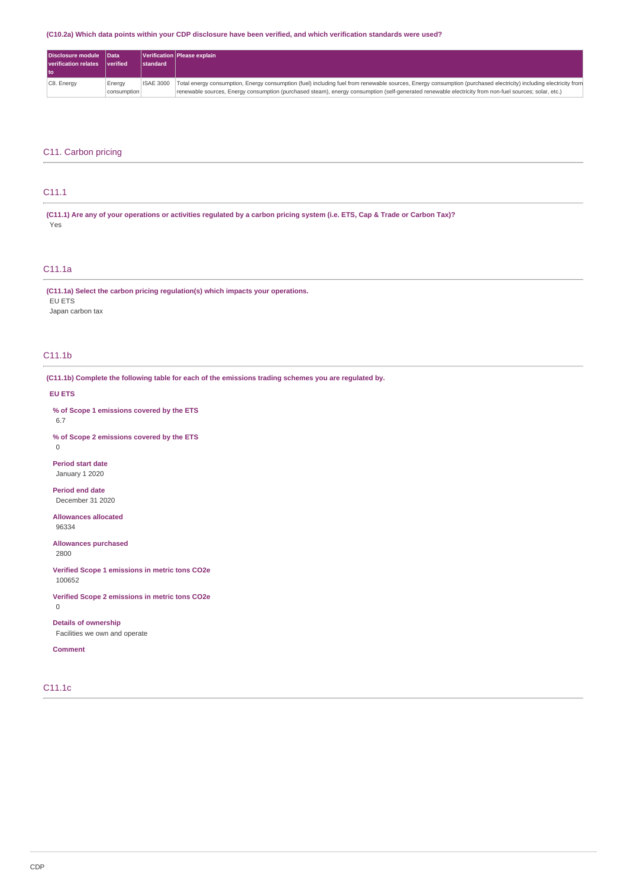(C10.2a) Which data points within your CDP disclosure have been verified, and which verification standards were used?

| Disclosure module verification relates to | Data verified | Verification standard | Please explain |
|---|---|---|---|
| C8. Energy | Energy consumption | ISAE 3000 | Total energy consumption, Energy consumption (fuel) including fuel from renewable sources, Energy consumption (purchased electricity) including electricity from renewable sources, Energy consumption (purchased steam), energy consumption (self-generated renewable electricity from non-fuel sources; solar, etc.) |

## C11. Carbon pricing

### C11.1

**(C11.1) Are any of your operations or activities regulated by a carbon pricing system (i.e. ETS, Cap & Trade or Carbon Tax)?**

Yes

### C11.1a

**(C11.1a) Select the carbon pricing regulation(s) which impacts your operations.**

EU ETS

Japan carbon tax

### C11.1b

**(C11.1b) Complete the following table for each of the emissions trading schemes you are regulated by.**

**EU ETS**

**% of Scope 1 emissions covered by the ETS**

6.7

**% of Scope 2 emissions covered by the ETS**

0

**Period start date**

January 1 2020

**Period end date**

December 31 2020

**Allowances allocated**

96334

**Allowances purchased**

2800

**Verified Scope 1 emissions in metric tons CO2e**

100652

**Verified Scope 2 emissions in metric tons CO2e**

0

**Details of ownership**

Facilities we own and operate

**Comment**

### C11.1c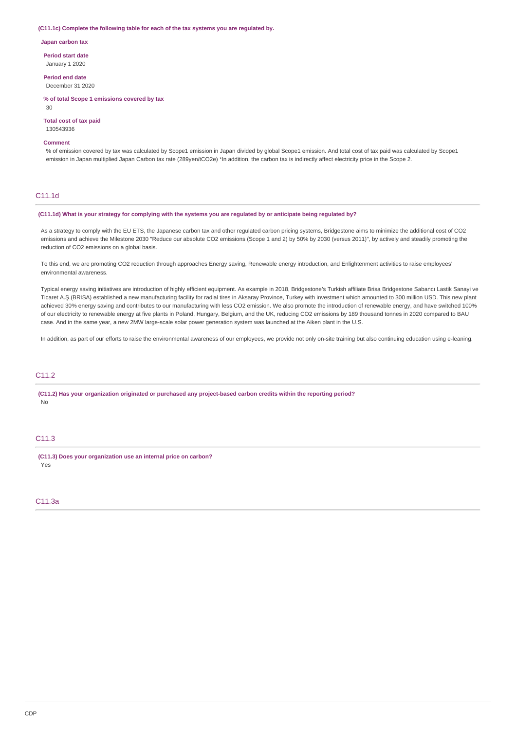**(C11.1c) Complete the following table for each of the tax systems you are regulated by.**

**Japan carbon tax**

**Period start date**
January 1 2020

**Period end date**
December 31 2020

**% of total Scope 1 emissions covered by tax**
30

**Total cost of tax paid**
130543936

**Comment**
% of emission covered by tax was calculated by Scope1 emission in Japan divided by global Scope1 emission. And total cost of tax paid was calculated by Scope1 emission in Japan multiplied Japan Carbon tax rate (289yen/tCO2e) *In addition, the carbon tax is indirectly affect electricity price in the Scope 2.

## C11.1d

**(C11.1d) What is your strategy for complying with the systems you are regulated by or anticipate being regulated by?**

As a strategy to comply with the EU ETS, the Japanese carbon tax and other regulated carbon pricing systems, Bridgestone aims to minimize the additional cost of CO2 emissions and achieve the Milestone 2030 "Reduce our absolute CO2 emissions (Scope 1 and 2) by 50% by 2030 (versus 2011)", by actively and steadily promoting the reduction of CO2 emissions on a global basis.

To this end, we are promoting CO2 reduction through approaches Energy saving, Renewable energy introduction, and Enlightenment activities to raise employees' environmental awareness.

Typical energy saving initiatives are introduction of highly efficient equipment. As example in 2018, Bridgestone's Turkish affiliate Brisa Bridgestone Sabancı Lastik Sanayi ve Ticaret A.Ş.(BRISA) established a new manufacturing facility for radial tires in Aksaray Province, Turkey with investment which amounted to 300 million USD. This new plant achieved 30% energy saving and contributes to our manufacturing with less CO2 emission. We also promote the introduction of renewable energy, and have switched 100% of our electricity to renewable energy at five plants in Poland, Hungary, Belgium, and the UK, reducing CO2 emissions by 189 thousand tonnes in 2020 compared to BAU case. And in the same year, a new 2MW large-scale solar power generation system was launched at the Aiken plant in the U.S.

In addition, as part of our efforts to raise the environmental awareness of our employees, we provide not only on-site training but also continuing education using e-leaning.

## C11.2

**(C11.2) Has your organization originated or purchased any project-based carbon credits within the reporting period?**
No

## C11.3

**(C11.3) Does your organization use an internal price on carbon?**
Yes

## C11.3a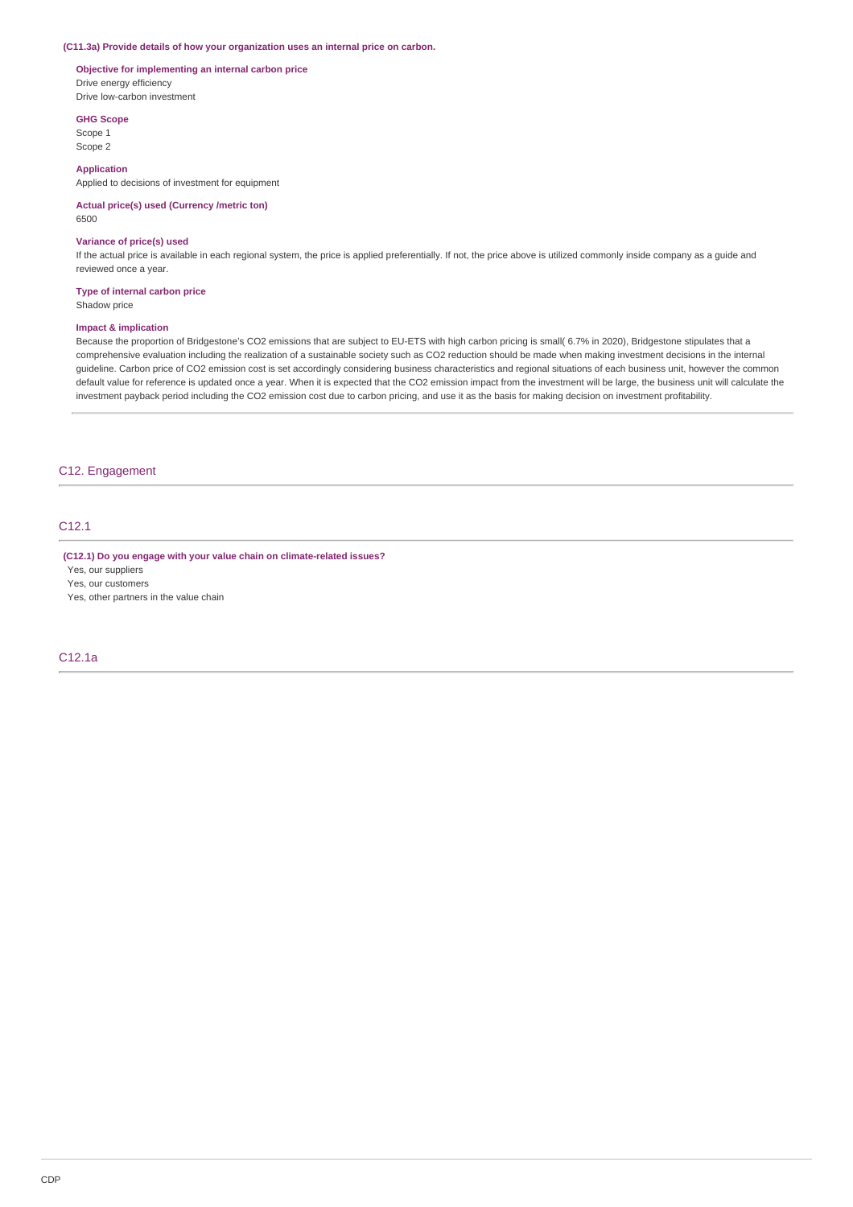(C11.3a) Provide details of how your organization uses an internal price on carbon.

**Objective for implementing an internal carbon price**
Drive energy efficiency
Drive low-carbon investment

**GHG Scope**
Scope 1
Scope 2

**Application**
Applied to decisions of investment for equipment

**Actual price(s) used (Currency /metric ton)**
6500

**Variance of price(s) used**
If the actual price is available in each regional system, the price is applied preferentially. If not, the price above is utilized commonly inside company as a guide and reviewed once a year.

**Type of internal carbon price**
Shadow price

**Impact & implication**
Because the proportion of Bridgestone's $CO_2$ emissions that are subject to EU-ETS with high carbon pricing is small( 6.7% in 2020), Bridgestone stipulates that a comprehensive evaluation including the realization of a sustainable society such as $CO_2$ reduction should be made when making investment decisions in the internal guideline. Carbon price of $CO_2$ emission cost is set accordingly considering business characteristics and regional situations of each business unit, however the common default value for reference is updated once a year. When it is expected that the $CO_2$ emission impact from the investment will be large, the business unit will calculate the investment payback period including the $CO_2$ emission cost due to carbon pricing, and use it as the basis for making decision on investment profitability.

## C12. Engagement

### C12.1

**(C12.1) Do you engage with your value chain on climate-related issues?**
Yes, our suppliers
Yes, our customers
Yes, other partners in the value chain

### C12.1a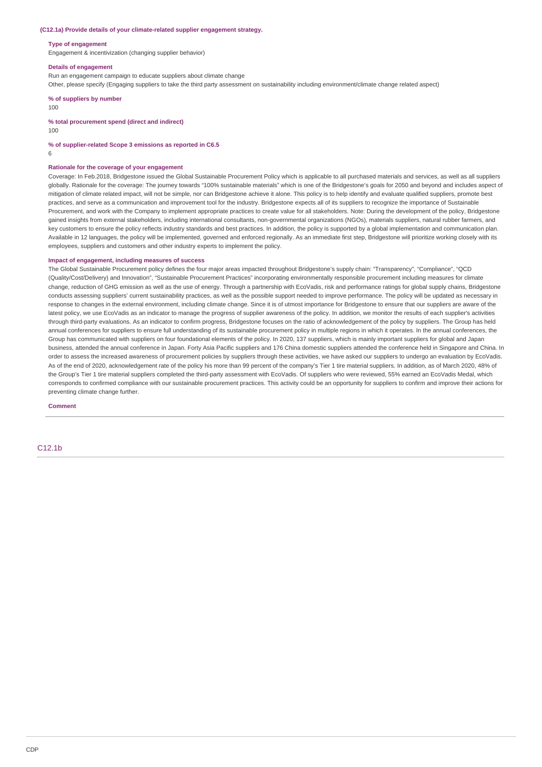**(C12.1a) Provide details of your climate-related supplier engagement strategy.**

**Type of engagement**

Engagement & incentivization (changing supplier behavior)

**Details of engagement**

Run an engagement campaign to educate suppliers about climate change

Other, please specify (Engaging suppliers to take the third party assessment on sustainability including environment/climate change related aspect)

**% of suppliers by number**

100

**% total procurement spend (direct and indirect)**

100

**% of supplier-related Scope 3 emissions as reported in C6.5**

6

**Rationale for the coverage of your engagement**

Coverage: In Feb.2018, Bridgestone issued the Global Sustainable Procurement Policy which is applicable to all purchased materials and services, as well as all suppliers globally. Rationale for the coverage: The journey towards "100% sustainable materials" which is one of the Bridgestone's goals for 2050 and beyond and includes aspect of mitigation of climate related impact, will not be simple, nor can Bridgestone achieve it alone. This policy is to help identify and evaluate qualified suppliers, promote best practices, and serve as a communication and improvement tool for the industry. Bridgestone expects all of its suppliers to recognize the importance of Sustainable Procurement, and work with the Company to implement appropriate practices to create value for all stakeholders. Note: During the development of the policy, Bridgestone gained insights from external stakeholders, including international consultants, non-governmental organizations (NGOs), materials suppliers, natural rubber farmers, and key customers to ensure the policy reflects industry standards and best practices. In addition, the policy is supported by a global implementation and communication plan. Available in 12 languages, the policy will be implemented, governed and enforced regionally. As an immediate first step, Bridgestone will prioritize working closely with its employees, suppliers and customers and other industry experts to implement the policy.

**Impact of engagement, including measures of success**

The Global Sustainable Procurement policy defines the four major areas impacted throughout Bridgestone's supply chain: "Transparency", "Compliance", "QCD (Quality/Cost/Delivery) and Innovation", "Sustainable Procurement Practices" incorporating environmentally responsible procurement including measures for climate change, reduction of GHG emission as well as the use of energy. Through a partnership with EcoVadis, risk and performance ratings for global supply chains, Bridgestone conducts assessing suppliers' current sustainability practices, as well as the possible support needed to improve performance. The policy will be updated as necessary in response to changes in the external environment, including climate change. Since it is of utmost importance for Bridgestone to ensure that our suppliers are aware of the latest policy, we use EcoVadis as an indicator to manage the progress of supplier awareness of the policy. In addition, we monitor the results of each supplier's activities through third-party evaluations. As an indicator to confirm progress, Bridgestone focuses on the ratio of acknowledgement of the policy by suppliers. The Group has held annual conferences for suppliers to ensure full understanding of its sustainable procurement policy in multiple regions in which it operates. In the annual conferences, the Group has communicated with suppliers on four foundational elements of the policy. In 2020, 137 suppliers, which is mainly important suppliers for global and Japan business, attended the annual conference in Japan. Forty Asia Pacific suppliers and 176 China domestic suppliers attended the conference held in Singapore and China. In order to assess the increased awareness of procurement policies by suppliers through these activities, we have asked our suppliers to undergo an evaluation by EcoVadis. As of the end of 2020, acknowledgement rate of the policy his more than 99 percent of the company's Tier 1 tire material suppliers. In addition, as of March 2020, 48% of the Group's Tier 1 tire material suppliers completed the third-party assessment with EcoVadis. Of suppliers who were reviewed, 55% earned an EcoVadis Medal, which corresponds to confirmed compliance with our sustainable procurement practices. This activity could be an opportunity for suppliers to confirm and improve their actions for preventing climate change further.

**Comment**

## C12.1b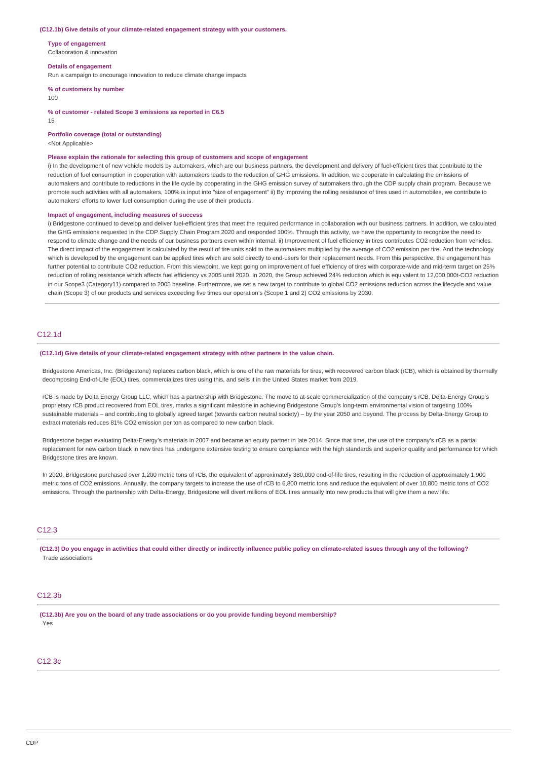**(C12.1b) Give details of your climate-related engagement strategy with your customers.**

**Type of engagement**
Collaboration & innovation

**Details of engagement**
Run a campaign to encourage innovation to reduce climate change impacts

**% of customers by number**
100

**% of customer - related Scope 3 emissions as reported in C6.5**
15

**Portfolio coverage (total or outstanding)**
<Not Applicable>

**Please explain the rationale for selecting this group of customers and scope of engagement**
i) In the development of new vehicle models by automakers, which are our business partners, the development and delivery of fuel-efficient tires that contribute to the reduction of fuel consumption in cooperation with automakers leads to the reduction of GHG emissions. In addition, we cooperate in calculating the emissions of automakers and contribute to reductions in the life cycle by cooperating in the GHG emission survey of automakers through the CDP supply chain program. Because we promote such activities with all automakers, 100% is input into "size of engagement" ii) By improving the rolling resistance of tires used in automobiles, we contribute to automakers' efforts to lower fuel consumption during the use of their products.

**Impact of engagement, including measures of success**
i) Bridgestone continued to develop and deliver fuel-efficient tires that meet the required performance in collaboration with our business partners. In addition, we calculated the GHG emissions requested in the CDP Supply Chain Program 2020 and responded 100%. Through this activity, we have the opportunity to recognize the need to respond to climate change and the needs of our business partners even within internal. ii) Improvement of fuel efficiency in tires contributes CO2 reduction from vehicles. The direct impact of the engagement is calculated by the result of tire units sold to the automakers multiplied by the average of CO2 emission per tire. And the technology which is developed by the engagement can be applied tires which are sold directly to end-users for their replacement needs. From this perspective, the engagement has further potential to contribute CO2 reduction. From this viewpoint, we kept going on improvement of fuel efficiency of tires with corporate-wide and mid-term target on 25% reduction of rolling resistance which affects fuel efficiency vs 2005 until 2020. In 2020, the Group achieved 24% reduction which is equivalent to 12,000,000t-CO2 reduction in our Scope3 (Category11) compared to 2005 baseline. Furthermore, we set a new target to contribute to global CO2 emissions reduction across the lifecycle and value chain (Scope 3) of our products and services exceeding five times our operation's (Scope 1 and 2) CO2 emissions by 2030.

## C12.1d

**(C12.1d) Give details of your climate-related engagement strategy with other partners in the value chain.**

Bridgestone Americas, Inc. (Bridgestone) replaces carbon black, which is one of the raw materials for tires, with recovered carbon black (rCB), which is obtained by thermally decomposing End-of-Life (EOL) tires, commercializes tires using this, and sells it in the United States market from 2019.

rCB is made by Delta Energy Group LLC, which has a partnership with Bridgestone. The move to at-scale commercialization of the company's rCB, Delta-Energy Group's proprietary rCB product recovered from EOL tires, marks a significant milestone in achieving Bridgestone Group's long-term environmental vision of targeting 100% sustainable materials – and contributing to globally agreed target (towards carbon neutral society) – by the year 2050 and beyond. The process by Delta-Energy Group to extract materials reduces 81% CO2 emission per ton as compared to new carbon black.

Bridgestone began evaluating Delta-Energy's materials in 2007 and became an equity partner in late 2014. Since that time, the use of the company's rCB as a partial replacement for new carbon black in new tires has undergone extensive testing to ensure compliance with the high standards and superior quality and performance for which Bridgestone tires are known.

In 2020, Bridgestone purchased over 1,200 metric tons of rCB, the equivalent of approximately 380,000 end-of-life tires, resulting in the reduction of approximately 1,900 metric tons of CO2 emissions. Annually, the company targets to increase the use of rCB to 6,800 metric tons and reduce the equivalent of over 10,800 metric tons of CO2 emissions. Through the partnership with Delta-Energy, Bridgestone will divert millions of EOL tires annually into new products that will give them a new life.

## C12.3

**(C12.3) Do you engage in activities that could either directly or indirectly influence public policy on climate-related issues through any of the following?**
Trade associations

## C12.3b

**(C12.3b) Are you on the board of any trade associations or do you provide funding beyond membership?**
Yes

## C12.3c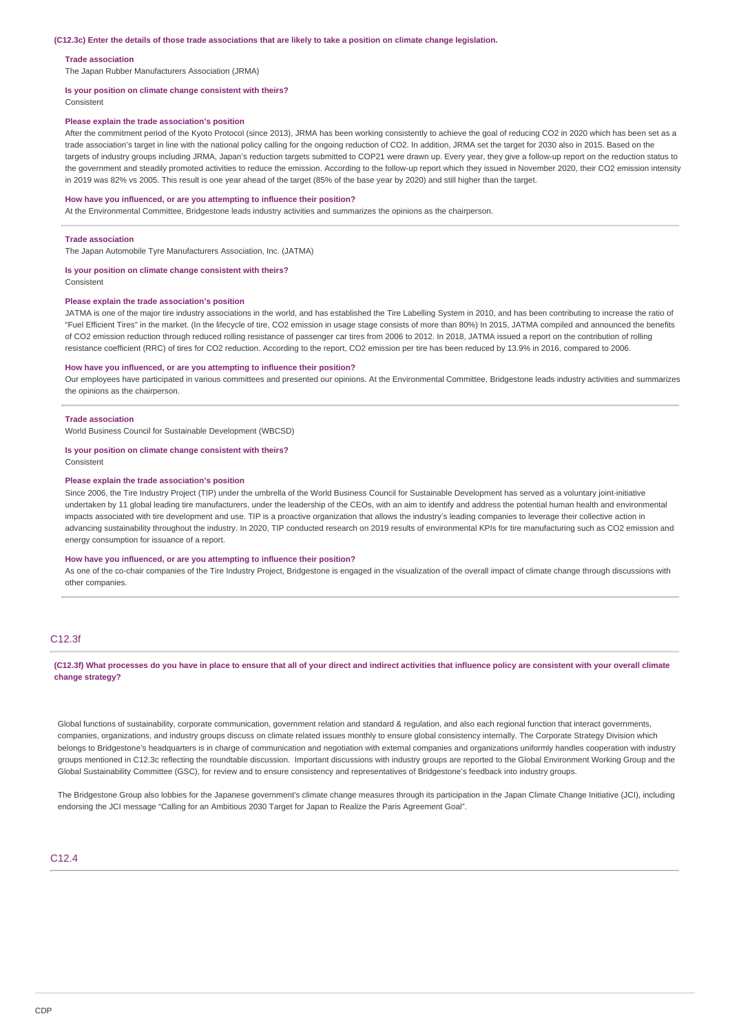**(C12.3c) Enter the details of those trade associations that are likely to take a position on climate change legislation.**

**Trade association**

The Japan Rubber Manufacturers Association (JRMA)

**Is your position on climate change consistent with theirs?**

Consistent

**Please explain the trade association's position**

After the commitment period of the Kyoto Protocol (since 2013), JRMA has been working consistently to achieve the goal of reducing CO2 in 2020 which has been set as a trade association's target in line with the national policy calling for the ongoing reduction of CO2. In addition, JRMA set the target for 2030 also in 2015. Based on the targets of industry groups including JRMA, Japan's reduction targets submitted to COP21 were drawn up. Every year, they give a follow-up report on the reduction status to the government and steadily promoted activities to reduce the emission. According to the follow-up report which they issued in November 2020, their CO2 emission intensity in 2019 was 82% vs 2005. This result is one year ahead of the target (85% of the base year by 2020) and still higher than the target.

**How have you influenced, or are you attempting to influence their position?**

At the Environmental Committee, Bridgestone leads industry activities and summarizes the opinions as the chairperson.

---

**Trade association**

The Japan Automobile Tyre Manufacturers Association, Inc. (JATMA)

**Is your position on climate change consistent with theirs?**

Consistent

**Please explain the trade association's position**

JATMA is one of the major tire industry associations in the world, and has established the Tire Labelling System in 2010, and has been contributing to increase the ratio of "Fuel Efficient Tires" in the market. (In the lifecycle of tire, CO2 emission in usage stage consists of more than 80%) In 2015, JATMA compiled and announced the benefits of CO2 emission reduction through reduced rolling resistance of passenger car tires from 2006 to 2012. In 2018, JATMA issued a report on the contribution of rolling resistance coefficient (RRC) of tires for CO2 reduction. According to the report, CO2 emission per tire has been reduced by 13.9% in 2016, compared to 2006.

**How have you influenced, or are you attempting to influence their position?**

Our employees have participated in various committees and presented our opinions. At the Environmental Committee, Bridgestone leads industry activities and summarizes the opinions as the chairperson.

---

**Trade association**

World Business Council for Sustainable Development (WBCSD)

**Is your position on climate change consistent with theirs?**

Consistent

**Please explain the trade association's position**

Since 2006, the Tire Industry Project (TIP) under the umbrella of the World Business Council for Sustainable Development has served as a voluntary joint-initiative undertaken by 11 global leading tire manufacturers, under the leadership of the CEOs, with an aim to identify and address the potential human health and environmental impacts associated with tire development and use. TIP is a proactive organization that allows the industry's leading companies to leverage their collective action in advancing sustainability throughout the industry. In 2020, TIP conducted research on 2019 results of environmental KPIs for tire manufacturing such as CO2 emission and energy consumption for issuance of a report.

**How have you influenced, or are you attempting to influence their position?**

As one of the co-chair companies of the Tire Industry Project, Bridgestone is engaged in the visualization of the overall impact of climate change through discussions with other companies.

## C12.3f

**(C12.3f) What processes do you have in place to ensure that all of your direct and indirect activities that influence policy are consistent with your overall climate change strategy?**

Global functions of sustainability, corporate communication, government relation and standard & regulation, and also each regional function that interact governments, companies, organizations, and industry groups discuss on climate related issues monthly to ensure global consistency internally. The Corporate Strategy Division which belongs to Bridgestone's headquarters is in charge of communication and negotiation with external companies and organizations uniformly handles cooperation with industry groups mentioned in C12.3c reflecting the roundtable discussion. Important discussions with industry groups are reported to the Global Environment Working Group and the Global Sustainability Committee (GSC), for review and to ensure consistency and representatives of Bridgestone's feedback into industry groups.

The Bridgestone Group also lobbies for the Japanese government's climate change measures through its participation in the Japan Climate Change Initiative (JCI), including endorsing the JCI message "Calling for an Ambitious 2030 Target for Japan to Realize the Paris Agreement Goal".

## C12.4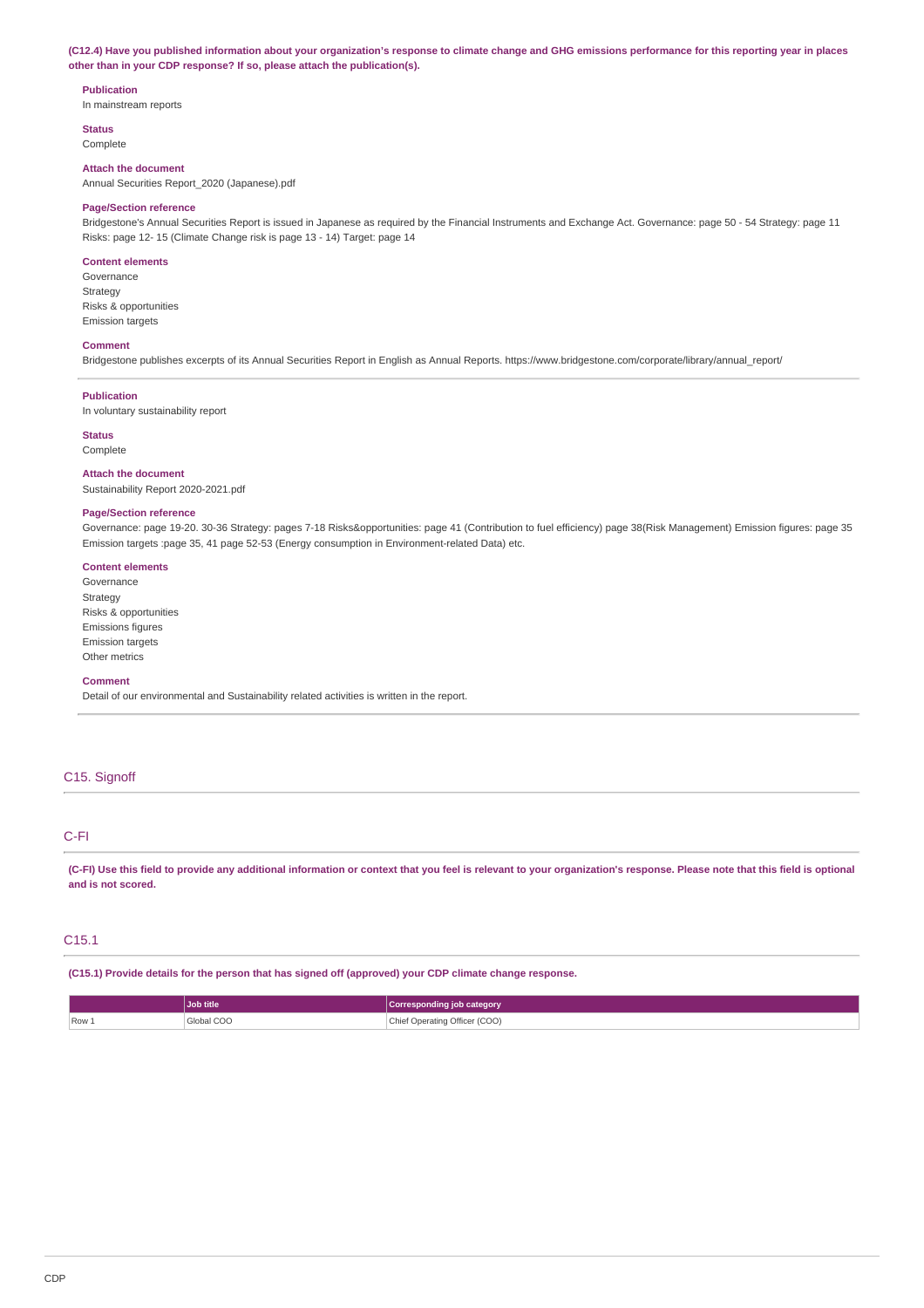**(C12.4) Have you published information about your organization's response to climate change and GHG emissions performance for this reporting year in places other than in your CDP response? If so, please attach the publication(s).**

**Publication**
In mainstream reports

**Status**
Complete

**Attach the document**
Annual Securities Report_2020 (Japanese).pdf

**Page/Section reference**
Bridgestone's Annual Securities Report is issued in Japanese as required by the Financial Instruments and Exchange Act. Governance: page 50 - 54 Strategy: page 11 Risks: page 12- 15 (Climate Change risk is page 13 - 14) Target: page 14

**Content elements**
Governance
Strategy
Risks & opportunities
Emission targets

**Comment**
Bridgestone publishes excerpts of its Annual Securities Report in English as Annual Reports. https://www.bridgestone.com/corporate/library/annual_report/

---

**Publication**
In voluntary sustainability report

**Status**
Complete

**Attach the document**
Sustainability Report 2020-2021.pdf

**Page/Section reference**
Governance: page 19-20. 30-36 Strategy: pages 7-18 Risks&opportunities: page 41 (Contribution to fuel efficiency) page 38(Risk Management) Emission figures: page 35 Emission targets :page 35, 41 page 52-53 (Energy consumption in Environment-related Data) etc.

**Content elements**
Governance
Strategy
Risks & opportunities
Emissions figures
Emission targets
Other metrics

**Comment**
Detail of our environmental and Sustainability related activities is written in the report.

---

## C15. Signoff

## C-FI

**(C-FI) Use this field to provide any additional information or context that you feel is relevant to your organization's response. Please note that this field is optional and is not scored.**

## C15.1

**(C15.1) Provide details for the person that has signed off (approved) your CDP climate change response.**

| | Job title | Corresponding job category |
|---|---|---|
| Row 1 | Global COO | Chief Operating Officer (COO) |